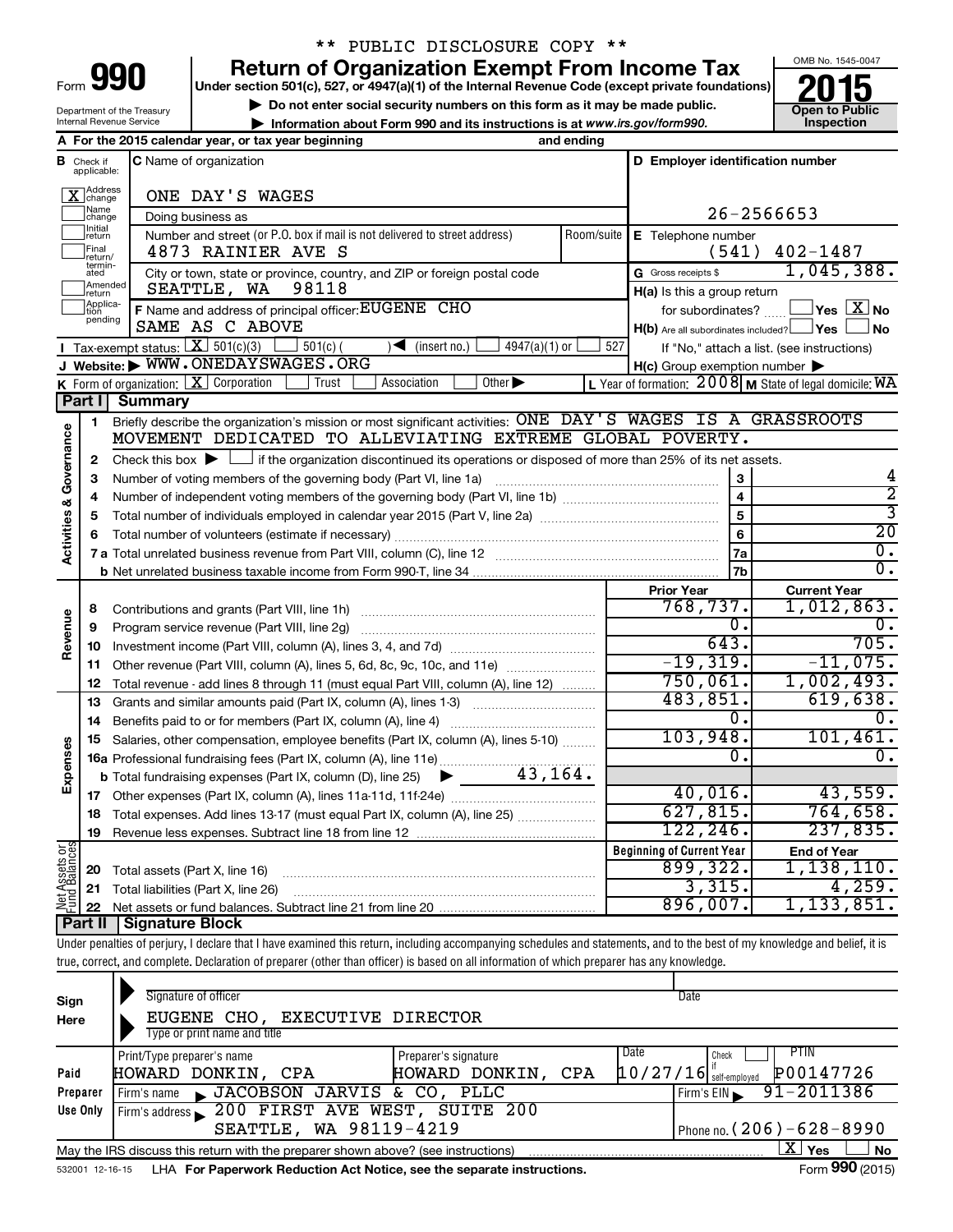** PUBLIC DISCLOSURE COPY **

# Form 990 — Return of Organization Exempt From Income Tax

**Under section 501(c), 527, or 4947(a)(1) of the Internal Revenue Code (except private foundations)**

▶ Do not enter social security numbers on this form as it may be made public.

▶ Information about Form 990 and its instructions is at www.irs.gov/form990.

OMB No. 1545-0047

**2015**

**Open to Public Inspection**

Department of the Treasury
Internal Revenue Service

**A** For the 2015 calendar year, or tax year beginning and ending

**B** Check if applicable:
- [X] Address change
- [ ] Name change
- [ ] Initial return
- [ ] Final return/terminated
- [ ] Amended return
- [ ] Application pending

**C** Name of organization: ONE DAY'S WAGES

Doing business as

Number and street (or P.O. box if mail is not delivered to street address): 4873 RAINIER AVE S — Room/suite

City or town, state or province, country, and ZIP or foreign postal code: SEATTLE, WA 98118

**D** Employer identification number: 26-2566653

**E** Telephone number: (541) 402-1487

**G** Gross receipts $ 1,045,388.

**F** Name and address of principal officer: EUGENE CHO, SAME AS C ABOVE

**H(a)** Is this a group return for subordinates? [ ] Yes [X] No

**H(b)** Are all subordinates included? [ ] Yes [ ] No — If "No," attach a list. (see instructions)

**H(c)** Group exemption number ▶

**I** Tax-exempt status: [X] 501(c)(3) [ ] 501(c) ( ) ◀ (insert no.) [ ] 4947(a)(1) or [ ] 527

**J** Website: ▶ WWW.ONEDAYSWAGES.ORG

**K** Form of organization: [X] Corporation [ ] Trust [ ] Association [ ] Other ▶

**L** Year of formation: 2008 **M** State of legal domicile: WA

## Part I Summary

**Activities & Governance**

1. Briefly describe the organization's mission or most significant activities: ONE DAY'S WAGES IS A GRASSROOTS MOVEMENT DEDICATED TO ALLEVIATING EXTREME GLOBAL POVERTY.
2. Check this box ▶ [ ] if the organization discontinued its operations or disposed of more than 25% of its net assets.

| Line | Description | | Value |
|---|---|---|---|
| 3 | Number of voting members of the governing body (Part VI, line 1a) | 3 | 4 |
| 4 | Number of independent voting members of the governing body (Part VI, line 1b) | 4 | 2 |
| 5 | Total number of individuals employed in calendar year 2015 (Part V, line 2a) | 5 | 3 |
| 6 | Total number of volunteers (estimate if necessary) | 6 | 20 |
| 7a | Total unrelated business revenue from Part VIII, column (C), line 12 | 7a | 0. |
| 7b | Net unrelated business taxable income from Form 990-T, line 34 | 7b | 0. |

| Line | Description | Prior Year | Current Year |
|---|---|---|---|
| **Revenue** | | | |
| 8 | Contributions and grants (Part VIII, line 1h) | 768,737. | 1,012,863. |
| 9 | Program service revenue (Part VIII, line 2g) | 0. | 0. |
| 10 | Investment income (Part VIII, column (A), lines 3, 4, and 7d) | 643. | 705. |
| 11 | Other revenue (Part VIII, column (A), lines 5, 6d, 8c, 9c, 10c, and 11e) | -19,319. | -11,075. |
| 12 | Total revenue - add lines 8 through 11 (must equal Part VIII, column (A), line 12) | 750,061. | 1,002,493. |
| **Expenses** | | | |
| 13 | Grants and similar amounts paid (Part IX, column (A), lines 1-3) | 483,851. | 619,638. |
| 14 | Benefits paid to or for members (Part IX, column (A), line 4) | 0. | 0. |
| 15 | Salaries, other compensation, employee benefits (Part IX, column (A), lines 5-10) | 103,948. | 101,461. |
| 16a | Professional fundraising fees (Part IX, column (A), line 11e) | 0. | 0. |
| b | Total fundraising expenses (Part IX, column (D), line 25) ▶ 43,164. | | |
| 17 | Other expenses (Part IX, column (A), lines 11a-11d, 11f-24e) | 40,016. | 43,559. |
| 18 | Total expenses. Add lines 13-17 (must equal Part IX, column (A), line 25) | 627,815. | 764,658. |
| 19 | Revenue less expenses. Subtract line 18 from line 12 | 122,246. | 237,835. |

| Line | Net Assets or Fund Balances | Beginning of Current Year | End of Year |
|---|---|---|---|
| 20 | Total assets (Part X, line 16) | 899,322. | 1,138,110. |
| 21 | Total liabilities (Part X, line 26) | 3,315. | 4,259. |
| 22 | Net assets or fund balances. Subtract line 21 from line 20 | 896,007. | 1,133,851. |

## Part II Signature Block

Under penalties of perjury, I declare that I have examined this return, including accompanying schedules and statements, and to the best of my knowledge and belief, it is true, correct, and complete. Declaration of preparer (other than officer) is based on all information of which preparer has any knowledge.

**Sign Here**

Signature of officer — Date

EUGENE CHO, EXECUTIVE DIRECTOR
Type or print name and title

**Paid Preparer Use Only**

| Print/Type preparer's name | Preparer's signature | Date | Check if self-employed | PTIN |
|---|---|---|---|---|
| HOWARD DONKIN, CPA | HOWARD DONKIN, CPA | 10/27/16 | [ ] | P00147726 |

Firm's name ▶ JACOBSON JARVIS & CO, PLLC — Firm's EIN ▶ 91-2011386

Firm's address ▶ 200 FIRST AVE WEST, SUITE 200, SEATTLE, WA 98119-4219 — Phone no. (206)-628-8990

May the IRS discuss this return with the preparer shown above? (see instructions) [X] Yes [ ] No

532001 12-16-15 LHA For Paperwork Reduction Act Notice, see the separate instructions. Form **990** (2015)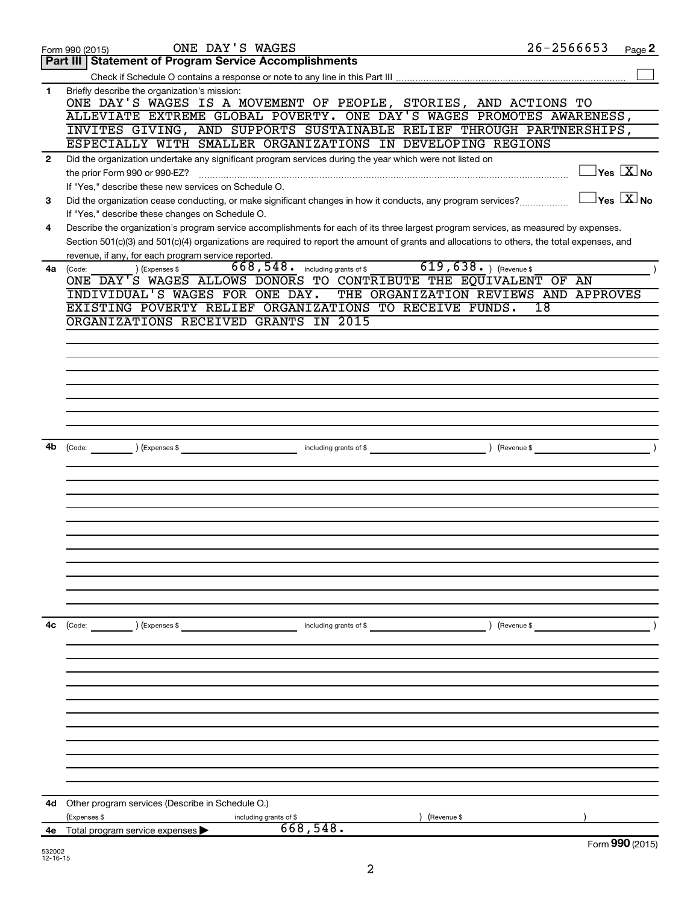Form 990 (2015) ONE DAY'S WAGES 26-2566653

## Part III Statement of Program Service Accomplishments

Check if Schedule O contains a response or note to any line in this Part III ☐

**1** Briefly describe the organization's mission:

ONE DAY'S WAGES IS A MOVEMENT OF PEOPLE, STORIES, AND ACTIONS TO ALLEVIATE EXTREME GLOBAL POVERTY. ONE DAY'S WAGES PROMOTES AWARENESS, INVITES GIVING, AND SUPPORTS SUSTAINABLE RELIEF THROUGH PARTNERSHIPS, ESPECIALLY WITH SMALLER ORGANIZATIONS IN DEVELOPING REGIONS

**2** Did the organization undertake any significant program services during the year which were not listed on the prior Form 990 or 990-EZ? ☐ Yes ☒ No

If "Yes," describe these new services on Schedule O.

**3** Did the organization cease conducting, or make significant changes in how it conducts, any program services? ☐ Yes ☒ No

If "Yes," describe these changes on Schedule O.

**4** Describe the organization's program service accomplishments for each of its three largest program services, as measured by expenses. Section 501(c)(3) and 501(c)(4) organizations are required to report the amount of grants and allocations to others, the total expenses, and revenue, if any, for each program service reported.

**4a** (Code: ) (Expenses $ 668,548. including grants of $ 619,638. ) (Revenue $ )

ONE DAY'S WAGES ALLOWS DONORS TO CONTRIBUTE THE EQUIVALENT OF AN INDIVIDUAL'S WAGES FOR ONE DAY. THE ORGANIZATION REVIEWS AND APPROVES EXISTING POVERTY RELIEF ORGANIZATIONS TO RECEIVE FUNDS. 18 ORGANIZATIONS RECEIVED GRANTS IN 2015

**4b** (Code: ) (Expenses $ including grants of $ ) (Revenue $ )

**4c** (Code: ) (Expenses $ including grants of $ ) (Revenue $ )

**4d** Other program services (Describe in Schedule O.)

(Expenses $ including grants of $ ) (Revenue $ )

**4e** Total program service expenses ▶ 668,548.

Form **990** (2015)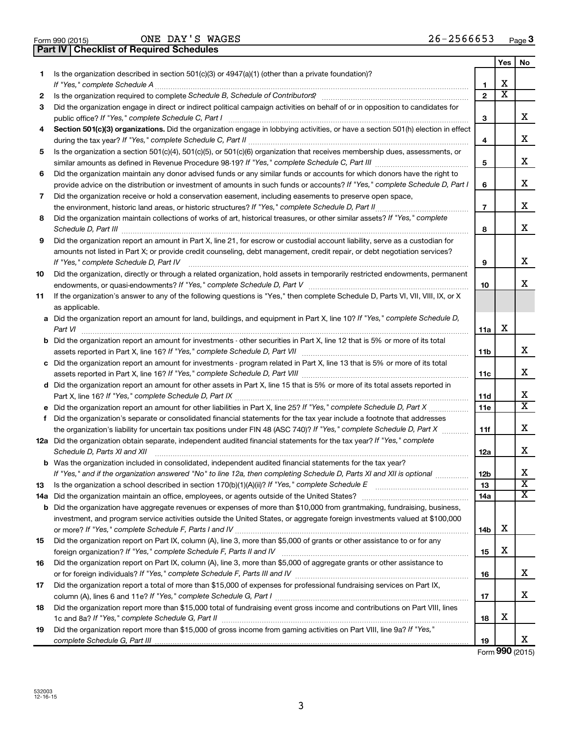Form 990 (2015) ONE DAY'S WAGES 26-2566653 Page 3

## Part IV Checklist of Required Schedules

| | | | Yes | No |
|---|---|---|---|---|
| 1 | Is the organization described in section 501(c)(3) or 4947(a)(1) (other than a private foundation)? *If "Yes," complete Schedule A* | 1 | X | |
| 2 | Is the organization required to complete *Schedule B, Schedule of Contributors*? | 2 | X | |
| 3 | Did the organization engage in direct or indirect political campaign activities on behalf of or in opposition to candidates for public office? *If "Yes," complete Schedule C, Part I* | 3 | | X |
| 4 | **Section 501(c)(3) organizations.** Did the organization engage in lobbying activities, or have a section 501(h) election in effect during the tax year? *If "Yes," complete Schedule C, Part II* | 4 | | X |
| 5 | Is the organization a section 501(c)(4), 501(c)(5), or 501(c)(6) organization that receives membership dues, assessments, or similar amounts as defined in Revenue Procedure 98-19? *If "Yes," complete Schedule C, Part III* | 5 | | X |
| 6 | Did the organization maintain any donor advised funds or any similar funds or accounts for which donors have the right to provide advice on the distribution or investment of amounts in such funds or accounts? *If "Yes," complete Schedule D, Part I* | 6 | | X |
| 7 | Did the organization receive or hold a conservation easement, including easements to preserve open space, the environment, historic land areas, or historic structures? *If "Yes," complete Schedule D, Part II* | 7 | | X |
| 8 | Did the organization maintain collections of works of art, historical treasures, or other similar assets? *If "Yes," complete Schedule D, Part III* | 8 | | X |
| 9 | Did the organization report an amount in Part X, line 21, for escrow or custodial account liability, serve as a custodian for amounts not listed in Part X; or provide credit counseling, debt management, credit repair, or debt negotiation services? *If "Yes," complete Schedule D, Part IV* | 9 | | X |
| 10 | Did the organization, directly or through a related organization, hold assets in temporarily restricted endowments, permanent endowments, or quasi-endowments? *If "Yes," complete Schedule D, Part V* | 10 | | X |
| 11 | If the organization's answer to any of the following questions is "Yes," then complete Schedule D, Parts VI, VII, VIII, IX, or X as applicable. | | | |
| a | Did the organization report an amount for land, buildings, and equipment in Part X, line 10? *If "Yes," complete Schedule D, Part VI* | 11a | X | |
| b | Did the organization report an amount for investments - other securities in Part X, line 12 that is 5% or more of its total assets reported in Part X, line 16? *If "Yes," complete Schedule D, Part VII* | 11b | | X |
| c | Did the organization report an amount for investments - program related in Part X, line 13 that is 5% or more of its total assets reported in Part X, line 16? *If "Yes," complete Schedule D, Part VIII* | 11c | | X |
| d | Did the organization report an amount for other assets in Part X, line 15 that is 5% or more of its total assets reported in Part X, line 16? *If "Yes," complete Schedule D, Part IX* | 11d | | X |
| e | Did the organization report an amount for other liabilities in Part X, line 25? *If "Yes," complete Schedule D, Part X* | 11e | | X |
| f | Did the organization's separate or consolidated financial statements for the tax year include a footnote that addresses the organization's liability for uncertain tax positions under FIN 48 (ASC 740)? *If "Yes," complete Schedule D, Part X* | 11f | | X |
| 12a | Did the organization obtain separate, independent audited financial statements for the tax year? *If "Yes," complete Schedule D, Parts XI and XII* | 12a | | X |
| b | Was the organization included in consolidated, independent audited financial statements for the tax year? *If "Yes," and if the organization answered "No" to line 12a, then completing Schedule D, Parts XI and XII is optional* | 12b | | X |
| 13 | Is the organization a school described in section 170(b)(1)(A)(ii)? *If "Yes," complete Schedule E* | 13 | | X |
| 14a | Did the organization maintain an office, employees, or agents outside of the United States? | 14a | | X |
| b | Did the organization have aggregate revenues or expenses of more than $10,000 from grantmaking, fundraising, business, investment, and program service activities outside the United States, or aggregate foreign investments valued at $100,000 or more? *If "Yes," complete Schedule F, Parts I and IV* | 14b | X | |
| 15 | Did the organization report on Part IX, column (A), line 3, more than $5,000 of grants or other assistance to or for any foreign organization? *If "Yes," complete Schedule F, Parts II and IV* | 15 | X | |
| 16 | Did the organization report on Part IX, column (A), line 3, more than $5,000 of aggregate grants or other assistance to or for foreign individuals? *If "Yes," complete Schedule F, Parts III and IV* | 16 | | X |
| 17 | Did the organization report a total of more than $15,000 of expenses for professional fundraising services on Part IX, column (A), lines 6 and 11e? *If "Yes," complete Schedule G, Part I* | 17 | | X |
| 18 | Did the organization report more than $15,000 total of fundraising event gross income and contributions on Part VIII, lines 1c and 8a? *If "Yes," complete Schedule G, Part II* | 18 | X | |
| 19 | Did the organization report more than $15,000 of gross income from gaming activities on Part VIII, line 9a? *If "Yes," complete Schedule G, Part III* | 19 | | X |

Form **990** (2015)

532003 12-16-15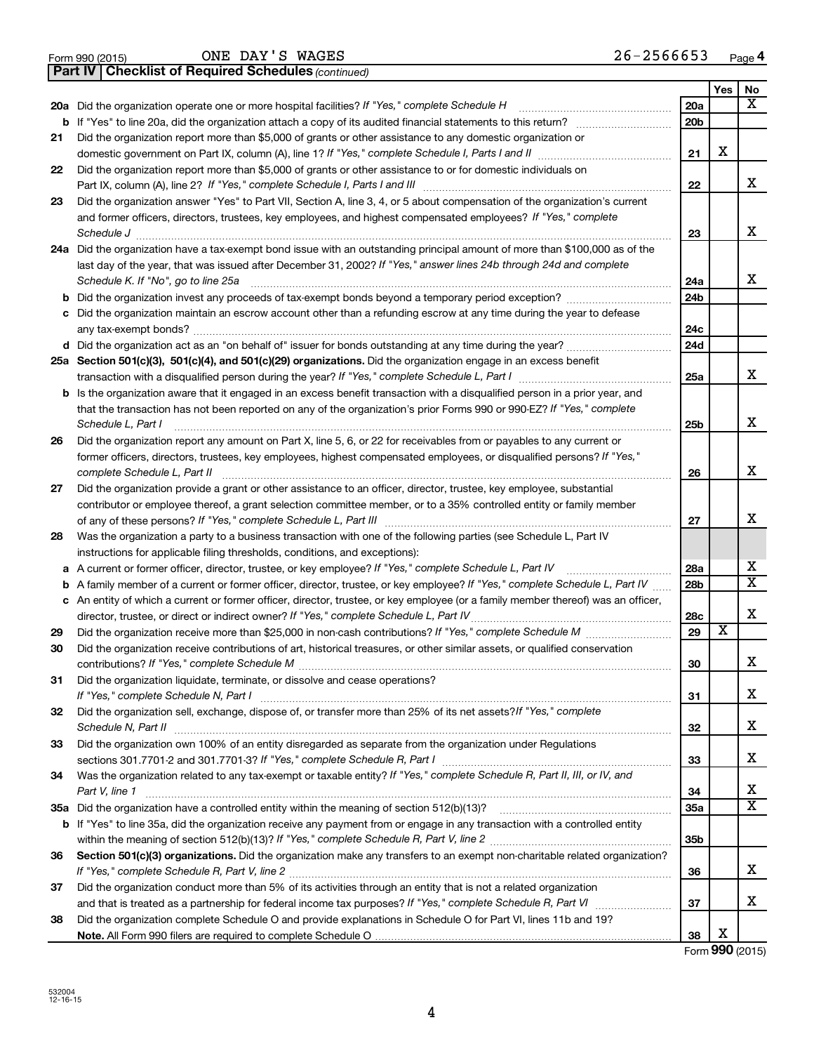Form 990 (2015) ONE DAY'S WAGES 26-2566653 Page **4**

**Part IV | Checklist of Required Schedules** *(continued)*

| | | | Yes | No |
|---|---|---|---|---|
| **20a** | Did the organization operate one or more hospital facilities? *If "Yes," complete Schedule H* | **20a** | | X |
| **b** | If "Yes" to line 20a, did the organization attach a copy of its audited financial statements to this return? | **20b** | | |
| **21** | Did the organization report more than $5,000 of grants or other assistance to any domestic organization or domestic government on Part IX, column (A), line 1? *If "Yes," complete Schedule I, Parts I and II* | **21** | X | |
| **22** | Did the organization report more than $5,000 of grants or other assistance to or for domestic individuals on Part IX, column (A), line 2? *If "Yes," complete Schedule I, Parts I and III* | **22** | | X |
| **23** | Did the organization answer "Yes" to Part VII, Section A, line 3, 4, or 5 about compensation of the organization's current and former officers, directors, trustees, key employees, and highest compensated employees? *If "Yes," complete Schedule J* | **23** | | X |
| **24a** | Did the organization have a tax-exempt bond issue with an outstanding principal amount of more than $100,000 as of the last day of the year, that was issued after December 31, 2002? *If "Yes," answer lines 24b through 24d and complete Schedule K. If "No", go to line 25a* | **24a** | | X |
| **b** | Did the organization invest any proceeds of tax-exempt bonds beyond a temporary period exception? | **24b** | | |
| **c** | Did the organization maintain an escrow account other than a refunding escrow at any time during the year to defease any tax-exempt bonds? | **24c** | | |
| **d** | Did the organization act as an "on behalf of" issuer for bonds outstanding at any time during the year? | **24d** | | |
| **25a** | **Section 501(c)(3), 501(c)(4), and 501(c)(29) organizations.** Did the organization engage in an excess benefit transaction with a disqualified person during the year? *If "Yes," complete Schedule L, Part I* | **25a** | | X |
| **b** | Is the organization aware that it engaged in an excess benefit transaction with a disqualified person in a prior year, and that the transaction has not been reported on any of the organization's prior Forms 990 or 990-EZ? *If "Yes," complete Schedule L, Part I* | **25b** | | X |
| **26** | Did the organization report any amount on Part X, line 5, 6, or 22 for receivables from or payables to any current or former officers, directors, trustees, key employees, highest compensated employees, or disqualified persons? *If "Yes," complete Schedule L, Part II* | **26** | | X |
| **27** | Did the organization provide a grant or other assistance to an officer, director, trustee, key employee, substantial contributor or employee thereof, a grant selection committee member, or to a 35% controlled entity or family member of any of these persons? *If "Yes," complete Schedule L, Part III* | **27** | | X |
| **28** | Was the organization a party to a business transaction with one of the following parties (see Schedule L, Part IV instructions for applicable filing thresholds, conditions, and exceptions): | | | |
| **a** | A current or former officer, director, trustee, or key employee? *If "Yes," complete Schedule L, Part IV* | **28a** | | X |
| **b** | A family member of a current or former officer, director, trustee, or key employee? *If "Yes," complete Schedule L, Part IV* | **28b** | | X |
| **c** | An entity of which a current or former officer, director, trustee, or key employee (or a family member thereof) was an officer, director, trustee, or direct or indirect owner? *If "Yes," complete Schedule L, Part IV* | **28c** | | X |
| **29** | Did the organization receive more than $25,000 in non-cash contributions? *If "Yes," complete Schedule M* | **29** | X | |
| **30** | Did the organization receive contributions of art, historical treasures, or other similar assets, or qualified conservation contributions? *If "Yes," complete Schedule M* | **30** | | X |
| **31** | Did the organization liquidate, terminate, or dissolve and cease operations? *If "Yes," complete Schedule N, Part I* | **31** | | X |
| **32** | Did the organization sell, exchange, dispose of, or transfer more than 25% of its net assets? *If "Yes," complete Schedule N, Part II* | **32** | | X |
| **33** | Did the organization own 100% of an entity disregarded as separate from the organization under Regulations sections 301.7701-2 and 301.7701-3? *If "Yes," complete Schedule R, Part I* | **33** | | X |
| **34** | Was the organization related to any tax-exempt or taxable entity? *If "Yes," complete Schedule R, Part II, III, or IV, and Part V, line 1* | **34** | | X |
| **35a** | Did the organization have a controlled entity within the meaning of section 512(b)(13)? | **35a** | | X |
| **b** | If "Yes" to line 35a, did the organization receive any payment from or engage in any transaction with a controlled entity within the meaning of section 512(b)(13)? *If "Yes," complete Schedule R, Part V, line 2* | **35b** | | |
| **36** | **Section 501(c)(3) organizations.** Did the organization make any transfers to an exempt non-charitable related organization? *If "Yes," complete Schedule R, Part V, line 2* | **36** | | X |
| **37** | Did the organization conduct more than 5% of its activities through an entity that is not a related organization and that is treated as a partnership for federal income tax purposes? *If "Yes," complete Schedule R, Part VI* | **37** | | X |
| **38** | Did the organization complete Schedule O and provide explanations in Schedule O for Part VI, lines 11b and 19? **Note.** All Form 990 filers are required to complete Schedule O | **38** | X | |

Form **990** (2015)

532004 12-16-15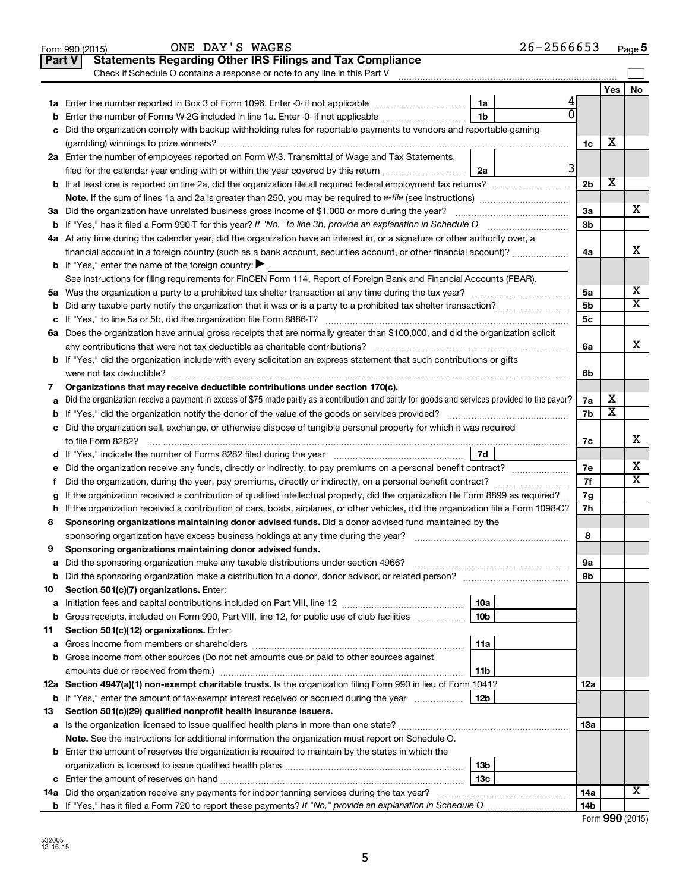Form 990 (2015) ONE DAY'S WAGES 26-2566653 Page 5

## Part V Statements Regarding Other IRS Filings and Tax Compliance

Check if Schedule O contains a response or note to any line in this Part V

| | | | | | Yes | No |
|---|---|---|---|---|---|---|
| **1a** | Enter the number reported in Box 3 of Form 1096. Enter -0- if not applicable | 1a | 4 | | | |
| **b** | Enter the number of Forms W-2G included in line 1a. Enter -0- if not applicable | 1b | 0 | | | |
| **c** | Did the organization comply with backup withholding rules for reportable payments to vendors and reportable gaming (gambling) winnings to prize winners? | | | 1c | X | |
| **2a** | Enter the number of employees reported on Form W-3, Transmittal of Wage and Tax Statements, filed for the calendar year ending with or within the year covered by this return | 2a | 3 | | | |
| **b** | If at least one is reported on line 2a, did the organization file all required federal employment tax returns? | | | 2b | X | |
| | **Note.** If the sum of lines 1a and 2a is greater than 250, you may be required to *e-file* (see instructions) | | | | | |
| **3a** | Did the organization have unrelated business gross income of $1,000 or more during the year? | | | 3a | | X |
| **b** | If "Yes," has it filed a Form 990-T for this year? *If "No," to line 3b, provide an explanation in Schedule O* | | | 3b | | |
| **4a** | At any time during the calendar year, did the organization have an interest in, or a signature or other authority over, a financial account in a foreign country (such as a bank account, securities account, or other financial account)? | | | 4a | | X |
| **b** | If "Yes," enter the name of the foreign country: ▶ | | | | | |
| | See instructions for filing requirements for FinCEN Form 114, Report of Foreign Bank and Financial Accounts (FBAR). | | | | | |
| **5a** | Was the organization a party to a prohibited tax shelter transaction at any time during the tax year? | | | 5a | | X |
| **b** | Did any taxable party notify the organization that it was or is a party to a prohibited tax shelter transaction? | | | 5b | | X |
| **c** | If "Yes," to line 5a or 5b, did the organization file Form 8886-T? | | | 5c | | |
| **6a** | Does the organization have annual gross receipts that are normally greater than $100,000, and did the organization solicit any contributions that were not tax deductible as charitable contributions? | | | 6a | | X |
| **b** | If "Yes," did the organization include with every solicitation an express statement that such contributions or gifts were not tax deductible? | | | 6b | | |
| **7** | **Organizations that may receive deductible contributions under section 170(c).** | | | | | |
| **a** | Did the organization receive a payment in excess of $75 made partly as a contribution and partly for goods and services provided to the payor? | | | 7a | X | |
| **b** | If "Yes," did the organization notify the donor of the value of the goods or services provided? | | | 7b | X | |
| **c** | Did the organization sell, exchange, or otherwise dispose of tangible personal property for which it was required to file Form 8282? | | | 7c | | X |
| **d** | If "Yes," indicate the number of Forms 8282 filed during the year | 7d | | | | |
| **e** | Did the organization receive any funds, directly or indirectly, to pay premiums on a personal benefit contract? | | | 7e | | X |
| **f** | Did the organization, during the year, pay premiums, directly or indirectly, on a personal benefit contract? | | | 7f | | X |
| **g** | If the organization received a contribution of qualified intellectual property, did the organization file Form 8899 as required? | | | 7g | | |
| **h** | If the organization received a contribution of cars, boats, airplanes, or other vehicles, did the organization file a Form 1098-C? | | | 7h | | |
| **8** | **Sponsoring organizations maintaining donor advised funds.** Did a donor advised fund maintained by the sponsoring organization have excess business holdings at any time during the year? | | | 8 | | |
| **9** | **Sponsoring organizations maintaining donor advised funds.** | | | | | |
| **a** | Did the sponsoring organization make any taxable distributions under section 4966? | | | 9a | | |
| **b** | Did the sponsoring organization make a distribution to a donor, donor advisor, or related person? | | | 9b | | |
| **10** | **Section 501(c)(7) organizations.** Enter: | | | | | |
| **a** | Initiation fees and capital contributions included on Part VIII, line 12 | 10a | | | | |
| **b** | Gross receipts, included on Form 990, Part VIII, line 12, for public use of club facilities | 10b | | | | |
| **11** | **Section 501(c)(12) organizations.** Enter: | | | | | |
| **a** | Gross income from members or shareholders | 11a | | | | |
| **b** | Gross income from other sources (Do not net amounts due or paid to other sources against amounts due or received from them.) | 11b | | | | |
| **12a** | **Section 4947(a)(1) non-exempt charitable trusts.** Is the organization filing Form 990 in lieu of Form 1041? | | | 12a | | |
| **b** | If "Yes," enter the amount of tax-exempt interest received or accrued during the year | 12b | | | | |
| **13** | **Section 501(c)(29) qualified nonprofit health insurance issuers.** | | | | | |
| **a** | Is the organization licensed to issue qualified health plans in more than one state? | | | 13a | | |
| | **Note.** See the instructions for additional information the organization must report on Schedule O. | | | | | |
| **b** | Enter the amount of reserves the organization is required to maintain by the states in which the organization is licensed to issue qualified health plans | 13b | | | | |
| **c** | Enter the amount of reserves on hand | 13c | | | | |
| **14a** | Did the organization receive any payments for indoor tanning services during the tax year? | | | 14a | | X |
| **b** | If "Yes," has it filed a Form 720 to report these payments? *If "No," provide an explanation in Schedule O* | | | 14b | | |

Form **990** (2015)

532005 12-16-15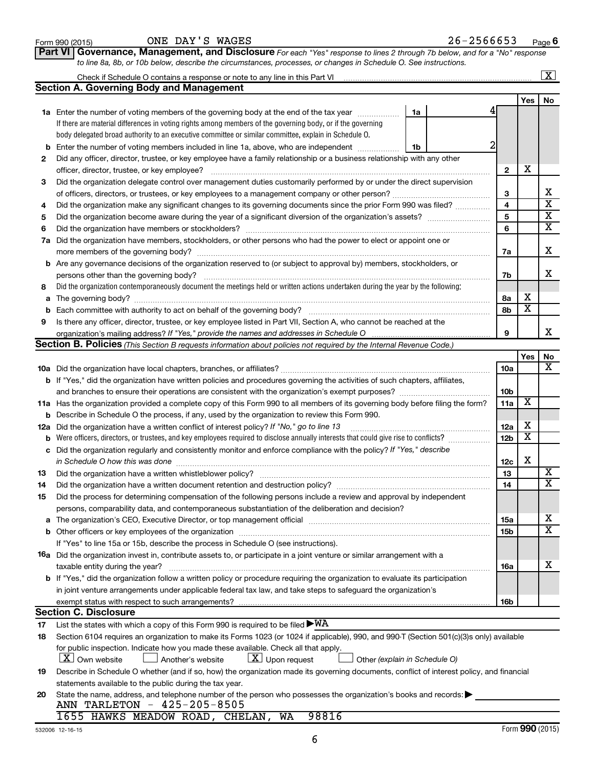Form 990 (2015) ONE DAY'S WAGES 26-2566653 Page 6

## Part VI Governance, Management, and Disclosure

*For each "Yes" response to lines 2 through 7b below, and for a "No" response to line 8a, 8b, or 10b below, describe the circumstances, processes, or changes in Schedule O. See instructions.*

Check if Schedule O contains a response or note to any line in this Part VI ..... [X]

### Section A. Governing Body and Management

| | | | | | Yes | No |
|---|---|---|---|---|---|---|
| **1a** | Enter the number of voting members of the governing body at the end of the tax year. If there are material differences in voting rights among members of the governing body, or if the governing body delegated broad authority to an executive committee or similar committee, explain in Schedule O. | 1a | 4 | | | |
| **b** | Enter the number of voting members included in line 1a, above, who are independent | 1b | 2 | | | |
| **2** | Did any officer, director, trustee, or key employee have a family relationship or a business relationship with any other officer, director, trustee, or key employee? | | | 2 | X | |
| **3** | Did the organization delegate control over management duties customarily performed by or under the direct supervision of officers, directors, or trustees, or key employees to a management company or other person? | | | 3 | | X |
| **4** | Did the organization make any significant changes to its governing documents since the prior Form 990 was filed? | | | 4 | | X |
| **5** | Did the organization become aware during the year of a significant diversion of the organization's assets? | | | 5 | | X |
| **6** | Did the organization have members or stockholders? | | | 6 | | X |
| **7a** | Did the organization have members, stockholders, or other persons who had the power to elect or appoint one or more members of the governing body? | | | 7a | | X |
| **b** | Are any governance decisions of the organization reserved to (or subject to approval by) members, stockholders, or persons other than the governing body? | | | 7b | | X |
| **8** | Did the organization contemporaneously document the meetings held or written actions undertaken during the year by the following: | | | | | |
| **a** | The governing body? | | | 8a | X | |
| **b** | Each committee with authority to act on behalf of the governing body? | | | 8b | X | |
| **9** | Is there any officer, director, trustee, or key employee listed in Part VII, Section A, who cannot be reached at the organization's mailing address? *If "Yes," provide the names and addresses in Schedule O* | | | 9 | | X |

### Section B. Policies *(This Section B requests information about policies not required by the Internal Revenue Code.)*

| | | | Yes | No |
|---|---|---|---|---|
| **10a** | Did the organization have local chapters, branches, or affiliates? | 10a | | X |
| **b** | If "Yes," did the organization have written policies and procedures governing the activities of such chapters, affiliates, and branches to ensure their operations are consistent with the organization's exempt purposes? | 10b | | |
| **11a** | Has the organization provided a complete copy of this Form 990 to all members of its governing body before filing the form? | 11a | X | |
| **b** | Describe in Schedule O the process, if any, used by the organization to review this Form 990. | | | |
| **12a** | Did the organization have a written conflict of interest policy? *If "No," go to line 13* | 12a | X | |
| **b** | Were officers, directors, or trustees, and key employees required to disclose annually interests that could give rise to conflicts? | 12b | X | |
| **c** | Did the organization regularly and consistently monitor and enforce compliance with the policy? *If "Yes," describe in Schedule O how this was done* | 12c | X | |
| **13** | Did the organization have a written whistleblower policy? | 13 | | X |
| **14** | Did the organization have a written document retention and destruction policy? | 14 | | X |
| **15** | Did the process for determining compensation of the following persons include a review and approval by independent persons, comparability data, and contemporaneous substantiation of the deliberation and decision? | | | |
| **a** | The organization's CEO, Executive Director, or top management official | 15a | | X |
| **b** | Other officers or key employees of the organization | 15b | | X |
| | If "Yes" to line 15a or 15b, describe the process in Schedule O (see instructions). | | | |
| **16a** | Did the organization invest in, contribute assets to, or participate in a joint venture or similar arrangement with a taxable entity during the year? | 16a | | X |
| **b** | If "Yes," did the organization follow a written policy or procedure requiring the organization to evaluate its participation in joint venture arrangements under applicable federal tax law, and take steps to safeguard the organization's exempt status with respect to such arrangements? | 16b | | |

### Section C. Disclosure

**17** List the states with which a copy of this Form 990 is required to be filed ▶ WA

**18** Section 6104 requires an organization to make its Forms 1023 (or 1024 if applicable), 990, and 990-T (Section 501(c)(3)s only) available for public inspection. Indicate how you made these available. Check all that apply.

[X] Own website [ ] Another's website [X] Upon request [ ] Other *(explain in Schedule O)*

**19** Describe in Schedule O whether (and if so, how) the organization made its governing documents, conflict of interest policy, and financial statements available to the public during the tax year.

**20** State the name, address, and telephone number of the person who possesses the organization's books and records: ▶

ANN TARLETON - 425-205-8505

1655 HAWKS MEADOW ROAD, CHELAN, WA 98816

532006 12-16-15 Form **990** (2015)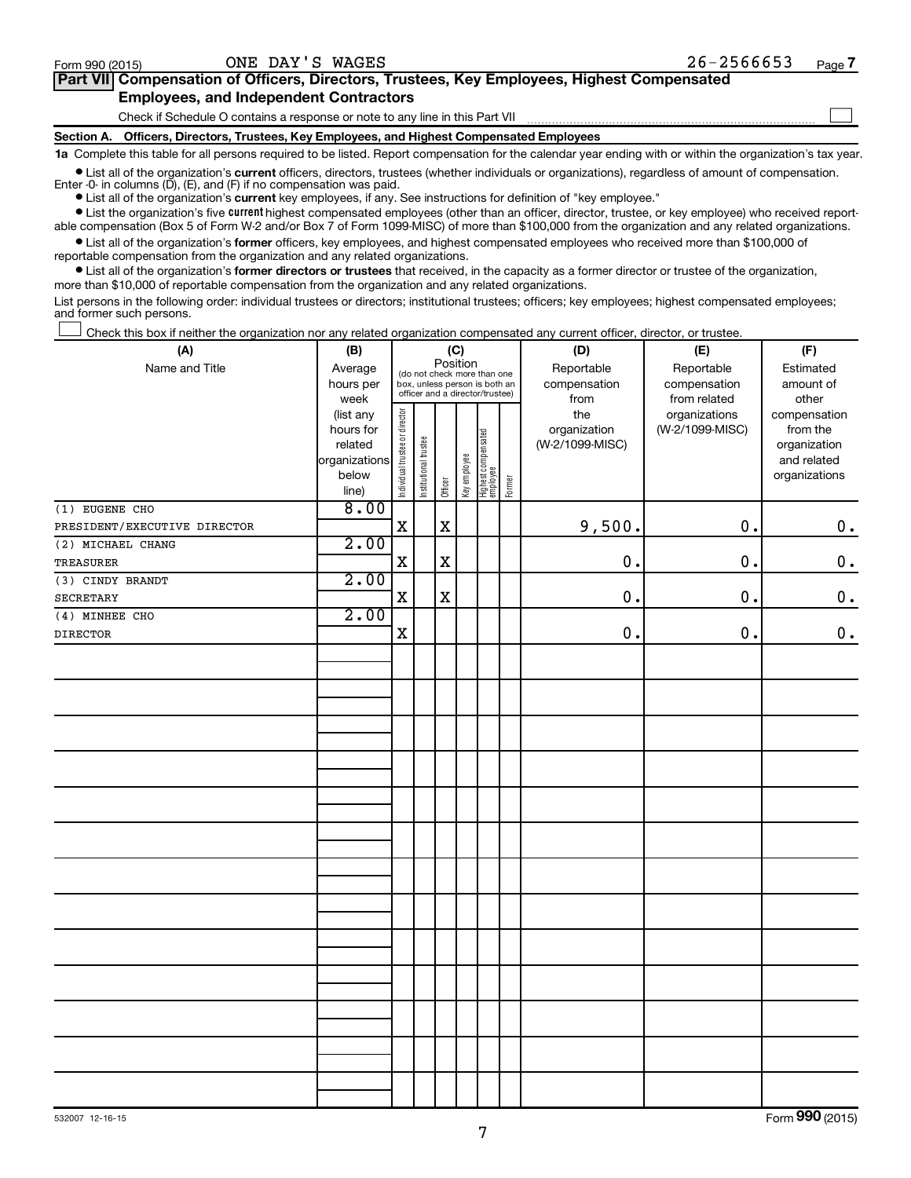Form 990 (2015) ONE DAY'S WAGES 26-2566653 Page 7

**Part VII Compensation of Officers, Directors, Trustees, Key Employees, Highest Compensated Employees, and Independent Contractors**

Check if Schedule O contains a response or note to any line in this Part VII ☐

**Section A. Officers, Directors, Trustees, Key Employees, and Highest Compensated Employees**

**1a** Complete this table for all persons required to be listed. Report compensation for the calendar year ending with or within the organization's tax year.

- List all of the organization's **current** officers, directors, trustees (whether individuals or organizations), regardless of amount of compensation. Enter -0- in columns (D), (E), and (F) if no compensation was paid.
- List all of the organization's **current** key employees, if any. See instructions for definition of "key employee."
- List the organization's five **current** highest compensated employees (other than an officer, director, trustee, or key employee) who received reportable compensation (Box 5 of Form W-2 and/or Box 7 of Form 1099-MISC) of more than $100,000 from the organization and any related organizations.
- List all of the organization's **former** officers, key employees, and highest compensated employees who received more than $100,000 of reportable compensation from the organization and any related organizations.
- List all of the organization's **former directors or trustees** that received, in the capacity as a former director or trustee of the organization, more than $10,000 of reportable compensation from the organization and any related organizations.

List persons in the following order: individual trustees or directors; institutional trustees; officers; key employees; highest compensated employees; and former such persons.

☐ Check this box if neither the organization nor any related organization compensated any current officer, director, or trustee.

| (A) Name and Title | (B) Average hours per week (list any hours for related organizations below line) | (C) Position: Individual trustee or director | Institutional trustee | Officer | Key employee | Highest compensated employee | Former | (D) Reportable compensation from the organization (W-2/1099-MISC) | (E) Reportable compensation from related organizations (W-2/1099-MISC) | (F) Estimated amount of other compensation from the organization and related organizations |
|---|---|---|---|---|---|---|---|---|---|---|
| (1) EUGENE CHO<br>PRESIDENT/EXECUTIVE DIRECTOR | 8.00 | X | | X | | | | 9,500. | 0. | 0. |
| (2) MICHAEL CHANG<br>TREASURER | 2.00 | X | | X | | | | 0. | 0. | 0. |
| (3) CINDY BRANDT<br>SECRETARY | 2.00 | X | | X | | | | 0. | 0. | 0. |
| (4) MINHEE CHO<br>DIRECTOR | 2.00 | X | | | | | | 0. | 0. | 0. |

532007 12-16-15 Form **990** (2015)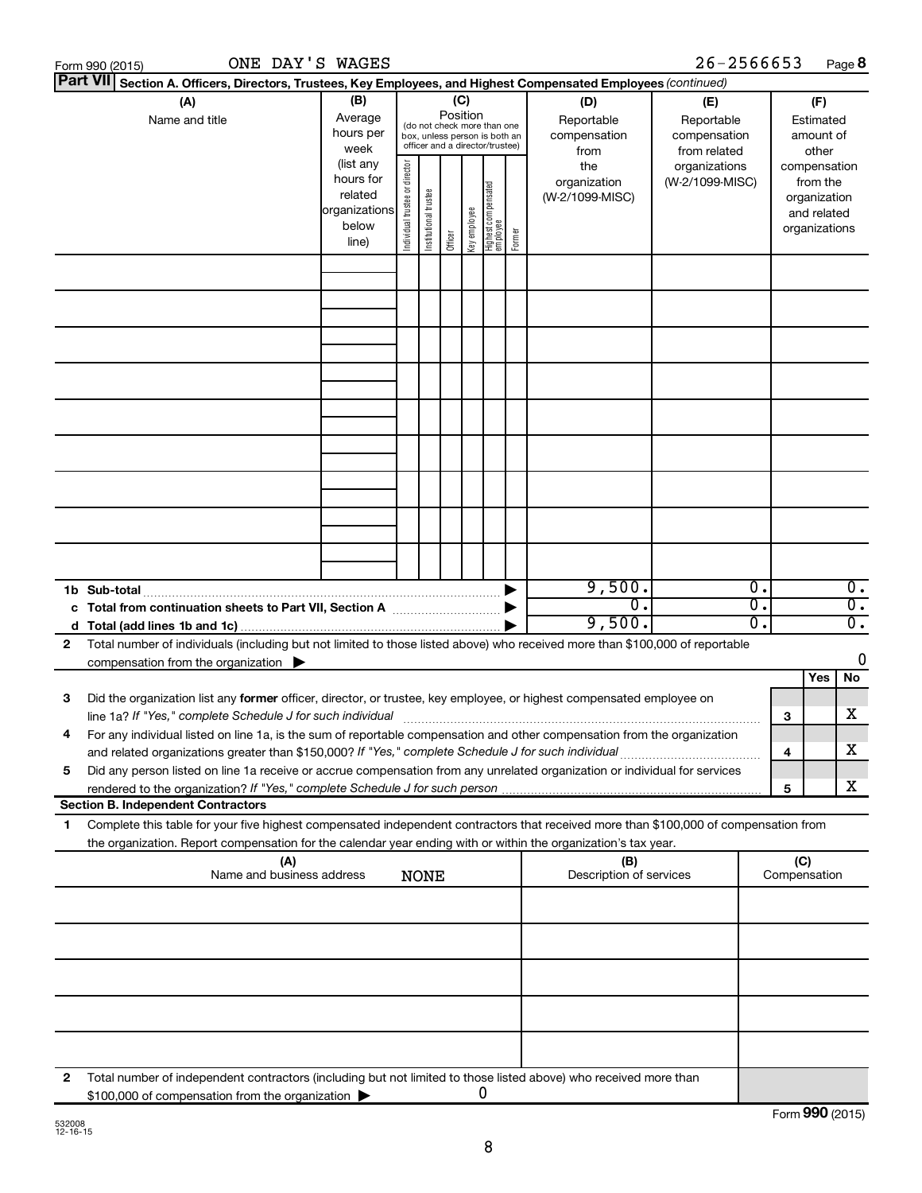Form 990 (2015) ONE DAY'S WAGES 26-2566653 Page 8

**Part VII Section A. Officers, Directors, Trustees, Key Employees, and Highest Compensated Employees** *(continued)*

| (A) Name and title | (B) Average hours per week (list any hours for related organizations below line) | (C) Position (do not check more than one box, unless person is both an officer and a director/trustee): Individual trustee or director | Institutional trustee | Officer | Key employee | Highest compensated employee | Former | (D) Reportable compensation from the organization (W-2/1099-MISC) | (E) Reportable compensation from related organizations (W-2/1099-MISC) | (F) Estimated amount of other compensation from the organization and related organizations |
|---|---|---|---|---|---|---|---|---|---|---|
| | | | | | | | | | | |
| | | | | | | | | | | |
| | | | | | | | | | | |
| | | | | | | | | | | |
| | | | | | | | | | | |
| | | | | | | | | | | |
| | | | | | | | | | | |
| | | | | | | | | | | |
| | | | | | | | | | | |
| **1b Sub-total** | | | | | | | ▶ | 9,500. | 0. | 0. |
| **c Total from continuation sheets to Part VII, Section A** | | | | | | | ▶ | 0. | 0. | 0. |
| **d Total (add lines 1b and 1c)** | | | | | | | ▶ | 9,500. | 0. | 0. |

**2** Total number of individuals (including but not limited to those listed above) who received more than $100,000 of reportable compensation from the organization ▶ 0

| | | | Yes | No |
|---|---|---|---|---|
| **3** | Did the organization list any **former** officer, director, or trustee, key employee, or highest compensated employee on line 1a? *If "Yes," complete Schedule J for such individual* | 3 | | X |
| **4** | For any individual listed on line 1a, is the sum of reportable compensation and other compensation from the organization and related organizations greater than $150,000? *If "Yes," complete Schedule J for such individual* | 4 | | X |
| **5** | Did any person listed on line 1a receive or accrue compensation from any unrelated organization or individual for services rendered to the organization? *If "Yes," complete Schedule J for such person* | 5 | | X |

**Section B. Independent Contractors**

**1** Complete this table for your five highest compensated independent contractors that received more than $100,000 of compensation from the organization. Report compensation for the calendar year ending with or within the organization's tax year.

| (A) Name and business address NONE | (B) Description of services | (C) Compensation |
|---|---|---|
| | | |
| | | |
| | | |
| | | |
| | | |

**2** Total number of independent contractors (including but not limited to those listed above) who received more than $100,000 of compensation from the organization ▶ 0

Form **990** (2015)

532008 12-16-15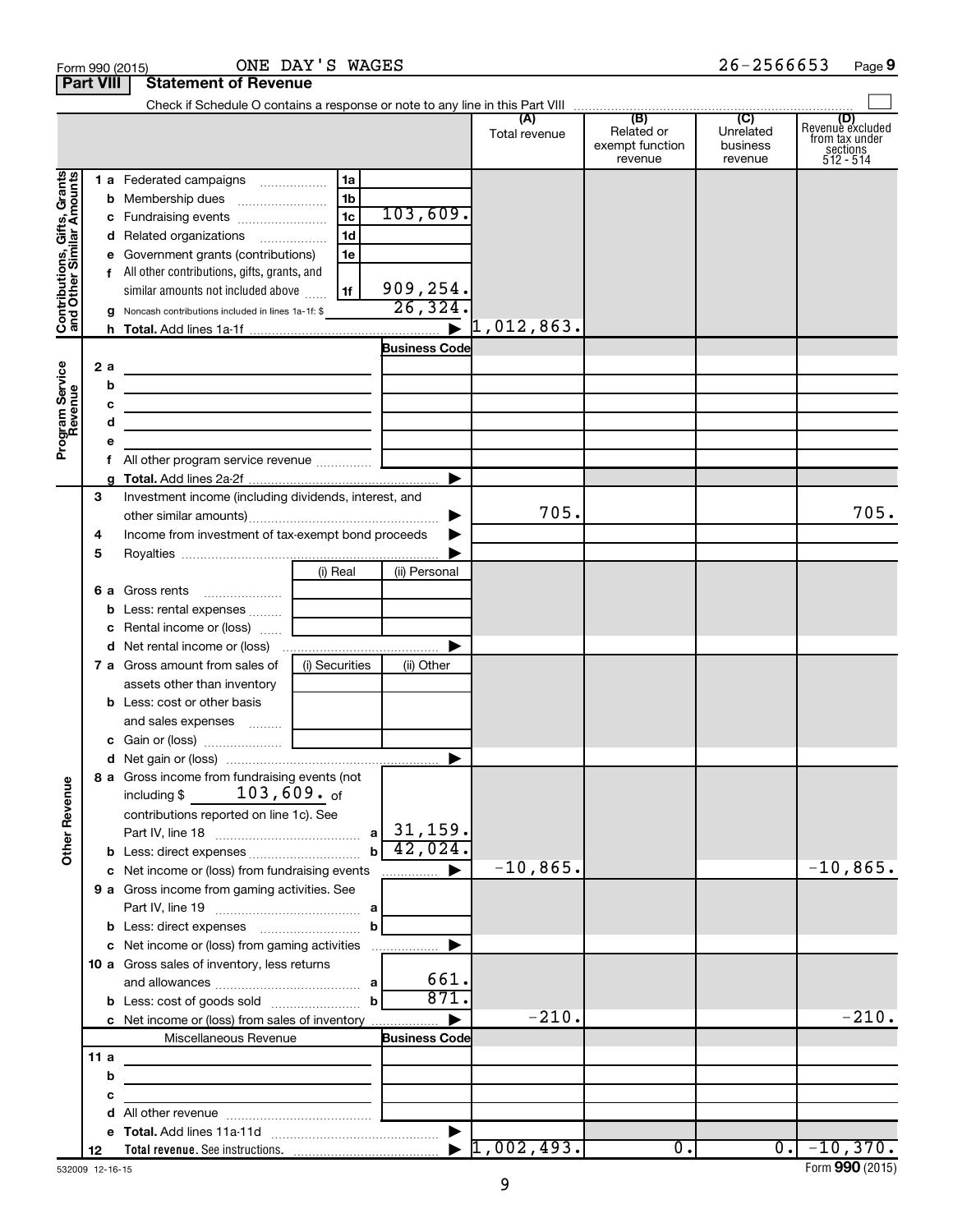Form 990 (2015) ONE DAY'S WAGES 26-2566653 Page 9

## Part VIII Statement of Revenue

Check if Schedule O contains a response or note to any line in this Part VIII ☐

| | | | (A) Total revenue | (B) Related or exempt function revenue | (C) Unrelated business revenue | (D) Revenue excluded from tax under sections 512 - 514 |
|---|---|---|---|---|---|---|
| **Contributions, Gifts, Grants and Other Similar Amounts** | 1a Federated campaigns | 1a | | | | |
| | b Membership dues | 1b | | | | |
| | c Fundraising events | 1c 103,609. | | | | |
| | d Related organizations | 1d | | | | |
| | e Government grants (contributions) | 1e | | | | |
| | f All other contributions, gifts, grants, and similar amounts not included above | 1f 909,254. | | | | |
| | g Noncash contributions included in lines 1a-1f: $ | 26,324. | | | | |
| | h **Total.** Add lines 1a-1f | ▶ | 1,012,863. | | | |
| **Program Service Revenue** | | Business Code | | | | |
| | 2a | | | | | |
| | b | | | | | |
| | c | | | | | |
| | d | | | | | |
| | e | | | | | |
| | f All other program service revenue | | | | | |
| | g **Total.** Add lines 2a-2f | ▶ | | | | |
| | 3 Investment income (including dividends, interest, and other similar amounts) | ▶ | 705. | | | 705. |
| | 4 Income from investment of tax-exempt bond proceeds | ▶ | | | | |
| | 5 Royalties | ▶ | | | | |
| | | (i) Real / (ii) Personal | | | | |
| | 6a Gross rents | | | | | |
| | b Less: rental expenses | | | | | |
| | c Rental income or (loss) | | | | | |
| | d Net rental income or (loss) | ▶ | | | | |
| | | (i) Securities / (ii) Other | | | | |
| | 7a Gross amount from sales of assets other than inventory | | | | | |
| | b Less: cost or other basis and sales expenses | | | | | |
| | c Gain or (loss) | | | | | |
| | d Net gain or (loss) | ▶ | | | | |
| **Other Revenue** | 8a Gross income from fundraising events (not including $ 103,609. of contributions reported on line 1c). See Part IV, line 18 | a 31,159. | | | | |
| | b Less: direct expenses | b 42,024. | | | | |
| | c Net income or (loss) from fundraising events | ▶ | -10,865. | | | -10,865. |
| | 9a Gross income from gaming activities. See Part IV, line 19 | a | | | | |
| | b Less: direct expenses | b | | | | |
| | c Net income or (loss) from gaming activities | ▶ | | | | |
| | 10a Gross sales of inventory, less returns and allowances | a 661. | | | | |
| | b Less: cost of goods sold | b 871. | | | | |
| | c Net income or (loss) from sales of inventory | ▶ | -210. | | | -210. |
| | Miscellaneous Revenue | Business Code | | | | |
| | 11a | | | | | |
| | b | | | | | |
| | c | | | | | |
| | d All other revenue | | | | | |
| | e **Total.** Add lines 11a-11d | ▶ | | | | |
| | 12 **Total revenue.** See instructions. | ▶ | 1,002,493. | 0. | 0. | -10,370. |

532009 12-16-15 Form **990** (2015)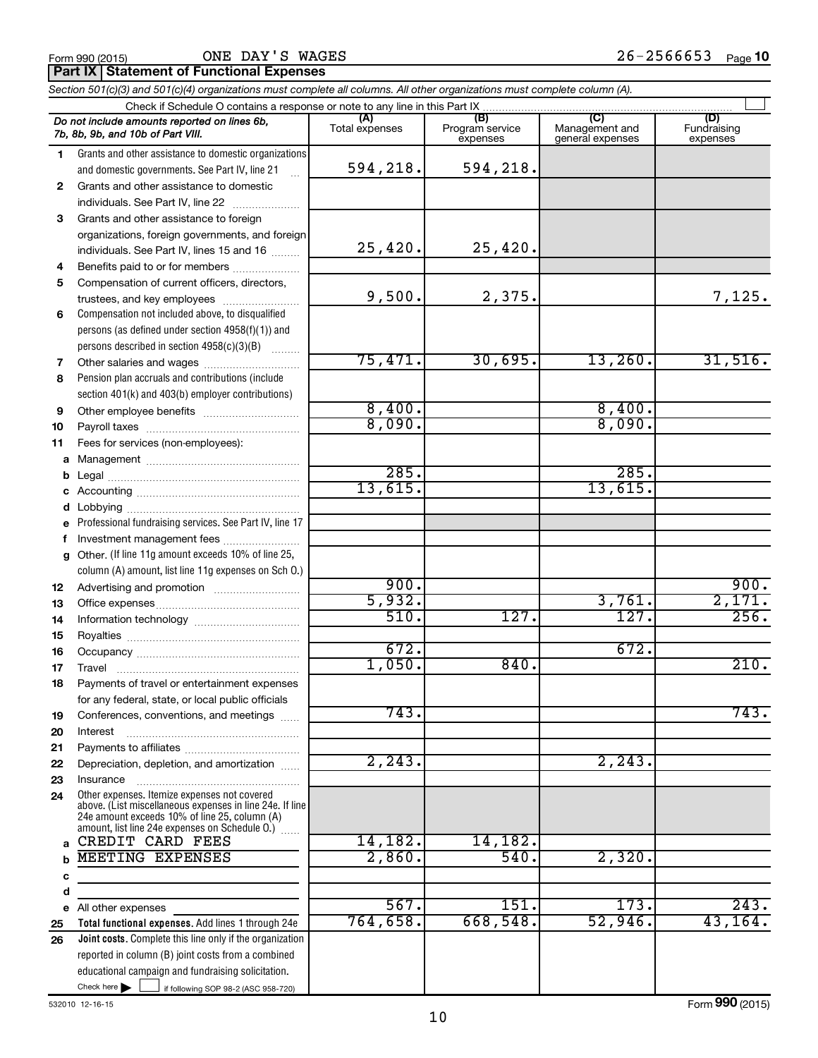Form 990 (2015) ONE DAY'S WAGES 26-2566653

## Part IX Statement of Functional Expenses

*Section 501(c)(3) and 501(c)(4) organizations must complete all columns. All other organizations must complete column (A).*

Check if Schedule O contains a response or note to any line in this Part IX ☐

| | *Do not include amounts reported on lines 6b, 7b, 8b, 9b, and 10b of Part VIII.* | (A) Total expenses | (B) Program service expenses | (C) Management and general expenses | (D) Fundraising expenses |
|---|---|---|---|---|---|
| 1 | Grants and other assistance to domestic organizations and domestic governments. See Part IV, line 21 | 594,218. | 594,218. | | |
| 2 | Grants and other assistance to domestic individuals. See Part IV, line 22 | | | | |
| 3 | Grants and other assistance to foreign organizations, foreign governments, and foreign individuals. See Part IV, lines 15 and 16 | 25,420. | 25,420. | | |
| 4 | Benefits paid to or for members | | | | |
| 5 | Compensation of current officers, directors, trustees, and key employees | 9,500. | 2,375. | | 7,125. |
| 6 | Compensation not included above, to disqualified persons (as defined under section 4958(f)(1)) and persons described in section 4958(c)(3)(B) | | | | |
| 7 | Other salaries and wages | 75,471. | 30,695. | 13,260. | 31,516. |
| 8 | Pension plan accruals and contributions (include section 401(k) and 403(b) employer contributions) | | | | |
| 9 | Other employee benefits | 8,400. | | 8,400. | |
| 10 | Payroll taxes | 8,090. | | 8,090. | |
| 11 | Fees for services (non-employees): | | | | |
| a | Management | | | | |
| b | Legal | 285. | | 285. | |
| c | Accounting | 13,615. | | 13,615. | |
| d | Lobbying | | | | |
| e | Professional fundraising services. See Part IV, line 17 | | | | |
| f | Investment management fees | | | | |
| g | Other. (If line 11g amount exceeds 10% of line 25, column (A) amount, list line 11g expenses on Sch O.) | | | | |
| 12 | Advertising and promotion | 900. | | | 900. |
| 13 | Office expenses | 5,932. | | 3,761. | 2,171. |
| 14 | Information technology | 510. | 127. | 127. | 256. |
| 15 | Royalties | | | | |
| 16 | Occupancy | 672. | | 672. | |
| 17 | Travel | 1,050. | 840. | | 210. |
| 18 | Payments of travel or entertainment expenses for any federal, state, or local public officials | | | | |
| 19 | Conferences, conventions, and meetings | 743. | | | 743. |
| 20 | Interest | | | | |
| 21 | Payments to affiliates | | | | |
| 22 | Depreciation, depletion, and amortization | 2,243. | | 2,243. | |
| 23 | Insurance | | | | |
| 24 | Other expenses. Itemize expenses not covered above. (List miscellaneous expenses in line 24e. If line 24e amount exceeds 10% of line 25, column (A) amount, list line 24e expenses on Schedule O.) | | | | |
| a | CREDIT CARD FEES | 14,182. | 14,182. | | |
| b | MEETING EXPENSES | 2,860. | 540. | 2,320. | |
| c | | | | | |
| d | | | | | |
| e | All other expenses | 567. | 151. | 173. | 243. |
| 25 | **Total functional expenses.** Add lines 1 through 24e | 764,658. | 668,548. | 52,946. | 43,164. |
| 26 | **Joint costs.** Complete this line only if the organization reported in column (B) joint costs from a combined educational campaign and fundraising solicitation. Check here ☐ if following SOP 98-2 (ASC 958-720) | | | | |

532010 12-16-15 Form **990** (2015)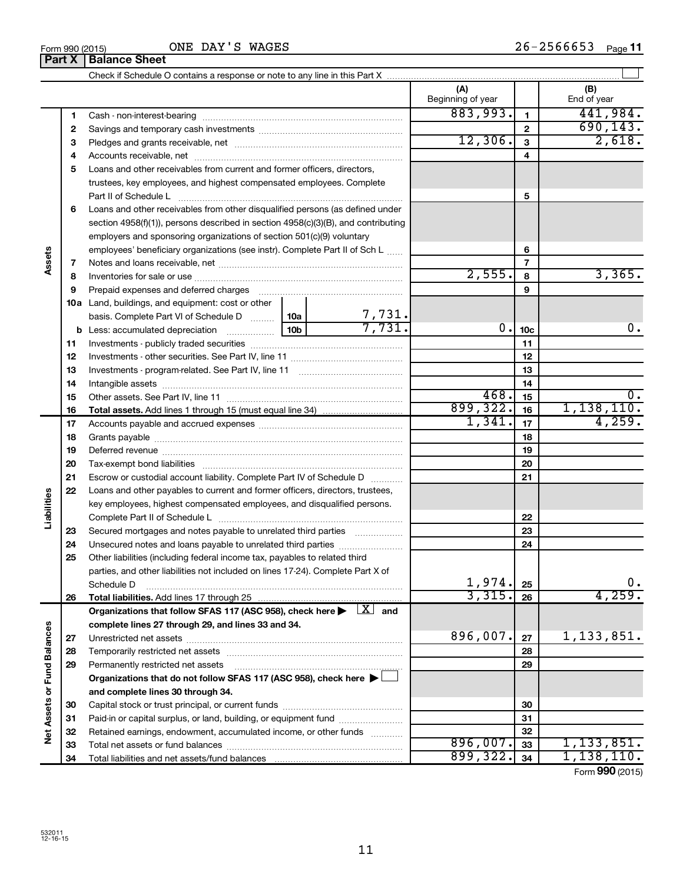Form 990 (2015) ONE DAY'S WAGES 26-2566653 Page 11

## Part X | Balance Sheet

Check if Schedule O contains a response or note to any line in this Part X ☐

| | | | | (A) Beginning of year | | (B) End of year |
|---|---|---|---|---|---|---|
| Assets | 1 | Cash - non-interest-bearing | | 883,993. | 1 | 441,984. |
| | 2 | Savings and temporary cash investments | | | 2 | 690,143. |
| | 3 | Pledges and grants receivable, net | | 12,306. | 3 | 2,618. |
| | 4 | Accounts receivable, net | | | 4 | |
| | 5 | Loans and other receivables from current and former officers, directors, trustees, key employees, and highest compensated employees. Complete Part II of Schedule L | | | 5 | |
| | 6 | Loans and other receivables from other disqualified persons (as defined under section 4958(f)(1)), persons described in section 4958(c)(3)(B), and contributing employers and sponsoring organizations of section 501(c)(9) voluntary employees' beneficiary organizations (see instr). Complete Part II of Sch L | | | 6 | |
| | 7 | Notes and loans receivable, net | | | 7 | |
| | 8 | Inventories for sale or use | | 2,555. | 8 | 3,365. |
| | 9 | Prepaid expenses and deferred charges | | | 9 | |
| | 10a | Land, buildings, and equipment: cost or other basis. Complete Part VI of Schedule D | 10a 7,731. | | | |
| | b | Less: accumulated depreciation | 10b 7,731. | 0. | 10c | 0. |
| | 11 | Investments - publicly traded securities | | | 11 | |
| | 12 | Investments - other securities. See Part IV, line 11 | | | 12 | |
| | 13 | Investments - program-related. See Part IV, line 11 | | | 13 | |
| | 14 | Intangible assets | | | 14 | |
| | 15 | Other assets. See Part IV, line 11 | | 468. | 15 | 0. |
| | 16 | **Total assets.** Add lines 1 through 15 (must equal line 34) | | 899,322. | 16 | 1,138,110. |
| Liabilities | 17 | Accounts payable and accrued expenses | | 1,341. | 17 | 4,259. |
| | 18 | Grants payable | | | 18 | |
| | 19 | Deferred revenue | | | 19 | |
| | 20 | Tax-exempt bond liabilities | | | 20 | |
| | 21 | Escrow or custodial account liability. Complete Part IV of Schedule D | | | 21 | |
| | 22 | Loans and other payables to current and former officers, directors, trustees, key employees, highest compensated employees, and disqualified persons. Complete Part II of Schedule L | | | 22 | |
| | 23 | Secured mortgages and notes payable to unrelated third parties | | | 23 | |
| | 24 | Unsecured notes and loans payable to unrelated third parties | | | 24 | |
| | 25 | Other liabilities (including federal income tax, payables to related third parties, and other liabilities not included on lines 17-24). Complete Part X of Schedule D | | 1,974. | 25 | 0. |
| | 26 | **Total liabilities.** Add lines 17 through 25 | | 3,315. | 26 | 4,259. |
| Net Assets or Fund Balances | | **Organizations that follow SFAS 117 (ASC 958), check here ▶ [X] and complete lines 27 through 29, and lines 33 and 34.** | | | | |
| | 27 | Unrestricted net assets | | 896,007. | 27 | 1,133,851. |
| | 28 | Temporarily restricted net assets | | | 28 | |
| | 29 | Permanently restricted net assets | | | 29 | |
| | | **Organizations that do not follow SFAS 117 (ASC 958), check here ▶ ☐ and complete lines 30 through 34.** | | | | |
| | 30 | Capital stock or trust principal, or current funds | | | 30 | |
| | 31 | Paid-in or capital surplus, or land, building, or equipment fund | | | 31 | |
| | 32 | Retained earnings, endowment, accumulated income, or other funds | | | 32 | |
| | 33 | Total net assets or fund balances | | 896,007. | 33 | 1,133,851. |
| | 34 | Total liabilities and net assets/fund balances | | 899,322. | 34 | 1,138,110. |

Form **990** (2015)

532011 12-16-15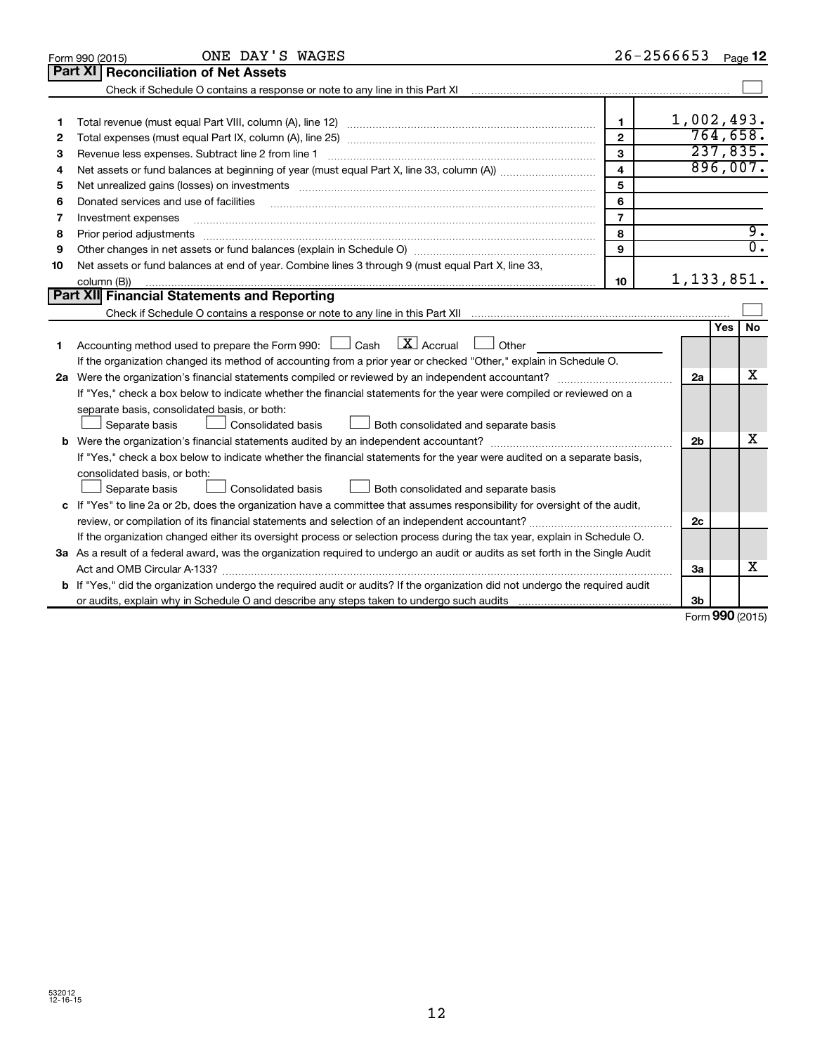Form 990 (2015) ONE DAY'S WAGES 26-2566653 Page 12

## Part XI Reconciliation of Net Assets

Check if Schedule O contains a response or note to any line in this Part XI ☐

| | | | |
|---|---|---|---|
| 1 | Total revenue (must equal Part VIII, column (A), line 12) | 1 | 1,002,493. |
| 2 | Total expenses (must equal Part IX, column (A), line 25) | 2 | 764,658. |
| 3 | Revenue less expenses. Subtract line 2 from line 1 | 3 | 237,835. |
| 4 | Net assets or fund balances at beginning of year (must equal Part X, line 33, column (A)) | 4 | 896,007. |
| 5 | Net unrealized gains (losses) on investments | 5 | |
| 6 | Donated services and use of facilities | 6 | |
| 7 | Investment expenses | 7 | |
| 8 | Prior period adjustments | 8 | 9. |
| 9 | Other changes in net assets or fund balances (explain in Schedule O) | 9 | 0. |
| 10 | Net assets or fund balances at end of year. Combine lines 3 through 9 (must equal Part X, line 33, column (B)) | 10 | 1,133,851. |

## Part XII Financial Statements and Reporting

Check if Schedule O contains a response or note to any line in this Part XII ☐

| | | | Yes | No |
|---|---|---|---|---|
| 1 | Accounting method used to prepare the Form 990: ☐ Cash ☒ Accrual ☐ Other<br>If the organization changed its method of accounting from a prior year or checked "Other," explain in Schedule O. | | | |
| 2a | Were the organization's financial statements compiled or reviewed by an independent accountant?<br>If "Yes," check a box below to indicate whether the financial statements for the year were compiled or reviewed on a separate basis, consolidated basis, or both:<br>☐ Separate basis ☐ Consolidated basis ☐ Both consolidated and separate basis | 2a | | X |
| b | Were the organization's financial statements audited by an independent accountant?<br>If "Yes," check a box below to indicate whether the financial statements for the year were audited on a separate basis, consolidated basis, or both:<br>☐ Separate basis ☐ Consolidated basis ☐ Both consolidated and separate basis | 2b | | X |
| c | If "Yes" to line 2a or 2b, does the organization have a committee that assumes responsibility for oversight of the audit, review, or compilation of its financial statements and selection of an independent accountant?<br>If the organization changed either its oversight process or selection process during the tax year, explain in Schedule O. | 2c | | |
| 3a | As a result of a federal award, was the organization required to undergo an audit or audits as set forth in the Single Audit Act and OMB Circular A-133? | 3a | | X |
| b | If "Yes," did the organization undergo the required audit or audits? If the organization did not undergo the required audit or audits, explain why in Schedule O and describe any steps taken to undergo such audits | 3b | | |

Form **990** (2015)

532012 12-16-15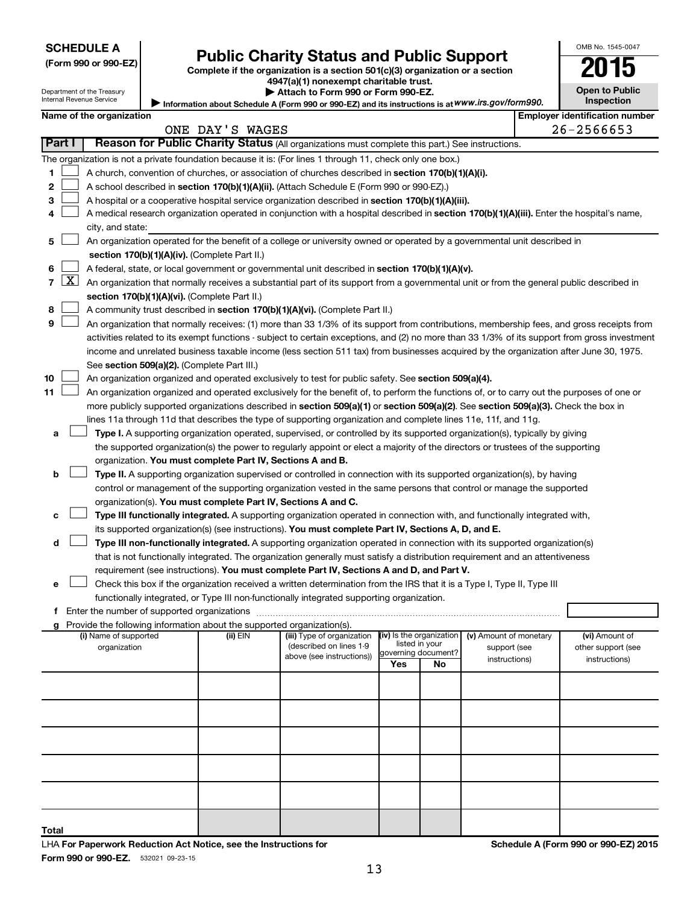**SCHEDULE A**
**(Form 990 or 990-EZ)**

Department of the Treasury
Internal Revenue Service

# Public Charity Status and Public Support

**Complete if the organization is a section 501(c)(3) organization or a section 4947(a)(1) nonexempt charitable trust.**
**▶ Attach to Form 990 or Form 990-EZ.**
▶ Information about Schedule A (Form 990 or 990-EZ) and its instructions is at *www.irs.gov/form990.*

OMB No. 1545-0047
**2015**
**Open to Public Inspection**

**Name of the organization:** ONE DAY'S WAGES
**Employer identification number:** 26-2566653

## Part I — Reason for Public Charity Status (All organizations must complete this part.) See instructions.

The organization is not a private foundation because it is: (For lines 1 through 11, check only one box.)

1. ☐ A church, convention of churches, or association of churches described in **section 170(b)(1)(A)(i).**
2. ☐ A school described in **section 170(b)(1)(A)(ii).** (Attach Schedule E (Form 990 or 990-EZ).)
3. ☐ A hospital or a cooperative hospital service organization described in **section 170(b)(1)(A)(iii).**
4. ☐ A medical research organization operated in conjunction with a hospital described in **section 170(b)(1)(A)(iii).** Enter the hospital's name, city, and state:
5. ☐ An organization operated for the benefit of a college or university owned or operated by a governmental unit described in **section 170(b)(1)(A)(iv).** (Complete Part II.)
6. ☐ A federal, state, or local government or governmental unit described in **section 170(b)(1)(A)(v).**
7. ☒ An organization that normally receives a substantial part of its support from a governmental unit or from the general public described in **section 170(b)(1)(A)(vi).** (Complete Part II.)
8. ☐ A community trust described in **section 170(b)(1)(A)(vi).** (Complete Part II.)
9. ☐ An organization that normally receives: (1) more than 33 1/3% of its support from contributions, membership fees, and gross receipts from activities related to its exempt functions - subject to certain exceptions, and (2) no more than 33 1/3% of its support from gross investment income and unrelated business taxable income (less section 511 tax) from businesses acquired by the organization after June 30, 1975. See **section 509(a)(2).** (Complete Part III.)
10. ☐ An organization organized and operated exclusively to test for public safety. See **section 509(a)(4).**
11. ☐ An organization organized and operated exclusively for the benefit of, to perform the functions of, or to carry out the purposes of one or more publicly supported organizations described in **section 509(a)(1)** or **section 509(a)(2).** See **section 509(a)(3).** Check the box in lines 11a through 11d that describes the type of supporting organization and complete lines 11e, 11f, and 11g.
   - **a** ☐ **Type I.** A supporting organization operated, supervised, or controlled by its supported organization(s), typically by giving the supported organization(s) the power to regularly appoint or elect a majority of the directors or trustees of the supporting organization. **You must complete Part IV, Sections A and B.**
   - **b** ☐ **Type II.** A supporting organization supervised or controlled in connection with its supported organization(s), by having control or management of the supporting organization vested in the same persons that control or manage the supported organization(s). **You must complete Part IV, Sections A and C.**
   - **c** ☐ **Type III functionally integrated.** A supporting organization operated in connection with, and functionally integrated with, its supported organization(s) (see instructions). **You must complete Part IV, Sections A, D, and E.**
   - **d** ☐ **Type III non-functionally integrated.** A supporting organization operated in connection with its supported organization(s) that is not functionally integrated. The organization generally must satisfy a distribution requirement and an attentiveness requirement (see instructions). **You must complete Part IV, Sections A and D, and Part V.**
   - **e** ☐ Check this box if the organization received a written determination from the IRS that it is a Type I, Type II, Type III functionally integrated, or Type III non-functionally integrated supporting organization.
   - **f** Enter the number of supported organizations
   - **g** Provide the following information about the supported organization(s).

| (i) Name of supported organization | (ii) EIN | (iii) Type of organization (described on lines 1-9 above (see instructions)) | (iv) Is the organization listed in your governing document? Yes | No | (v) Amount of monetary support (see instructions) | (vi) Amount of other support (see instructions) |
|---|---|---|---|---|---|---|
| | | | | | | |
| | | | | | | |
| | | | | | | |
| | | | | | | |
| | | | | | | |
| **Total** | | | | | | |

LHA **For Paperwork Reduction Act Notice, see the Instructions for Form 990 or 990-EZ.** 532021 09-23-15

**Schedule A (Form 990 or 990-EZ) 2015**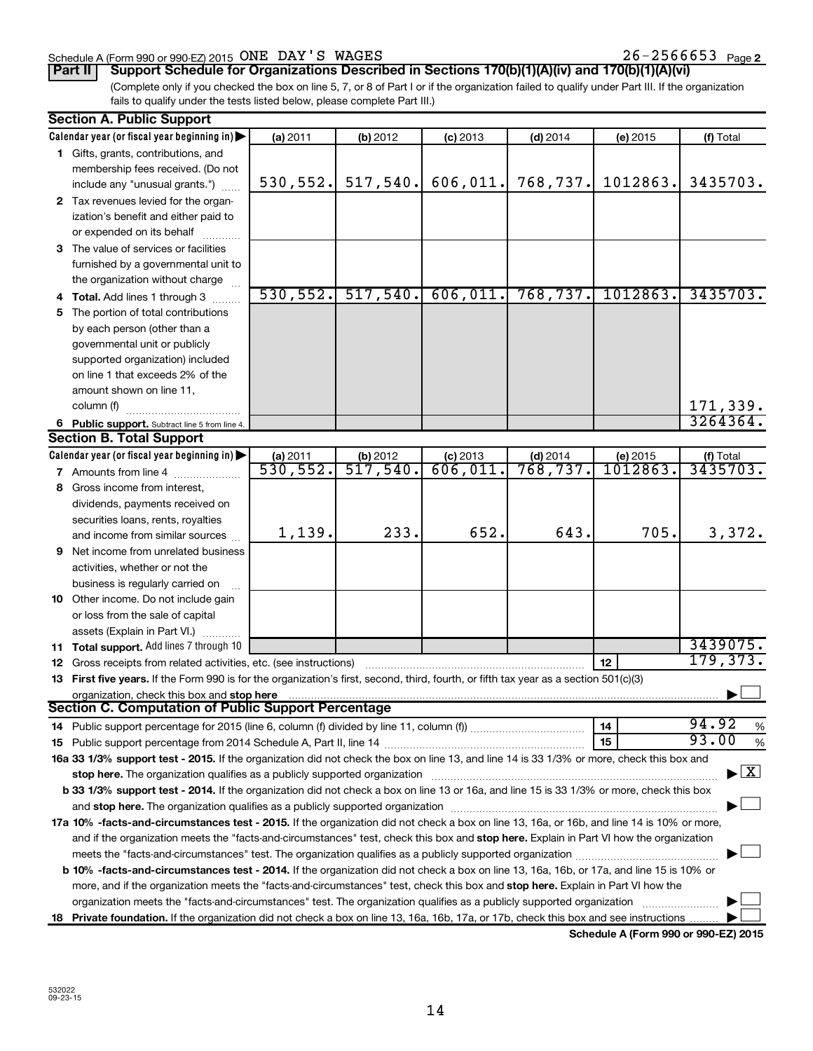Schedule A (Form 990 or 990-EZ) 2015 ONE DAY'S WAGES 26-2566653 Page **2**

**Part II Support Schedule for Organizations Described in Sections 170(b)(1)(A)(iv) and 170(b)(1)(A)(vi)**

(Complete only if you checked the box on line 5, 7, or 8 of Part I or if the organization failed to qualify under Part III. If the organization fails to qualify under the tests listed below, please complete Part III.)

**Section A. Public Support**

| Calendar year (or fiscal year beginning in) ▶ | (a) 2011 | (b) 2012 | (c) 2013 | (d) 2014 | (e) 2015 | (f) Total |
|---|---|---|---|---|---|---|
| **1** Gifts, grants, contributions, and membership fees received. (Do not include any "unusual grants.") | 530,552. | 517,540. | 606,011. | 768,737. | 1012863. | 3435703. |
| **2** Tax revenues levied for the organization's benefit and either paid to or expended on its behalf | | | | | | |
| **3** The value of services or facilities furnished by a governmental unit to the organization without charge | | | | | | |
| **4 Total.** Add lines 1 through 3 | 530,552. | 517,540. | 606,011. | 768,737. | 1012863. | 3435703. |
| **5** The portion of total contributions by each person (other than a governmental unit or publicly supported organization) included on line 1 that exceeds 2% of the amount shown on line 11, column (f) | | | | | | 171,339. |
| **6 Public support.** Subtract line 5 from line 4. | | | | | | 3264364. |

**Section B. Total Support**

| Calendar year (or fiscal year beginning in) ▶ | (a) 2011 | (b) 2012 | (c) 2013 | (d) 2014 | (e) 2015 | (f) Total |
|---|---|---|---|---|---|---|
| **7** Amounts from line 4 | 530,552. | 517,540. | 606,011. | 768,737. | 1012863. | 3435703. |
| **8** Gross income from interest, dividends, payments received on securities loans, rents, royalties and income from similar sources | 1,139. | 233. | 652. | 643. | 705. | 3,372. |
| **9** Net income from unrelated business activities, whether or not the business is regularly carried on | | | | | | |
| **10** Other income. Do not include gain or loss from the sale of capital assets (Explain in Part VI.) | | | | | | |
| **11 Total support.** Add lines 7 through 10 | | | | | | 3439075. |

**12** Gross receipts from related activities, etc. (see instructions) **12** 179,373.

**13 First five years.** If the Form 990 is for the organization's first, second, third, fourth, or fifth tax year as a section 501(c)(3) organization, check this box and **stop here** ▶ ☐

**Section C. Computation of Public Support Percentage**

**14** Public support percentage for 2015 (line 6, column (f) divided by line 11, column (f)) **14** 94.92 %

**15** Public support percentage from 2014 Schedule A, Part II, line 14 **15** 93.00 %

**16a 33 1/3% support test - 2015.** If the organization did not check the box on line 13, and line 14 is 33 1/3% or more, check this box and **stop here.** The organization qualifies as a publicly supported organization ▶ ☒

**b 33 1/3% support test - 2014.** If the organization did not check a box on line 13 or 16a, and line 15 is 33 1/3% or more, check this box and **stop here.** The organization qualifies as a publicly supported organization ▶ ☐

**17a 10% -facts-and-circumstances test - 2015.** If the organization did not check a box on line 13, 16a, or 16b, and line 14 is 10% or more, and if the organization meets the "facts-and-circumstances" test, check this box and **stop here.** Explain in Part VI how the organization meets the "facts-and-circumstances" test. The organization qualifies as a publicly supported organization ▶ ☐

**b 10% -facts-and-circumstances test - 2014.** If the organization did not check a box on line 13, 16a, 16b, or 17a, and line 15 is 10% or more, and if the organization meets the "facts-and-circumstances" test, check this box and **stop here.** Explain in Part VI how the organization meets the "facts-and-circumstances" test. The organization qualifies as a publicly supported organization ▶ ☐

**18 Private foundation.** If the organization did not check a box on line 13, 16a, 16b, 17a, or 17b, check this box and see instructions ▶ ☐

**Schedule A (Form 990 or 990-EZ) 2015**

532022
09-23-15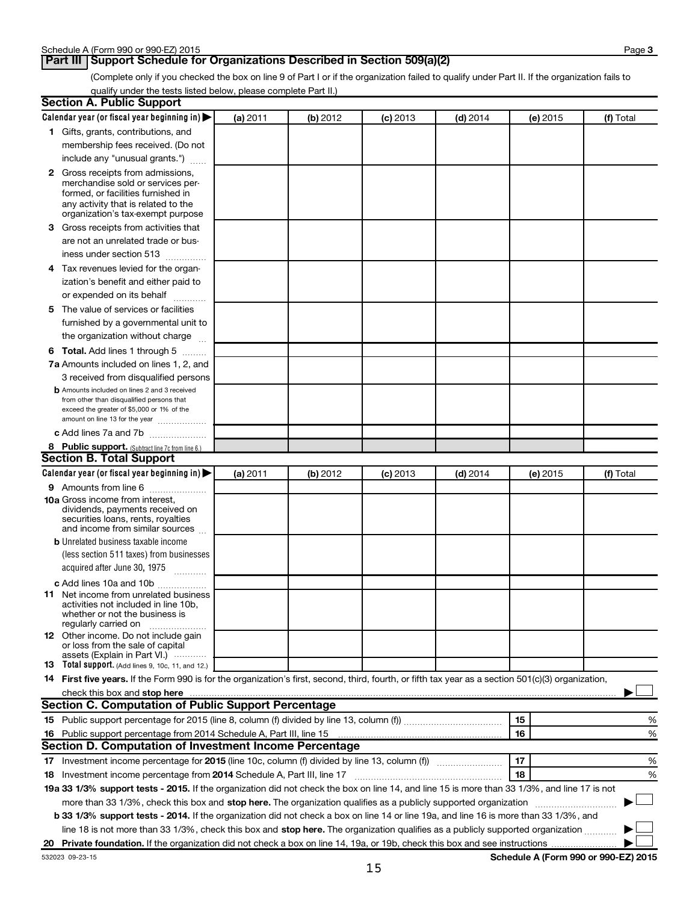## Part III Support Schedule for Organizations Described in Section 509(a)(2)

(Complete only if you checked the box on line 9 of Part I or if the organization failed to qualify under Part II. If the organization fails to qualify under the tests listed below, please complete Part II.)

### Section A. Public Support

| Calendar year (or fiscal year beginning in) ▶ | (a) 2011 | (b) 2012 | (c) 2013 | (d) 2014 | (e) 2015 | (f) Total |
|---|---|---|---|---|---|---|
| **1** Gifts, grants, contributions, and membership fees received. (Do not include any "unusual grants.") | | | | | | |
| **2** Gross receipts from admissions, merchandise sold or services performed, or facilities furnished in any activity that is related to the organization's tax-exempt purpose | | | | | | |
| **3** Gross receipts from activities that are not an unrelated trade or business under section 513 | | | | | | |
| **4** Tax revenues levied for the organization's benefit and either paid to or expended on its behalf | | | | | | |
| **5** The value of services or facilities furnished by a governmental unit to the organization without charge | | | | | | |
| **6 Total.** Add lines 1 through 5 | | | | | | |
| **7a** Amounts included on lines 1, 2, and 3 received from disqualified persons | | | | | | |
| **b** Amounts included on lines 2 and 3 received from other than disqualified persons that exceed the greater of $5,000 or 1% of the amount on line 13 for the year | | | | | | |
| **c** Add lines 7a and 7b | | | | | | |
| **8 Public support.** (Subtract line 7c from line 6.) | | | | | | |

### Section B. Total Support

| Calendar year (or fiscal year beginning in) ▶ | (a) 2011 | (b) 2012 | (c) 2013 | (d) 2014 | (e) 2015 | (f) Total |
|---|---|---|---|---|---|---|
| **9** Amounts from line 6 | | | | | | |
| **10a** Gross income from interest, dividends, payments received on securities loans, rents, royalties and income from similar sources | | | | | | |
| **b** Unrelated business taxable income (less section 511 taxes) from businesses acquired after June 30, 1975 | | | | | | |
| **c** Add lines 10a and 10b | | | | | | |
| **11** Net income from unrelated business activities not included in line 10b, whether or not the business is regularly carried on | | | | | | |
| **12** Other income. Do not include gain or loss from the sale of capital assets (Explain in Part VI.) | | | | | | |
| **13 Total support.** (Add lines 9, 10c, 11, and 12.) | | | | | | |

**14 First five years.** If the Form 990 is for the organization's first, second, third, fourth, or fifth tax year as a section 501(c)(3) organization, check this box and **stop here** ▶ ☐

### Section C. Computation of Public Support Percentage

| | | |
|---|---|---|
| **15** Public support percentage for 2015 (line 8, column (f) divided by line 13, column (f)) | 15 | % |
| **16** Public support percentage from 2014 Schedule A, Part III, line 15 | 16 | % |

### Section D. Computation of Investment Income Percentage

| | | |
|---|---|---|
| **17** Investment income percentage for **2015** (line 10c, column (f) divided by line 13, column (f)) | 17 | % |
| **18** Investment income percentage from **2014** Schedule A, Part III, line 17 | 18 | % |

**19a 33 1/3% support tests - 2015.** If the organization did not check the box on line 14, and line 15 is more than 33 1/3%, and line 17 is not more than 33 1/3%, check this box and **stop here.** The organization qualifies as a publicly supported organization ▶ ☐

**b 33 1/3% support tests - 2014.** If the organization did not check a box on line 14 or line 19a, and line 16 is more than 33 1/3%, and line 18 is not more than 33 1/3%, check this box and **stop here.** The organization qualifies as a publicly supported organization ▶ ☐

**20 Private foundation.** If the organization did not check a box on line 14, 19a, or 19b, check this box and see instructions ▶ ☐

532023 09-23-15

**Schedule A (Form 990 or 990-EZ) 2015**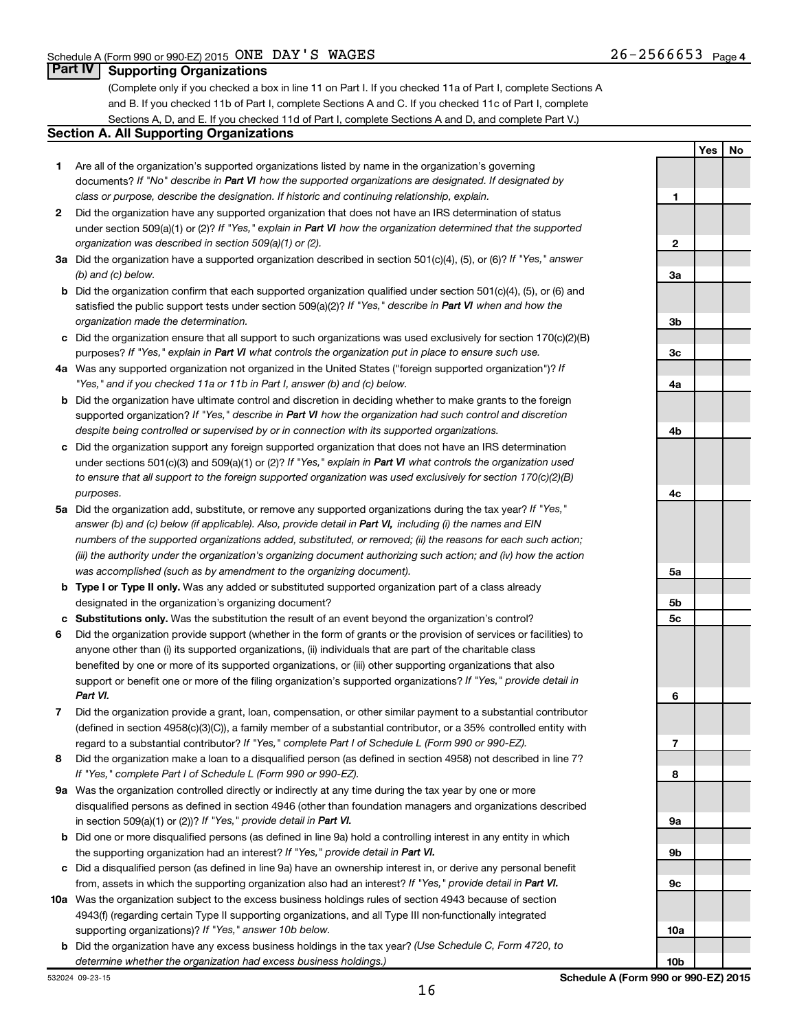Schedule A (Form 990 or 990-EZ) 2015 ONE DAY'S WAGES 26-2566653 Page 4

## Part IV Supporting Organizations

(Complete only if you checked a box in line 11 on Part I. If you checked 11a of Part I, complete Sections A and B. If you checked 11b of Part I, complete Sections A and C. If you checked 11c of Part I, complete Sections A, D, and E. If you checked 11d of Part I, complete Sections A and D, and complete Part V.)

### Section A. All Supporting Organizations

| | | | Yes | No |
|---|---|---|---|---|
| 1 | Are all of the organization's supported organizations listed by name in the organization's governing documents? *If "No" describe in* ***Part VI*** *how the supported organizations are designated. If designated by class or purpose, describe the designation. If historic and continuing relationship, explain.* | 1 | | |
| 2 | Did the organization have any supported organization that does not have an IRS determination of status under section 509(a)(1) or (2)? *If "Yes," explain in* ***Part VI*** *how the organization determined that the supported organization was described in section 509(a)(1) or (2).* | 2 | | |
| 3a | Did the organization have a supported organization described in section 501(c)(4), (5), or (6)? *If "Yes," answer (b) and (c) below.* | 3a | | |
| b | Did the organization confirm that each supported organization qualified under section 501(c)(4), (5), or (6) and satisfied the public support tests under section 509(a)(2)? *If "Yes," describe in* ***Part VI*** *when and how the organization made the determination.* | 3b | | |
| c | Did the organization ensure that all support to such organizations was used exclusively for section 170(c)(2)(B) purposes? *If "Yes," explain in* ***Part VI*** *what controls the organization put in place to ensure such use.* | 3c | | |
| 4a | Was any supported organization not organized in the United States ("foreign supported organization")? *If "Yes," and if you checked 11a or 11b in Part I, answer (b) and (c) below.* | 4a | | |
| b | Did the organization have ultimate control and discretion in deciding whether to make grants to the foreign supported organization? *If "Yes," describe in* ***Part VI*** *how the organization had such control and discretion despite being controlled or supervised by or in connection with its supported organizations.* | 4b | | |
| c | Did the organization support any foreign supported organization that does not have an IRS determination under sections 501(c)(3) and 509(a)(1) or (2)? *If "Yes," explain in* ***Part VI*** *what controls the organization used to ensure that all support to the foreign supported organization was used exclusively for section 170(c)(2)(B) purposes.* | 4c | | |
| 5a | Did the organization add, substitute, or remove any supported organizations during the tax year? *If "Yes," answer (b) and (c) below (if applicable). Also, provide detail in* ***Part VI,*** *including (i) the names and EIN numbers of the supported organizations added, substituted, or removed; (ii) the reasons for each such action; (iii) the authority under the organization's organizing document authorizing such action; and (iv) how the action was accomplished (such as by amendment to the organizing document).* | 5a | | |
| b | **Type I or Type II only.** Was any added or substituted supported organization part of a class already designated in the organization's organizing document? | 5b | | |
| c | **Substitutions only.** Was the substitution the result of an event beyond the organization's control? | 5c | | |
| 6 | Did the organization provide support (whether in the form of grants or the provision of services or facilities) to anyone other than (i) its supported organizations, (ii) individuals that are part of the charitable class benefited by one or more of its supported organizations, or (iii) other supporting organizations that also support or benefit one or more of the filing organization's supported organizations? *If "Yes," provide detail in* ***Part VI.*** | 6 | | |
| 7 | Did the organization provide a grant, loan, compensation, or other similar payment to a substantial contributor (defined in section 4958(c)(3)(C)), a family member of a substantial contributor, or a 35% controlled entity with regard to a substantial contributor? *If "Yes," complete Part I of Schedule L (Form 990 or 990-EZ).* | 7 | | |
| 8 | Did the organization make a loan to a disqualified person (as defined in section 4958) not described in line 7? *If "Yes," complete Part I of Schedule L (Form 990 or 990-EZ).* | 8 | | |
| 9a | Was the organization controlled directly or indirectly at any time during the tax year by one or more disqualified persons as defined in section 4946 (other than foundation managers and organizations described in section 509(a)(1) or (2))? *If "Yes," provide detail in* ***Part VI.*** | 9a | | |
| b | Did one or more disqualified persons (as defined in line 9a) hold a controlling interest in any entity in which the supporting organization had an interest? *If "Yes," provide detail in* ***Part VI.*** | 9b | | |
| c | Did a disqualified person (as defined in line 9a) have an ownership interest in, or derive any personal benefit from, assets in which the supporting organization also had an interest? *If "Yes," provide detail in* ***Part VI.*** | 9c | | |
| 10a | Was the organization subject to the excess business holdings rules of section 4943 because of section 4943(f) (regarding certain Type II supporting organizations, and all Type III non-functionally integrated supporting organizations)? *If "Yes," answer 10b below.* | 10a | | |
| b | Did the organization have any excess business holdings in the tax year? *(Use Schedule C, Form 4720, to determine whether the organization had excess business holdings.)* | 10b | | |

532024 09-23-15 **Schedule A (Form 990 or 990-EZ) 2015**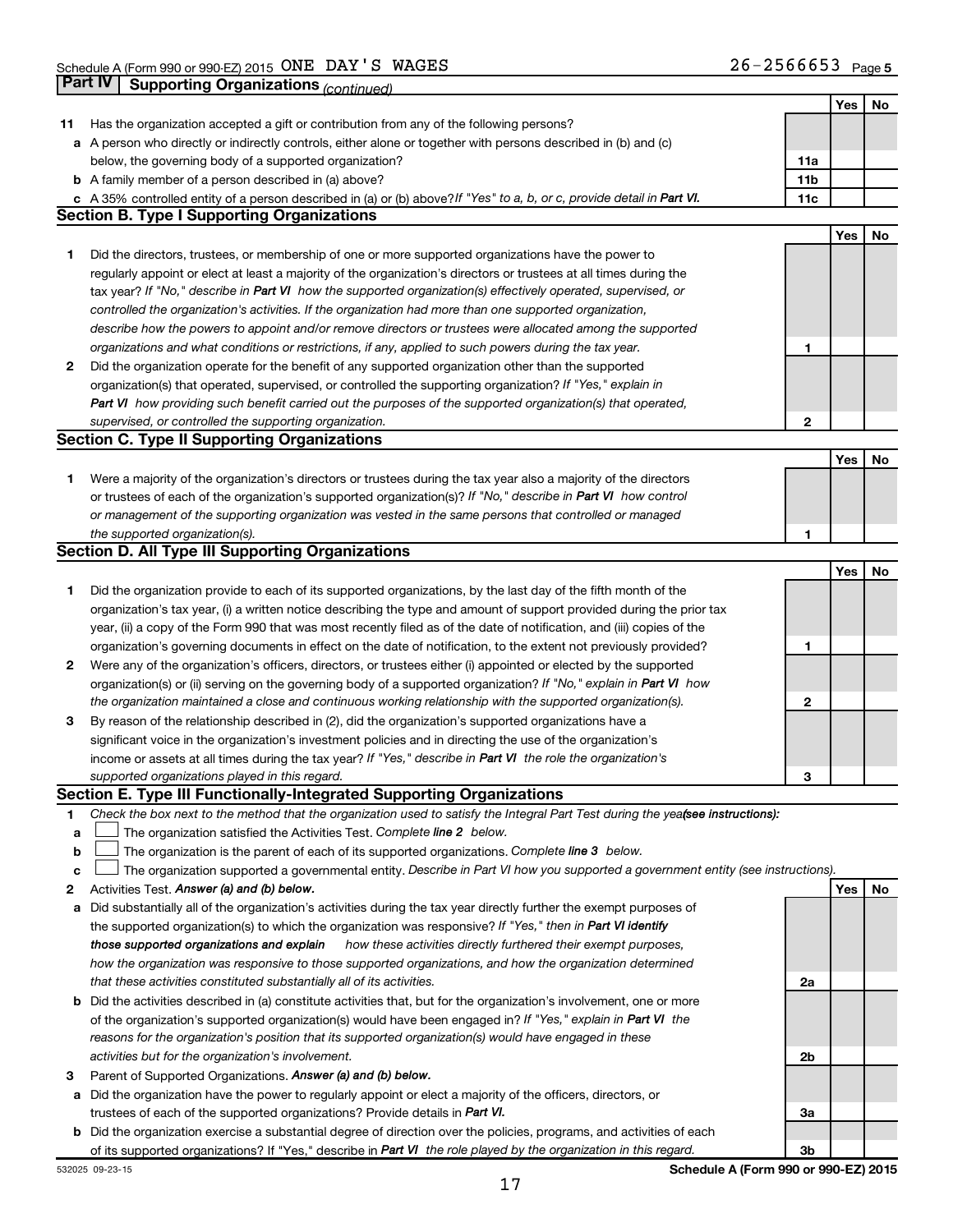Schedule A (Form 990 or 990-EZ) 2015 ONE DAY'S WAGES 26-2566653 Page 5

**Part IV | Supporting Organizations** *(continued)*

| | | | Yes | No |
|---|---|---|---|---|
| 11 | Has the organization accepted a gift or contribution from any of the following persons? | | | |
| a | A person who directly or indirectly controls, either alone or together with persons described in (b) and (c) below, the governing body of a supported organization? | 11a | | |
| b | A family member of a person described in (a) above? | 11b | | |
| c | A 35% controlled entity of a person described in (a) or (b) above? *If "Yes" to a, b, or c, provide detail in* ***Part VI.*** | 11c | | |

**Section B. Type I Supporting Organizations**

| | | | Yes | No |
|---|---|---|---|---|
| 1 | Did the directors, trustees, or membership of one or more supported organizations have the power to regularly appoint or elect at least a majority of the organization's directors or trustees at all times during the tax year? *If "No," describe in* ***Part VI*** *how the supported organization(s) effectively operated, supervised, or controlled the organization's activities. If the organization had more than one supported organization, describe how the powers to appoint and/or remove directors or trustees were allocated among the supported organizations and what conditions or restrictions, if any, applied to such powers during the tax year.* | 1 | | |
| 2 | Did the organization operate for the benefit of any supported organization other than the supported organization(s) that operated, supervised, or controlled the supporting organization? *If "Yes," explain in* ***Part VI*** *how providing such benefit carried out the purposes of the supported organization(s) that operated, supervised, or controlled the supporting organization.* | 2 | | |

**Section C. Type II Supporting Organizations**

| | | | Yes | No |
|---|---|---|---|---|
| 1 | Were a majority of the organization's directors or trustees during the tax year also a majority of the directors or trustees of each of the organization's supported organization(s)? *If "No," describe in* ***Part VI*** *how control or management of the supporting organization was vested in the same persons that controlled or managed the supported organization(s).* | 1 | | |

**Section D. All Type III Supporting Organizations**

| | | | Yes | No |
|---|---|---|---|---|
| 1 | Did the organization provide to each of its supported organizations, by the last day of the fifth month of the organization's tax year, (i) a written notice describing the type and amount of support provided during the prior tax year, (ii) a copy of the Form 990 that was most recently filed as of the date of notification, and (iii) copies of the organization's governing documents in effect on the date of notification, to the extent not previously provided? | 1 | | |
| 2 | Were any of the organization's officers, directors, or trustees either (i) appointed or elected by the supported organization(s) or (ii) serving on the governing body of a supported organization? *If "No," explain in* ***Part VI*** *how the organization maintained a close and continuous working relationship with the supported organization(s).* | 2 | | |
| 3 | By reason of the relationship described in (2), did the organization's supported organizations have a significant voice in the organization's investment policies and in directing the use of the organization's income or assets at all times during the tax year? *If "Yes," describe in* ***Part VI*** *the role the organization's supported organizations played in this regard.* | 3 | | |

**Section E. Type III Functionally-Integrated Supporting Organizations**

1 *Check the box next to the method that the organization used to satisfy the Integral Part Test during the year* ***(see instructions):***

a ☐ The organization satisfied the Activities Test. *Complete* ***line 2*** *below.*

b ☐ The organization is the parent of each of its supported organizations. *Complete* ***line 3*** *below.*

c ☐ The organization supported a governmental entity. *Describe in Part VI how you supported a government entity (see instructions).*

| | | | Yes | No |
|---|---|---|---|---|
| 2 | Activities Test. ***Answer (a) and (b) below.*** | | | |
| a | Did substantially all of the organization's activities during the tax year directly further the exempt purposes of the supported organization(s) to which the organization was responsive? *If "Yes," then in* ***Part VI identify those supported organizations and explain*** *how these activities directly furthered their exempt purposes, how the organization was responsive to those supported organizations, and how the organization determined that these activities constituted substantially all of its activities.* | 2a | | |
| b | Did the activities described in (a) constitute activities that, but for the organization's involvement, one or more of the organization's supported organization(s) would have been engaged in? *If "Yes," explain in* ***Part VI*** *the reasons for the organization's position that its supported organization(s) would have engaged in these activities but for the organization's involvement.* | 2b | | |
| 3 | Parent of Supported Organizations. ***Answer (a) and (b) below.*** | | | |
| a | Did the organization have the power to regularly appoint or elect a majority of the officers, directors, or trustees of each of the supported organizations? Provide details in ***Part VI.*** | 3a | | |
| b | Did the organization exercise a substantial degree of direction over the policies, programs, and activities of each of its supported organizations? If "Yes," describe in ***Part VI*** *the role played by the organization in this regard.* | 3b | | |

532025 09-23-15 **Schedule A (Form 990 or 990-EZ) 2015**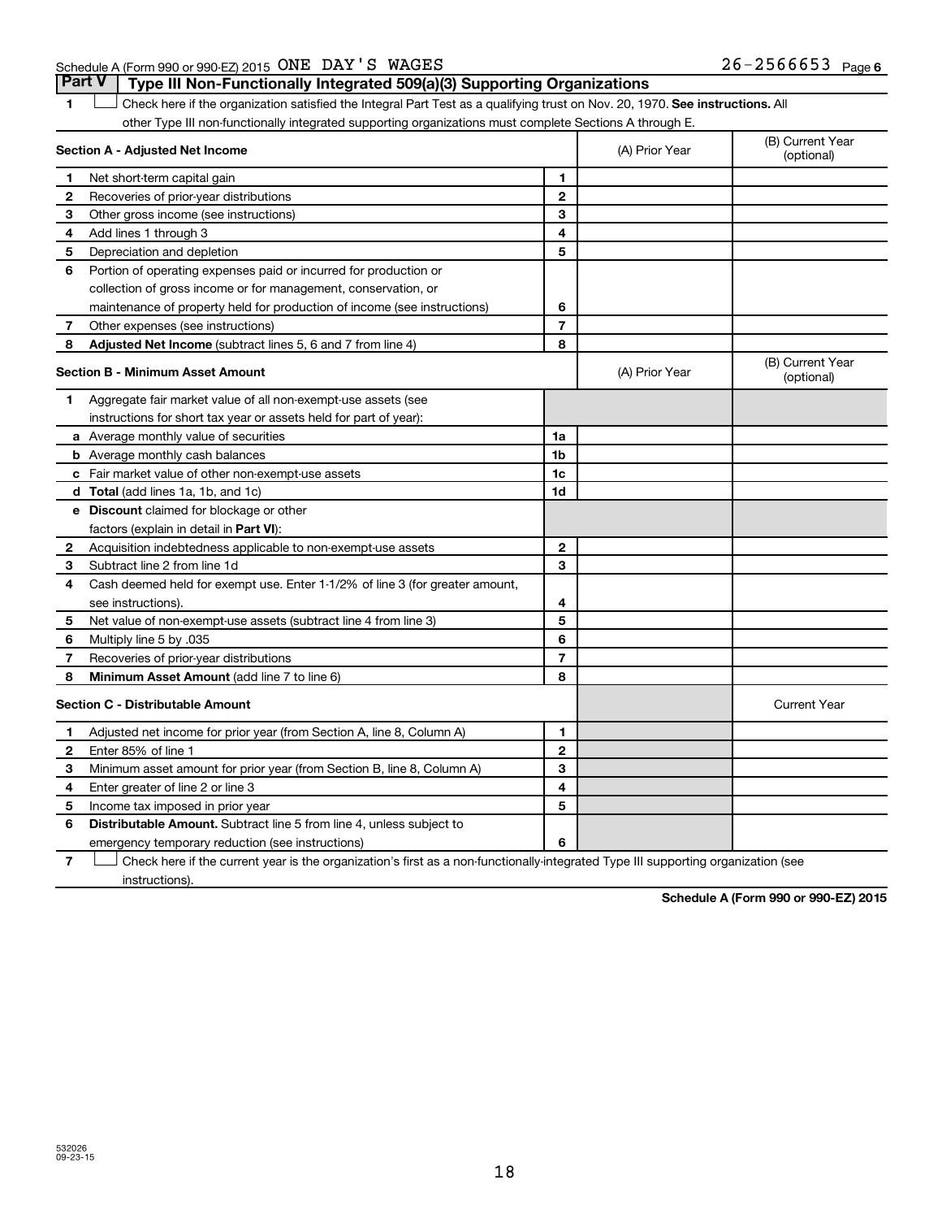Schedule A (Form 990 or 990-EZ) 2015 ONE DAY'S WAGES 26-2566653 Page 6

## Part V Type III Non-Functionally Integrated 509(a)(3) Supporting Organizations

1 ☐ Check here if the organization satisfied the Integral Part Test as a qualifying trust on Nov. 20, 1970. **See instructions.** All other Type III non-functionally integrated supporting organizations must complete Sections A through E.

| **Section A - Adjusted Net Income** | | | (A) Prior Year | (B) Current Year (optional) |
|---|---|---|---|---|
| 1 | Net short-term capital gain | 1 | | |
| 2 | Recoveries of prior-year distributions | 2 | | |
| 3 | Other gross income (see instructions) | 3 | | |
| 4 | Add lines 1 through 3 | 4 | | |
| 5 | Depreciation and depletion | 5 | | |
| 6 | Portion of operating expenses paid or incurred for production or collection of gross income or for management, conservation, or maintenance of property held for production of income (see instructions) | 6 | | |
| 7 | Other expenses (see instructions) | 7 | | |
| 8 | **Adjusted Net Income** (subtract lines 5, 6 and 7 from line 4) | 8 | | |

| **Section B - Minimum Asset Amount** | | | (A) Prior Year | (B) Current Year (optional) |
|---|---|---|---|---|
| 1 | Aggregate fair market value of all non-exempt-use assets (see instructions for short tax year or assets held for part of year): | | | |
| a | Average monthly value of securities | 1a | | |
| b | Average monthly cash balances | 1b | | |
| c | Fair market value of other non-exempt-use assets | 1c | | |
| d | **Total** (add lines 1a, 1b, and 1c) | 1d | | |
| e | **Discount** claimed for blockage or other factors (explain in detail in **Part VI**): | | | |
| 2 | Acquisition indebtedness applicable to non-exempt-use assets | 2 | | |
| 3 | Subtract line 2 from line 1d | 3 | | |
| 4 | Cash deemed held for exempt use. Enter 1-1/2% of line 3 (for greater amount, see instructions). | 4 | | |
| 5 | Net value of non-exempt-use assets (subtract line 4 from line 3) | 5 | | |
| 6 | Multiply line 5 by .035 | 6 | | |
| 7 | Recoveries of prior-year distributions | 7 | | |
| 8 | **Minimum Asset Amount** (add line 7 to line 6) | 8 | | |

| **Section C - Distributable Amount** | | | | Current Year |
|---|---|---|---|---|
| 1 | Adjusted net income for prior year (from Section A, line 8, Column A) | 1 | | |
| 2 | Enter 85% of line 1 | 2 | | |
| 3 | Minimum asset amount for prior year (from Section B, line 8, Column A) | 3 | | |
| 4 | Enter greater of line 2 or line 3 | 4 | | |
| 5 | Income tax imposed in prior year | 5 | | |
| 6 | **Distributable Amount.** Subtract line 5 from line 4, unless subject to emergency temporary reduction (see instructions) | 6 | | |

7 ☐ Check here if the current year is the organization's first as a non-functionally-integrated Type III supporting organization (see instructions).

**Schedule A (Form 990 or 990-EZ) 2015**

532026 09-23-15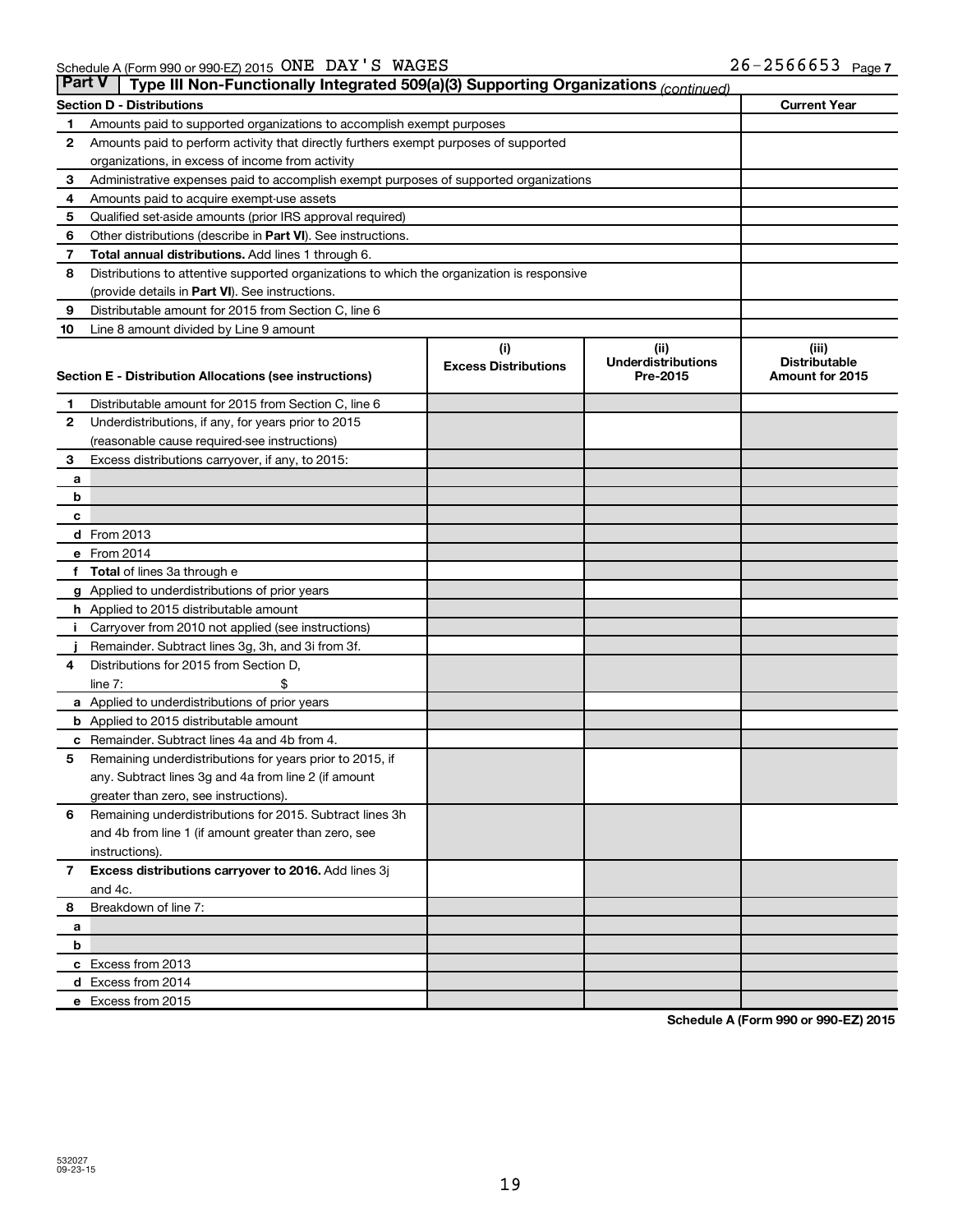Schedule A (Form 990 or 990-EZ) 2015 ONE DAY'S WAGES 26-2566653 Page 7

**Part V | Type III Non-Functionally Integrated 509(a)(3) Supporting Organizations** *(continued)*

| Section D - Distributions | | Current Year |
|---|---|---|
| 1 | Amounts paid to supported organizations to accomplish exempt purposes | |
| 2 | Amounts paid to perform activity that directly furthers exempt purposes of supported organizations, in excess of income from activity | |
| 3 | Administrative expenses paid to accomplish exempt purposes of supported organizations | |
| 4 | Amounts paid to acquire exempt-use assets | |
| 5 | Qualified set-aside amounts (prior IRS approval required) | |
| 6 | Other distributions (describe in **Part VI**). See instructions. | |
| 7 | **Total annual distributions.** Add lines 1 through 6. | |
| 8 | Distributions to attentive supported organizations to which the organization is responsive (provide details in **Part VI**). See instructions. | |
| 9 | Distributable amount for 2015 from Section C, line 6 | |
| 10 | Line 8 amount divided by Line 9 amount | |

| Section E - Distribution Allocations (see instructions) | | (i) Excess Distributions | (ii) Underdistributions Pre-2015 | (iii) Distributable Amount for 2015 |
|---|---|---|---|---|
| 1 | Distributable amount for 2015 from Section C, line 6 | | | |
| 2 | Underdistributions, if any, for years prior to 2015 (reasonable cause required-see instructions) | | | |
| 3 | Excess distributions carryover, if any, to 2015: | | | |
| a | | | | |
| b | | | | |
| c | | | | |
| d | From 2013 | | | |
| e | From 2014 | | | |
| f | **Total** of lines 3a through e | | | |
| g | Applied to underdistributions of prior years | | | |
| h | Applied to 2015 distributable amount | | | |
| i | Carryover from 2010 not applied (see instructions) | | | |
| j | Remainder. Subtract lines 3g, 3h, and 3i from 3f. | | | |
| 4 | Distributions for 2015 from Section D, line 7: $ | | | |
| a | Applied to underdistributions of prior years | | | |
| b | Applied to 2015 distributable amount | | | |
| c | Remainder. Subtract lines 4a and 4b from 4. | | | |
| 5 | Remaining underdistributions for years prior to 2015, if any. Subtract lines 3g and 4a from line 2 (if amount greater than zero, see instructions). | | | |
| 6 | Remaining underdistributions for 2015. Subtract lines 3h and 4b from line 1 (if amount greater than zero, see instructions). | | | |
| 7 | **Excess distributions carryover to 2016.** Add lines 3j and 4c. | | | |
| 8 | Breakdown of line 7: | | | |
| a | | | | |
| b | | | | |
| c | Excess from 2013 | | | |
| d | Excess from 2014 | | | |
| e | Excess from 2015 | | | |

**Schedule A (Form 990 or 990-EZ) 2015**

532027
09-23-15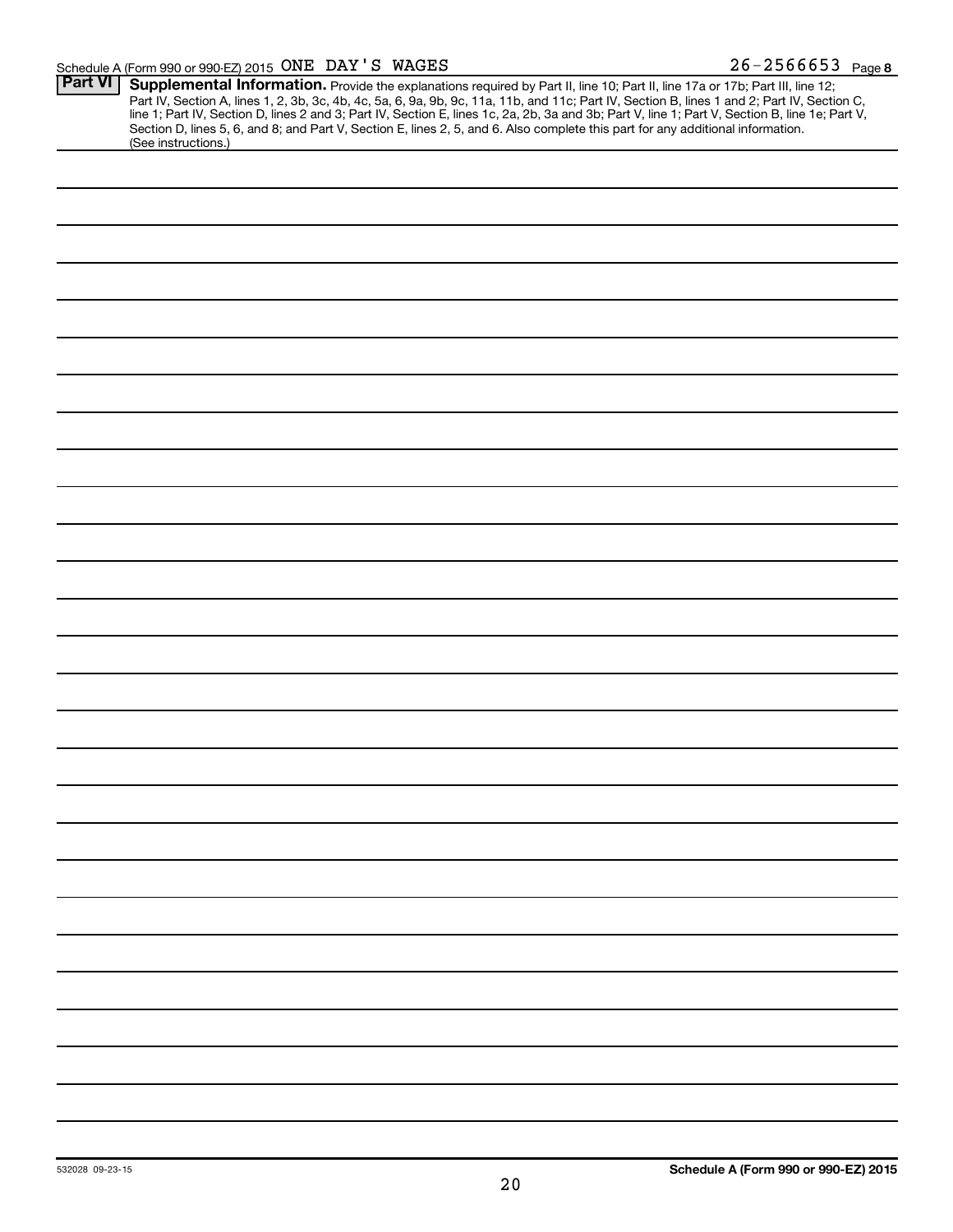Schedule A (Form 990 or 990-EZ) 2015 ONE DAY'S WAGES 26-2566653 Page 8

**Part VI** **Supplemental Information.** Provide the explanations required by Part II, line 10; Part II, line 17a or 17b; Part III, line 12; Part IV, Section A, lines 1, 2, 3b, 3c, 4b, 4c, 5a, 6, 9a, 9b, 9c, 11a, 11b, and 11c; Part IV, Section B, lines 1 and 2; Part IV, Section C, line 1; Part IV, Section D, lines 2 and 3; Part IV, Section E, lines 1c, 2a, 2b, 3a and 3b; Part V, line 1; Part V, Section B, line 1e; Part V, Section D, lines 5, 6, and 8; and Part V, Section E, lines 2, 5, and 6. Also complete this part for any additional information. (See instructions.)

532028 09-23-15

**Schedule A (Form 990 or 990-EZ) 2015**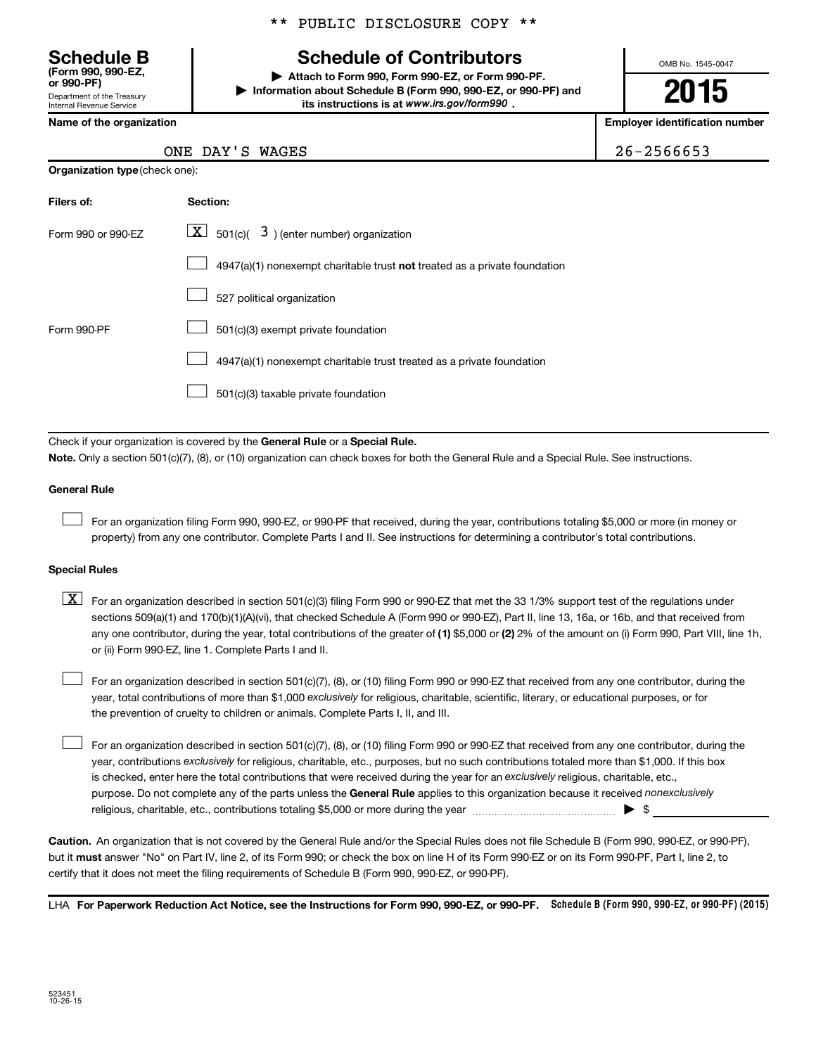** PUBLIC DISCLOSURE COPY **

# Schedule B (Form 990, 990-EZ, or 990-PF)

Department of the Treasury
Internal Revenue Service

## Schedule of Contributors

▶ Attach to Form 990, Form 990-EZ, or Form 990-PF.
▶ Information about Schedule B (Form 990, 990-EZ, or 990-PF) and its instructions is at www.irs.gov/form990 .

OMB No. 1545-0047

**2015**

| Name of the organization | Employer identification number |
|---|---|
| ONE DAY'S WAGES | 26-2566653 |

**Organization type** (check one):

| Filers of: | Section: |
|---|---|
| Form 990 or 990-EZ | [X] 501(c)( 3 ) (enter number) organization |
| | [ ] 4947(a)(1) nonexempt charitable trust **not** treated as a private foundation |
| | [ ] 527 political organization |
| Form 990-PF | [ ] 501(c)(3) exempt private foundation |
| | [ ] 4947(a)(1) nonexempt charitable trust treated as a private foundation |
| | [ ] 501(c)(3) taxable private foundation |

Check if your organization is covered by the **General Rule** or a **Special Rule.**

**Note.** Only a section 501(c)(7), (8), or (10) organization can check boxes for both the General Rule and a Special Rule. See instructions.

**General Rule**

[ ] For an organization filing Form 990, 990-EZ, or 990-PF that received, during the year, contributions totaling $5,000 or more (in money or property) from any one contributor. Complete Parts I and II. See instructions for determining a contributor's total contributions.

**Special Rules**

[X] For an organization described in section 501(c)(3) filing Form 990 or 990-EZ that met the 33 1/3% support test of the regulations under sections 509(a)(1) and 170(b)(1)(A)(vi), that checked Schedule A (Form 990 or 990-EZ), Part II, line 13, 16a, or 16b, and that received from any one contributor, during the year, total contributions of the greater of **(1)** $5,000 or **(2)** 2% of the amount on (i) Form 990, Part VIII, line 1h, or (ii) Form 990-EZ, line 1. Complete Parts I and II.

[ ] For an organization described in section 501(c)(7), (8), or (10) filing Form 990 or 990-EZ that received from any one contributor, during the year, total contributions of more than $1,000 *exclusively* for religious, charitable, scientific, literary, or educational purposes, or for the prevention of cruelty to children or animals. Complete Parts I, II, and III.

[ ] For an organization described in section 501(c)(7), (8), or (10) filing Form 990 or 990-EZ that received from any one contributor, during the year, contributions *exclusively* for religious, charitable, etc., purposes, but no such contributions totaled more than $1,000. If this box is checked, enter here the total contributions that were received during the year for an *exclusively* religious, charitable, etc., purpose. Do not complete any of the parts unless the **General Rule** applies to this organization because it received *nonexclusively* religious, charitable, etc., contributions totaling $5,000 or more during the year ▶ $ ____________

**Caution.** An organization that is not covered by the General Rule and/or the Special Rules does not file Schedule B (Form 990, 990-EZ, or 990-PF), but it **must** answer "No" on Part IV, line 2, of its Form 990; or check the box on line H of its Form 990-EZ or on its Form 990-PF, Part I, line 2, to certify that it does not meet the filing requirements of Schedule B (Form 990, 990-EZ, or 990-PF).

LHA **For Paperwork Reduction Act Notice, see the Instructions for Form 990, 990-EZ, or 990-PF.** **Schedule B (Form 990, 990-EZ, or 990-PF) (2015)**

523451
10-26-15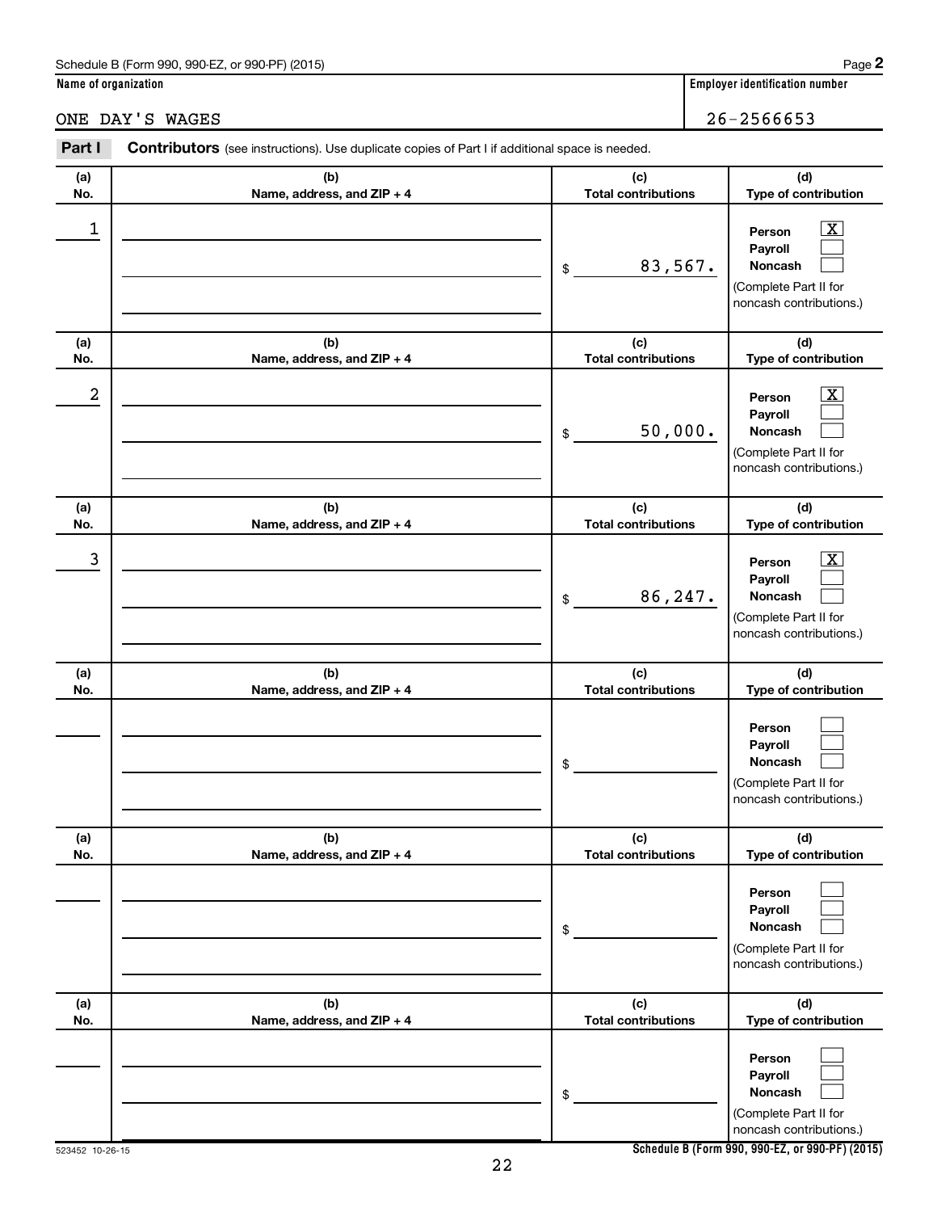Schedule B (Form 990, 990-EZ, or 990-PF) (2015)

**Name of organization**

ONE DAY'S WAGES

**Employer identification number**

26-2566653

**Part I** **Contributors** (see instructions). Use duplicate copies of Part I if additional space is needed.

| (a) No. | (b) Name, address, and ZIP + 4 | (c) Total contributions | (d) Type of contribution |
|---|---|---|---|
| 1 | | $ 83,567. | Person [X] Payroll [ ] Noncash [ ] (Complete Part II for noncash contributions.) |
| 2 | | $ 50,000. | Person [X] Payroll [ ] Noncash [ ] (Complete Part II for noncash contributions.) |
| 3 | | $ 86,247. | Person [X] Payroll [ ] Noncash [ ] (Complete Part II for noncash contributions.) |
| | | $ | Person [ ] Payroll [ ] Noncash [ ] (Complete Part II for noncash contributions.) |
| | | $ | Person [ ] Payroll [ ] Noncash [ ] (Complete Part II for noncash contributions.) |
| | | $ | Person [ ] Payroll [ ] Noncash [ ] (Complete Part II for noncash contributions.) |

523452 10-26-15

**Schedule B (Form 990, 990-EZ, or 990-PF) (2015)**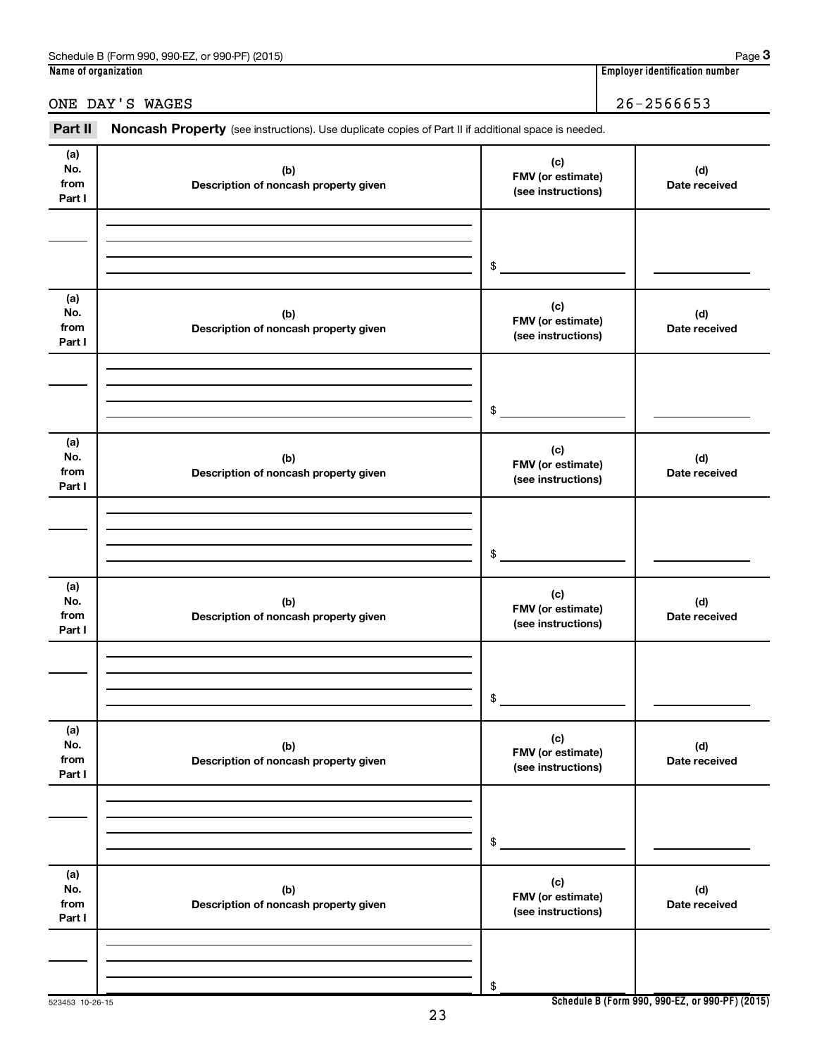Schedule B (Form 990, 990-EZ, or 990-PF) (2015) Page **3**

**Name of organization** | **Employer identification number**

ONE DAY'S WAGES | 26-2566653

**Part II** **Noncash Property** (see instructions). Use duplicate copies of Part II if additional space is needed.

| (a) No. from Part I | (b) Description of noncash property given | (c) FMV (or estimate) (see instructions) | (d) Date received |
|---|---|---|---|
| | | $ | |

| (a) No. from Part I | (b) Description of noncash property given | (c) FMV (or estimate) (see instructions) | (d) Date received |
|---|---|---|---|
| | | $ | |

| (a) No. from Part I | (b) Description of noncash property given | (c) FMV (or estimate) (see instructions) | (d) Date received |
|---|---|---|---|
| | | $ | |

| (a) No. from Part I | (b) Description of noncash property given | (c) FMV (or estimate) (see instructions) | (d) Date received |
|---|---|---|---|
| | | $ | |

| (a) No. from Part I | (b) Description of noncash property given | (c) FMV (or estimate) (see instructions) | (d) Date received |
|---|---|---|---|
| | | $ | |

| (a) No. from Part I | (b) Description of noncash property given | (c) FMV (or estimate) (see instructions) | (d) Date received |
|---|---|---|---|
| | | $ | |

523453 10-26-15

**Schedule B (Form 990, 990-EZ, or 990-PF) (2015)**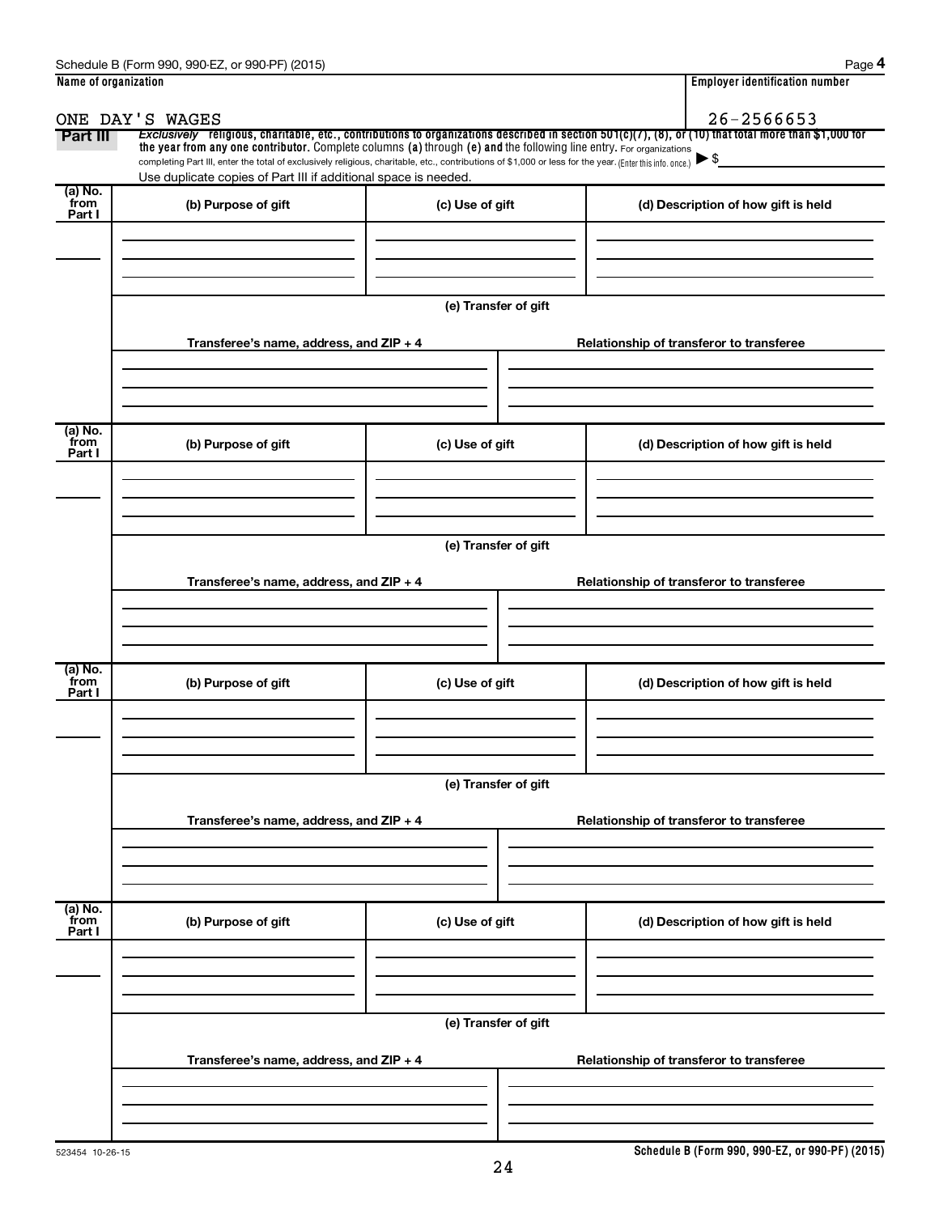Schedule B (Form 990, 990-EZ, or 990-PF) (2015) Page **4**

| Name of organization | Employer identification number |
|---|---|
| ONE DAY'S WAGES | 26-2566653 |

**Part III** *Exclusively* religious, charitable, etc., contributions to organizations described in section 501(c)(7), (8), or (10) that total more than $1,000 for the year from any one contributor. Complete columns (a) through (e) and the following line entry. For organizations completing Part III, enter the total of exclusively religious, charitable, etc., contributions of $1,000 or less for the year. (Enter this info. once.) ▶ $

Use duplicate copies of Part III if additional space is needed.

| (a) No. from Part I | (b) Purpose of gift | (c) Use of gift | (d) Description of how gift is held |
|---|---|---|---|
| | | | |

(e) Transfer of gift

| Transferee's name, address, and ZIP + 4 | Relationship of transferor to transferee |
|---|---|
| | |

| (a) No. from Part I | (b) Purpose of gift | (c) Use of gift | (d) Description of how gift is held |
|---|---|---|---|
| | | | |

(e) Transfer of gift

| Transferee's name, address, and ZIP + 4 | Relationship of transferor to transferee |
|---|---|
| | |

| (a) No. from Part I | (b) Purpose of gift | (c) Use of gift | (d) Description of how gift is held |
|---|---|---|---|
| | | | |

(e) Transfer of gift

| Transferee's name, address, and ZIP + 4 | Relationship of transferor to transferee |
|---|---|
| | |

| (a) No. from Part I | (b) Purpose of gift | (c) Use of gift | (d) Description of how gift is held |
|---|---|---|---|
| | | | |

(e) Transfer of gift

| Transferee's name, address, and ZIP + 4 | Relationship of transferor to transferee |
|---|---|
| | |

523454 10-26-15

**Schedule B (Form 990, 990-EZ, or 990-PF) (2015)**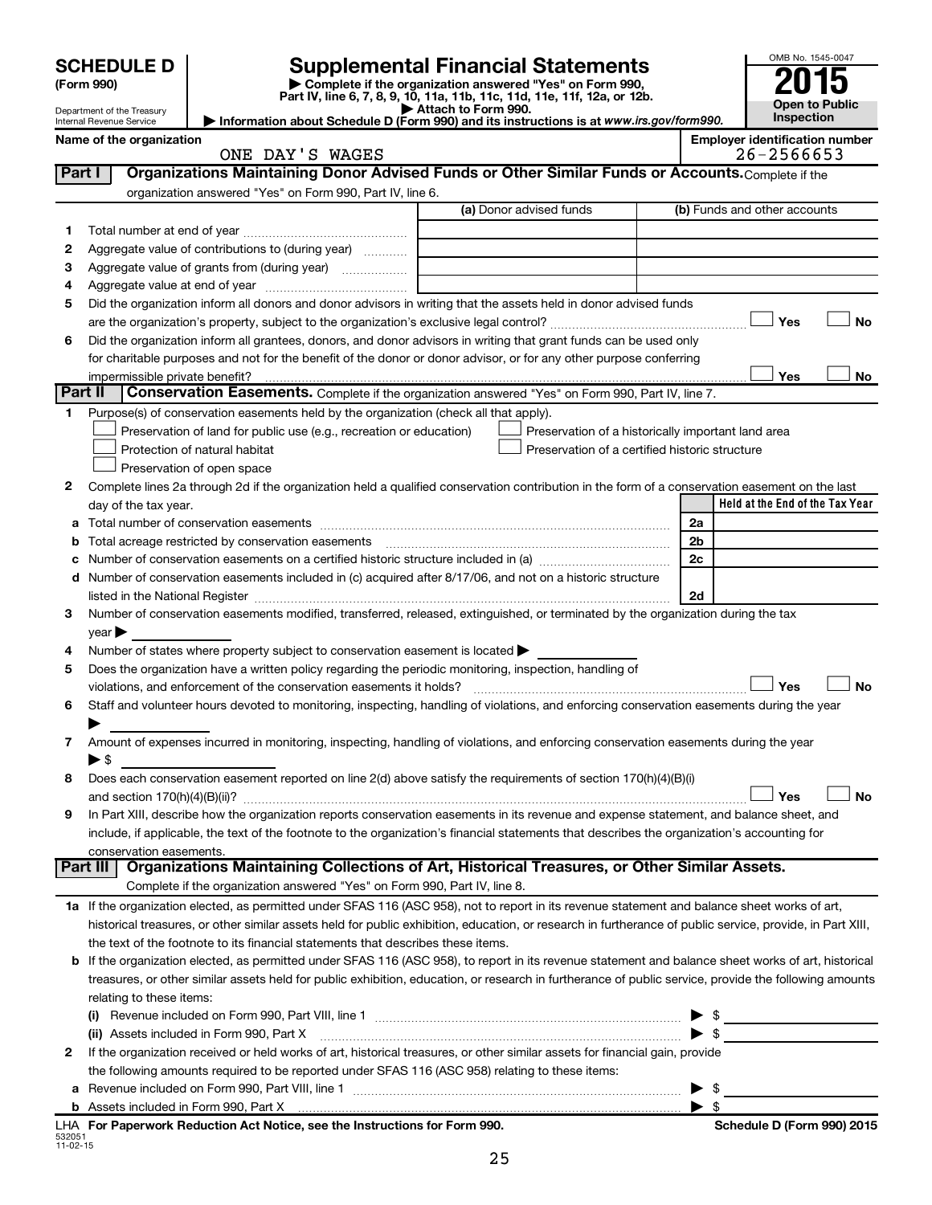# SCHEDULE D (Form 990)

Department of the Treasury
Internal Revenue Service

## Supplemental Financial Statements

▶ Complete if the organization answered "Yes" on Form 990, Part IV, line 6, 7, 8, 9, 10, 11a, 11b, 11c, 11d, 11e, 11f, 12a, or 12b.
▶ Attach to Form 990.
▶ Information about Schedule D (Form 990) and its instructions is at www.irs.gov/form990.

OMB No. 1545-0047

**2015**

**Open to Public Inspection**

Name of the organization: ONE DAY'S WAGES

Employer identification number: 26-2566653

**Part I — Organizations Maintaining Donor Advised Funds or Other Similar Funds or Accounts.** Complete if the organization answered "Yes" on Form 990, Part IV, line 6.

| | | (a) Donor advised funds | (b) Funds and other accounts |
|---|---|---|---|
| 1 | Total number at end of year | | |
| 2 | Aggregate value of contributions to (during year) | | |
| 3 | Aggregate value of grants from (during year) | | |
| 4 | Aggregate value at end of year | | |

5 Did the organization inform all donors and donor advisors in writing that the assets held in donor advised funds are the organization's property, subject to the organization's exclusive legal control? ☐ Yes ☐ No

6 Did the organization inform all grantees, donors, and donor advisors in writing that grant funds can be used only for charitable purposes and not for the benefit of the donor or donor advisor, or for any other purpose conferring impermissible private benefit? ☐ Yes ☐ No

**Part II — Conservation Easements.** Complete if the organization answered "Yes" on Form 990, Part IV, line 7.

1 Purpose(s) of conservation easements held by the organization (check all that apply).
- ☐ Preservation of land for public use (e.g., recreation or education)
- ☐ Preservation of a historically important land area
- ☐ Protection of natural habitat
- ☐ Preservation of a certified historic structure
- ☐ Preservation of open space

2 Complete lines 2a through 2d if the organization held a qualified conservation contribution in the form of a conservation easement on the last day of the tax year.

| | | | Held at the End of the Tax Year |
|---|---|---|---|
| a | Total number of conservation easements | 2a | |
| b | Total acreage restricted by conservation easements | 2b | |
| c | Number of conservation easements on a certified historic structure included in (a) | 2c | |
| d | Number of conservation easements included in (c) acquired after 8/17/06, and not on a historic structure listed in the National Register | 2d | |

3 Number of conservation easements modified, transferred, released, extinguished, or terminated by the organization during the tax year ▶

4 Number of states where property subject to conservation easement is located ▶

5 Does the organization have a written policy regarding the periodic monitoring, inspection, handling of violations, and enforcement of the conservation easements it holds? ☐ Yes ☐ No

6 Staff and volunteer hours devoted to monitoring, inspecting, handling of violations, and enforcing conservation easements during the year ▶

7 Amount of expenses incurred in monitoring, inspecting, handling of violations, and enforcing conservation easements during the year ▶ $

8 Does each conservation easement reported on line 2(d) above satisfy the requirements of section 170(h)(4)(B)(i) and section 170(h)(4)(B)(ii)? ☐ Yes ☐ No

9 In Part XIII, describe how the organization reports conservation easements in its revenue and expense statement, and balance sheet, and include, if applicable, the text of the footnote to the organization's financial statements that describes the organization's accounting for conservation easements.

**Part III — Organizations Maintaining Collections of Art, Historical Treasures, or Other Similar Assets.** Complete if the organization answered "Yes" on Form 990, Part IV, line 8.

1a If the organization elected, as permitted under SFAS 116 (ASC 958), not to report in its revenue statement and balance sheet works of art, historical treasures, or other similar assets held for public exhibition, education, or research in furtherance of public service, provide, in Part XIII, the text of the footnote to its financial statements that describes these items.

b If the organization elected, as permitted under SFAS 116 (ASC 958), to report in its revenue statement and balance sheet works of art, historical treasures, or other similar assets held for public exhibition, education, or research in furtherance of public service, provide the following amounts relating to these items:

(i) Revenue included on Form 990, Part VIII, line 1 ▶ $

(ii) Assets included in Form 990, Part X ▶ $

2 If the organization received or held works of art, historical treasures, or other similar assets for financial gain, provide the following amounts required to be reported under SFAS 116 (ASC 958) relating to these items:

a Revenue included on Form 990, Part VIII, line 1 ▶ $

b Assets included in Form 990, Part X ▶ $

LHA For Paperwork Reduction Act Notice, see the Instructions for Form 990. Schedule D (Form 990) 2015

532051 11-02-15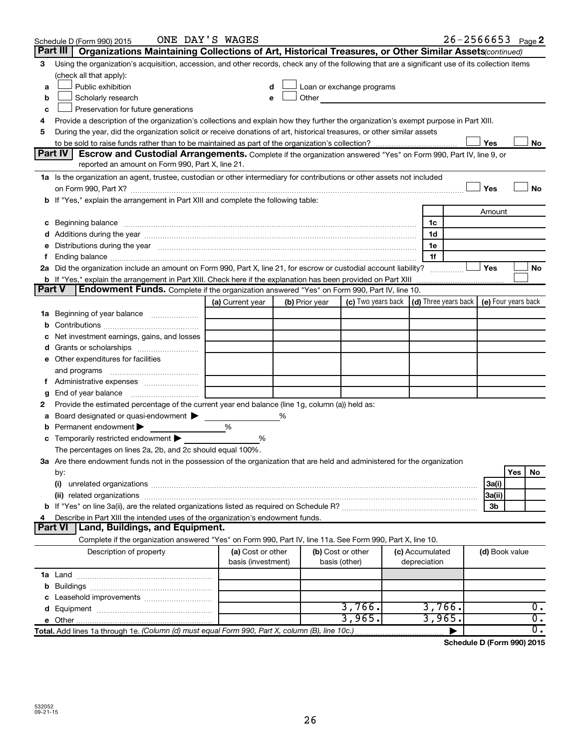Schedule D (Form 990) 2015 ONE DAY'S WAGES 26-2566653 Page 2

## Part III Organizations Maintaining Collections of Art, Historical Treasures, or Other Similar Assets *(continued)*

3 Using the organization's acquisition, accession, and other records, check any of the following that are a significant use of its collection items (check all that apply):

- a ☐ Public exhibition
- b ☐ Scholarly research
- c ☐ Preservation for future generations
- d ☐ Loan or exchange programs
- e ☐ Other

4 Provide a description of the organization's collections and explain how they further the organization's exempt purpose in Part XIII.

5 During the year, did the organization solicit or receive donations of art, historical treasures, or other similar assets to be sold to raise funds rather than to be maintained as part of the organization's collection? ☐ Yes ☐ No

## Part IV Escrow and Custodial Arrangements.

Complete if the organization answered "Yes" on Form 990, Part IV, line 9, or reported an amount on Form 990, Part X, line 21.

1a Is the organization an agent, trustee, custodian or other intermediary for contributions or other assets not included on Form 990, Part X? ☐ Yes ☐ No

b If "Yes," explain the arrangement in Part XIII and complete the following table:

| | | Amount |
|---|---|---|
| c Beginning balance | 1c | |
| d Additions during the year | 1d | |
| e Distributions during the year | 1e | |
| f Ending balance | 1f | |

2a Did the organization include an amount on Form 990, Part X, line 21, for escrow or custodial account liability? ☐ Yes ☐ No

b If "Yes," explain the arrangement in Part XIII. Check here if the explanation has been provided on Part XIII ☐

## Part V Endowment Funds.

Complete if the organization answered "Yes" on Form 990, Part IV, line 10.

| | (a) Current year | (b) Prior year | (c) Two years back | (d) Three years back | (e) Four years back |
|---|---|---|---|---|---|
| 1a Beginning of year balance | | | | | |
| b Contributions | | | | | |
| c Net investment earnings, gains, and losses | | | | | |
| d Grants or scholarships | | | | | |
| e Other expenditures for facilities and programs | | | | | |
| f Administrative expenses | | | | | |
| g End of year balance | | | | | |

2 Provide the estimated percentage of the current year end balance (line 1g, column (a)) held as:

- a Board designated or quasi-endowment ▶ %
- b Permanent endowment ▶ %
- c Temporarily restricted endowment ▶ %

The percentages on lines 2a, 2b, and 2c should equal 100%.

3a Are there endowment funds not in the possession of the organization that are held and administered for the organization by:

| | | Yes | No |
|---|---|---|---|
| (i) unrelated organizations | 3a(i) | | |
| (ii) related organizations | 3a(ii) | | |
| b If "Yes" on line 3a(ii), are the related organizations listed as required on Schedule R? | 3b | | |

4 Describe in Part XIII the intended uses of the organization's endowment funds.

## Part VI Land, Buildings, and Equipment.

Complete if the organization answered "Yes" on Form 990, Part IV, line 11a. See Form 990, Part X, line 10.

| Description of property | (a) Cost or other basis (investment) | (b) Cost or other basis (other) | (c) Accumulated depreciation | (d) Book value |
|---|---|---|---|---|
| 1a Land | | | | |
| b Buildings | | | | |
| c Leasehold improvements | | | | |
| d Equipment | | 3,766. | 3,766. | 0. |
| e Other | | 3,965. | 3,965. | 0. |
| Total. Add lines 1a through 1e. *(Column (d) must equal Form 990, Part X, column (B), line 10c.)* | | | ▶ | 0. |

Schedule D (Form 990) 2015

532052
09-21-15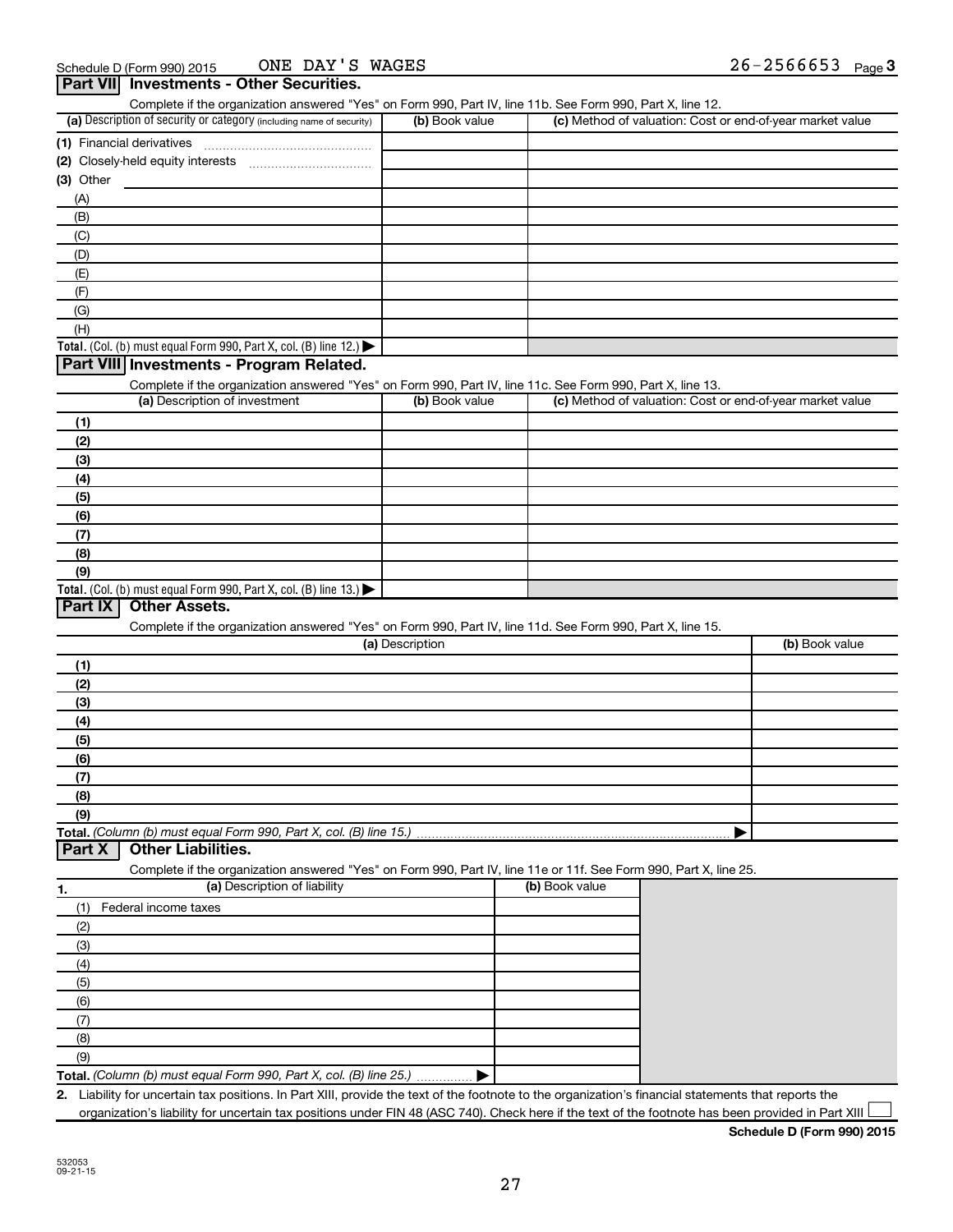Schedule D (Form 990) 2015 ONE DAY'S WAGES 26-2566653 Page 3

## Part VII Investments - Other Securities.

Complete if the organization answered "Yes" on Form 990, Part IV, line 11b. See Form 990, Part X, line 12.

| (a) Description of security or category (including name of security) | (b) Book value | (c) Method of valuation: Cost or end-of-year market value |
|---|---|---|
| (1) Financial derivatives | | |
| (2) Closely-held equity interests | | |
| (3) Other | | |
| (A) | | |
| (B) | | |
| (C) | | |
| (D) | | |
| (E) | | |
| (F) | | |
| (G) | | |
| (H) | | |
| **Total.** (Col. (b) must equal Form 990, Part X, col. (B) line 12.) ▶ | | |

## Part VIII Investments - Program Related.

Complete if the organization answered "Yes" on Form 990, Part IV, line 11c. See Form 990, Part X, line 13.

| (a) Description of investment | (b) Book value | (c) Method of valuation: Cost or end-of-year market value |
|---|---|---|
| (1) | | |
| (2) | | |
| (3) | | |
| (4) | | |
| (5) | | |
| (6) | | |
| (7) | | |
| (8) | | |
| (9) | | |
| **Total.** (Col. (b) must equal Form 990, Part X, col. (B) line 13.) ▶ | | |

## Part IX Other Assets.

Complete if the organization answered "Yes" on Form 990, Part IV, line 11d. See Form 990, Part X, line 15.

| (a) Description | (b) Book value |
|---|---|
| (1) | |
| (2) | |
| (3) | |
| (4) | |
| (5) | |
| (6) | |
| (7) | |
| (8) | |
| (9) | |
| **Total.** *(Column (b) must equal Form 990, Part X, col. (B) line 15.)* ▶ | |

## Part X Other Liabilities.

Complete if the organization answered "Yes" on Form 990, Part IV, line 11e or 11f. See Form 990, Part X, line 25.

| 1. (a) Description of liability | (b) Book value |
|---|---|
| (1) Federal income taxes | |
| (2) | |
| (3) | |
| (4) | |
| (5) | |
| (6) | |
| (7) | |
| (8) | |
| (9) | |
| **Total.** *(Column (b) must equal Form 990, Part X, col. (B) line 25.)* ▶ | |

2. Liability for uncertain tax positions. In Part XIII, provide the text of the footnote to the organization's financial statements that reports the organization's liability for uncertain tax positions under FIN 48 (ASC 740). Check here if the text of the footnote has been provided in Part XIII ☐

**Schedule D (Form 990) 2015**

532053 09-21-15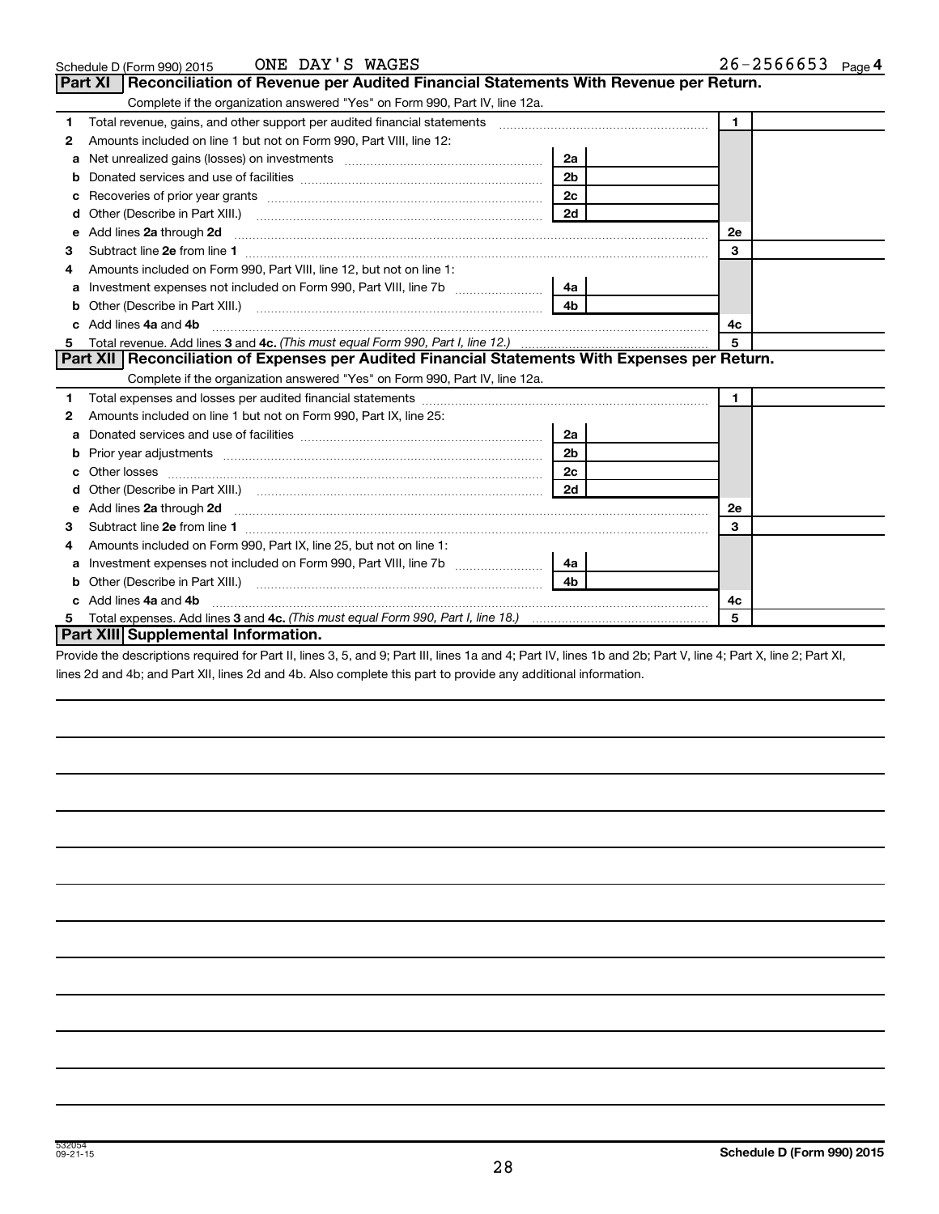Schedule D (Form 990) 2015 ONE DAY'S WAGES 26-2566653 Page 4

## Part XI Reconciliation of Revenue per Audited Financial Statements With Revenue per Return.

Complete if the organization answered "Yes" on Form 990, Part IV, line 12a.

| | | | | | |
|---|---|---|---|---|---|
| 1 | Total revenue, gains, and other support per audited financial statements | | | 1 | |
| 2 | Amounts included on line 1 but not on Form 990, Part VIII, line 12: | | | | |
| a | Net unrealized gains (losses) on investments | 2a | | | |
| b | Donated services and use of facilities | 2b | | | |
| c | Recoveries of prior year grants | 2c | | | |
| d | Other (Describe in Part XIII.) | 2d | | | |
| e | Add lines **2a** through **2d** | | | 2e | |
| 3 | Subtract line **2e** from line **1** | | | 3 | |
| 4 | Amounts included on Form 990, Part VIII, line 12, but not on line 1: | | | | |
| a | Investment expenses not included on Form 990, Part VIII, line 7b | 4a | | | |
| b | Other (Describe in Part XIII.) | 4b | | | |
| c | Add lines **4a** and **4b** | | | 4c | |
| 5 | Total revenue. Add lines **3** and **4c.** *(This must equal Form 990, Part I, line 12.)* | | | 5 | |

## Part XII Reconciliation of Expenses per Audited Financial Statements With Expenses per Return.

Complete if the organization answered "Yes" on Form 990, Part IV, line 12a.

| | | | | | |
|---|---|---|---|---|---|
| 1 | Total expenses and losses per audited financial statements | | | 1 | |
| 2 | Amounts included on line 1 but not on Form 990, Part IX, line 25: | | | | |
| a | Donated services and use of facilities | 2a | | | |
| b | Prior year adjustments | 2b | | | |
| c | Other losses | 2c | | | |
| d | Other (Describe in Part XIII.) | 2d | | | |
| e | Add lines **2a** through **2d** | | | 2e | |
| 3 | Subtract line **2e** from line **1** | | | 3 | |
| 4 | Amounts included on Form 990, Part IX, line 25, but not on line 1: | | | | |
| a | Investment expenses not included on Form 990, Part VIII, line 7b | 4a | | | |
| b | Other (Describe in Part XIII.) | 4b | | | |
| c | Add lines **4a** and **4b** | | | 4c | |
| 5 | Total expenses. Add lines **3** and **4c.** *(This must equal Form 990, Part I, line 18.)* | | | 5 | |

## Part XIII Supplemental Information.

Provide the descriptions required for Part II, lines 3, 5, and 9; Part III, lines 1a and 4; Part IV, lines 1b and 2b; Part V, line 4; Part X, line 2; Part XI, lines 2d and 4b; and Part XII, lines 2d and 4b. Also complete this part to provide any additional information.

532054 09-21-15

**Schedule D (Form 990) 2015**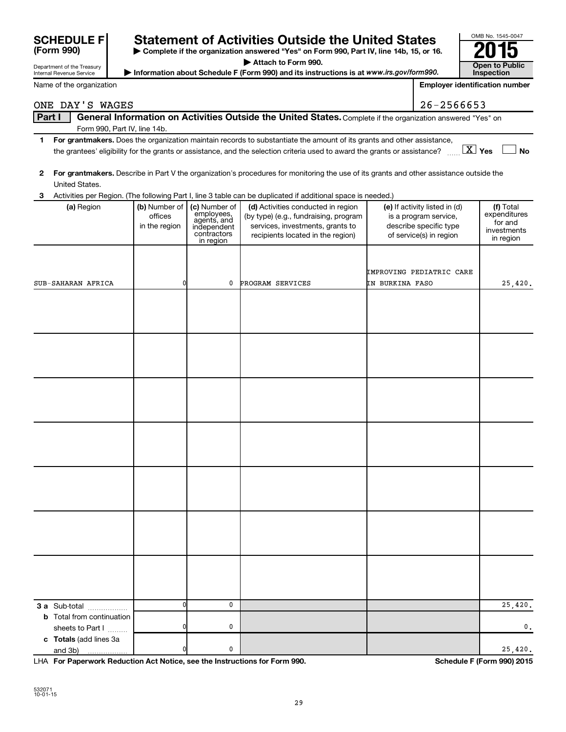**SCHEDULE F (Form 990)**

Department of the Treasury
Internal Revenue Service

# Statement of Activities Outside the United States

▶ Complete if the organization answered "Yes" on Form 990, Part IV, line 14b, 15, or 16.
▶ Attach to Form 990.
▶ Information about Schedule F (Form 990) and its instructions is at www.irs.gov/form990.

OMB No. 1545-0047

**2015**

**Open to Public Inspection**

Name of the organization: ONE DAY'S WAGES

Employer identification number: 26-2566653

**Part I — General Information on Activities Outside the United States.** Complete if the organization answered "Yes" on Form 990, Part IV, line 14b.

1 **For grantmakers.** Does the organization maintain records to substantiate the amount of its grants and other assistance, the grantees' eligibility for the grants or assistance, and the selection criteria used to award the grants or assistance? [X] Yes [ ] No

2 **For grantmakers.** Describe in Part V the organization's procedures for monitoring the use of its grants and other assistance outside the United States.

3 Activities per Region. (The following Part I, line 3 table can be duplicated if additional space is needed.)

| (a) Region | (b) Number of offices in the region | (c) Number of employees, agents, and independent contractors in region | (d) Activities conducted in region (by type) (e.g., fundraising, program services, investments, grants to recipients located in the region) | (e) If activity listed in (d) is a program service, describe specific type of service(s) in region | (f) Total expenditures for and investments in region |
|---|---|---|---|---|---|
| SUB-SAHARAN AFRICA | 0 | 0 | PROGRAM SERVICES | IMPROVING PEDIATRIC CARE IN BURKINA FASO | 25,420. |
| | | | | | |
| | | | | | |
| | | | | | |
| | | | | | |
| | | | | | |
| | | | | | |
| | | | | | |
| **3 a** Sub-total | 0 | 0 | | | 25,420. |
| **b** Total from continuation sheets to Part I | 0 | 0 | | | 0. |
| **c Totals** (add lines 3a and 3b) | 0 | 0 | | | 25,420. |

LHA **For Paperwork Reduction Act Notice, see the Instructions for Form 990.** **Schedule F (Form 990) 2015**

532071
10-01-15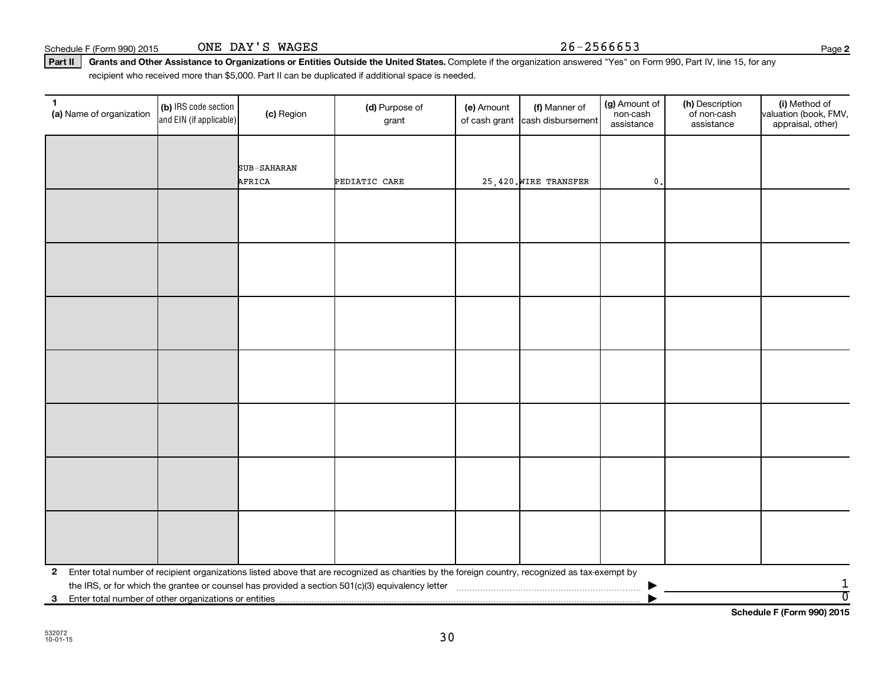Schedule F (Form 990) 2015 ONE DAY'S WAGES 26-2566653 Page 2

**Part II** **Grants and Other Assistance to Organizations or Entities Outside the United States.** Complete if the organization answered "Yes" on Form 990, Part IV, line 15, for any recipient who received more than $5,000. Part II can be duplicated if additional space is needed.

| 1 (a) Name of organization | (b) IRS code section and EIN (if applicable) | (c) Region | (d) Purpose of grant | (e) Amount of cash grant | (f) Manner of cash disbursement | (g) Amount of non-cash assistance | (h) Description of non-cash assistance | (i) Method of valuation (book, FMV, appraisal, other) |
|---|---|---|---|---|---|---|---|---|
| | | SUB-SAHARAN AFRICA | PEDIATIC CARE | 25,420. | WIRE TRANSFER | 0. | | |
| | | | | | | | | |
| | | | | | | | | |
| | | | | | | | | |
| | | | | | | | | |
| | | | | | | | | |
| | | | | | | | | |
| | | | | | | | | |

**2** Enter total number of recipient organizations listed above that are recognized as charities by the foreign country, recognized as tax-exempt by the IRS, or for which the grantee or counsel has provided a section 501(c)(3) equivalency letter ▶ 1

**3** Enter total number of other organizations or entities ▶ 0

**Schedule F (Form 990) 2015**

532072
10-01-15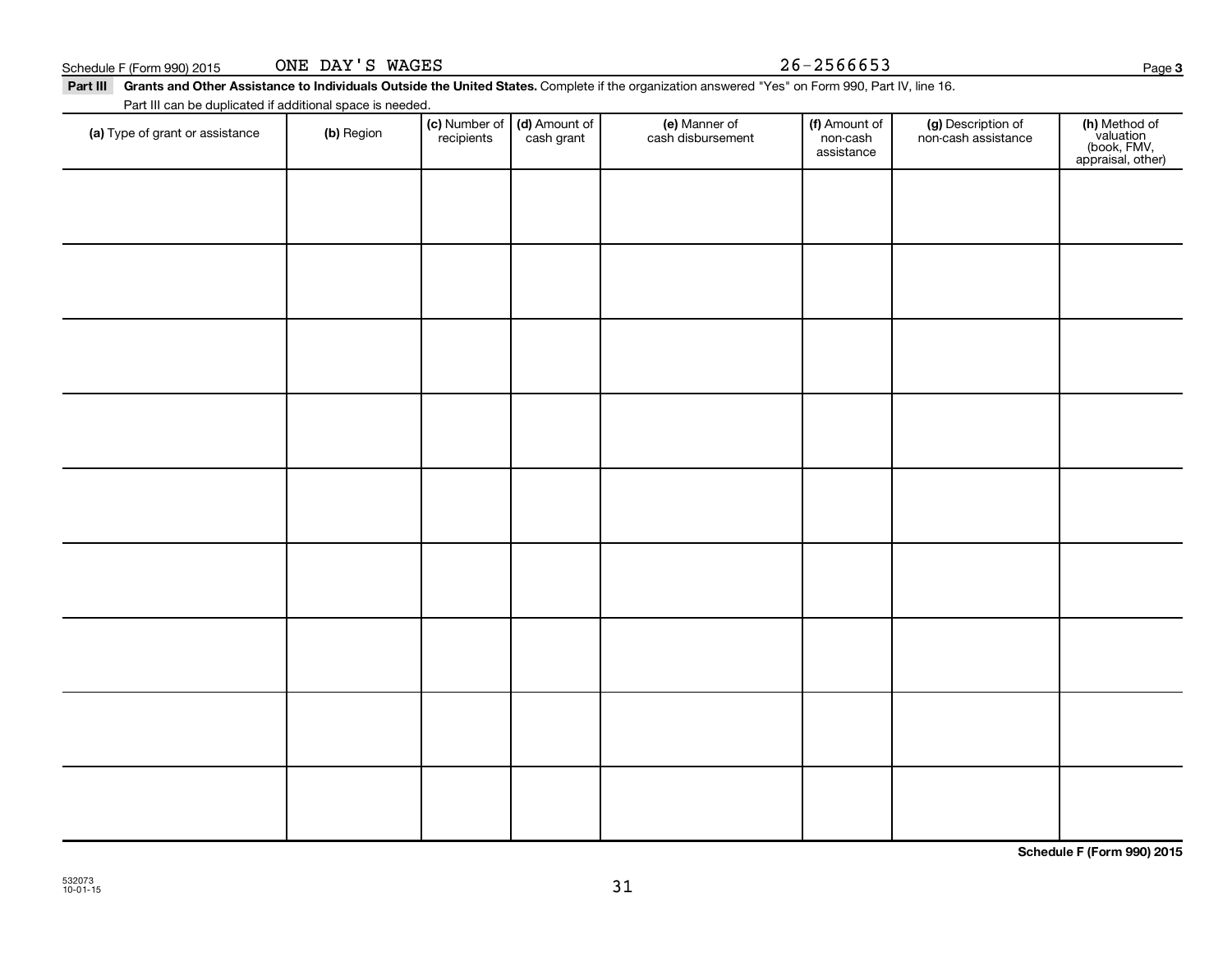Schedule F (Form 990) 2015 ONE DAY'S WAGES 26-2566653 Page **3**

**Part III** **Grants and Other Assistance to Individuals Outside the United States.** Complete if the organization answered "Yes" on Form 990, Part IV, line 16.

Part III can be duplicated if additional space is needed.

| **(a)** Type of grant or assistance | **(b)** Region | **(c)** Number of recipients | **(d)** Amount of cash grant | **(e)** Manner of cash disbursement | **(f)** Amount of non-cash assistance | **(g)** Description of non-cash assistance | **(h)** Method of valuation (book, FMV, appraisal, other) |
|---|---|---|---|---|---|---|---|
| | | | | | | | |
| | | | | | | | |
| | | | | | | | |
| | | | | | | | |
| | | | | | | | |
| | | | | | | | |
| | | | | | | | |
| | | | | | | | |
| | | | | | | | |

**Schedule F (Form 990) 2015**

532073
10-01-15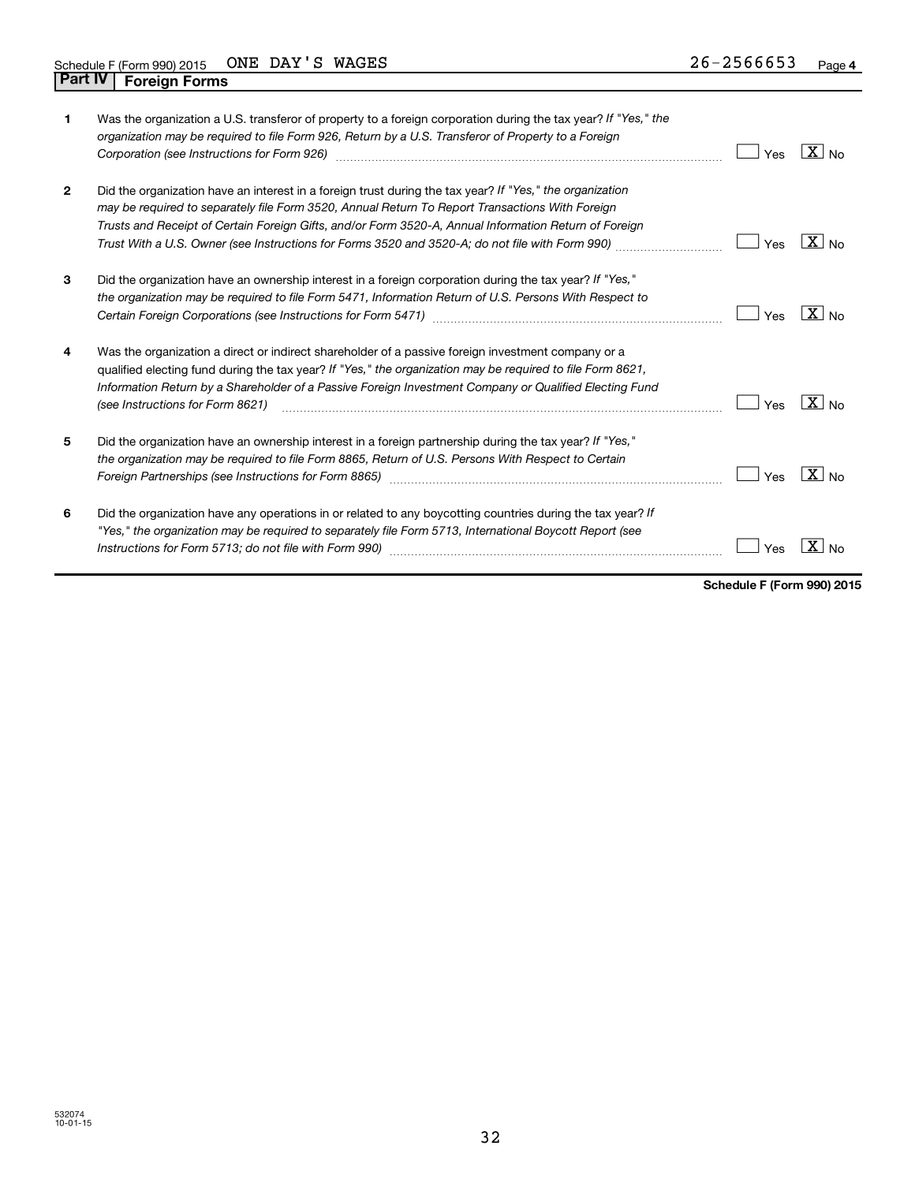Schedule F (Form 990) 2015 ONE DAY'S WAGES 26-2566653 Page 4

## Part IV Foreign Forms

| | | | |
|---|---|---|---|
| 1 | Was the organization a U.S. transferor of property to a foreign corporation during the tax year? *If "Yes," the organization may be required to file Form 926, Return by a U.S. Transferor of Property to a Foreign Corporation (see Instructions for Form 926)* | Yes | X No |
| 2 | Did the organization have an interest in a foreign trust during the tax year? *If "Yes," the organization may be required to separately file Form 3520, Annual Return To Report Transactions With Foreign Trusts and Receipt of Certain Foreign Gifts, and/or Form 3520-A, Annual Information Return of Foreign Trust With a U.S. Owner (see Instructions for Forms 3520 and 3520-A; do not file with Form 990)* | Yes | X No |
| 3 | Did the organization have an ownership interest in a foreign corporation during the tax year? *If "Yes," the organization may be required to file Form 5471, Information Return of U.S. Persons With Respect to Certain Foreign Corporations (see Instructions for Form 5471)* | Yes | X No |
| 4 | Was the organization a direct or indirect shareholder of a passive foreign investment company or a qualified electing fund during the tax year? *If "Yes," the organization may be required to file Form 8621, Information Return by a Shareholder of a Passive Foreign Investment Company or Qualified Electing Fund (see Instructions for Form 8621)* | Yes | X No |
| 5 | Did the organization have an ownership interest in a foreign partnership during the tax year? *If "Yes," the organization may be required to file Form 8865, Return of U.S. Persons With Respect to Certain Foreign Partnerships (see Instructions for Form 8865)* | Yes | X No |
| 6 | Did the organization have any operations in or related to any boycotting countries during the tax year? *If "Yes," the organization may be required to separately file Form 5713, International Boycott Report (see Instructions for Form 5713; do not file with Form 990)* | Yes | X No |

**Schedule F (Form 990) 2015**

532074
10-01-15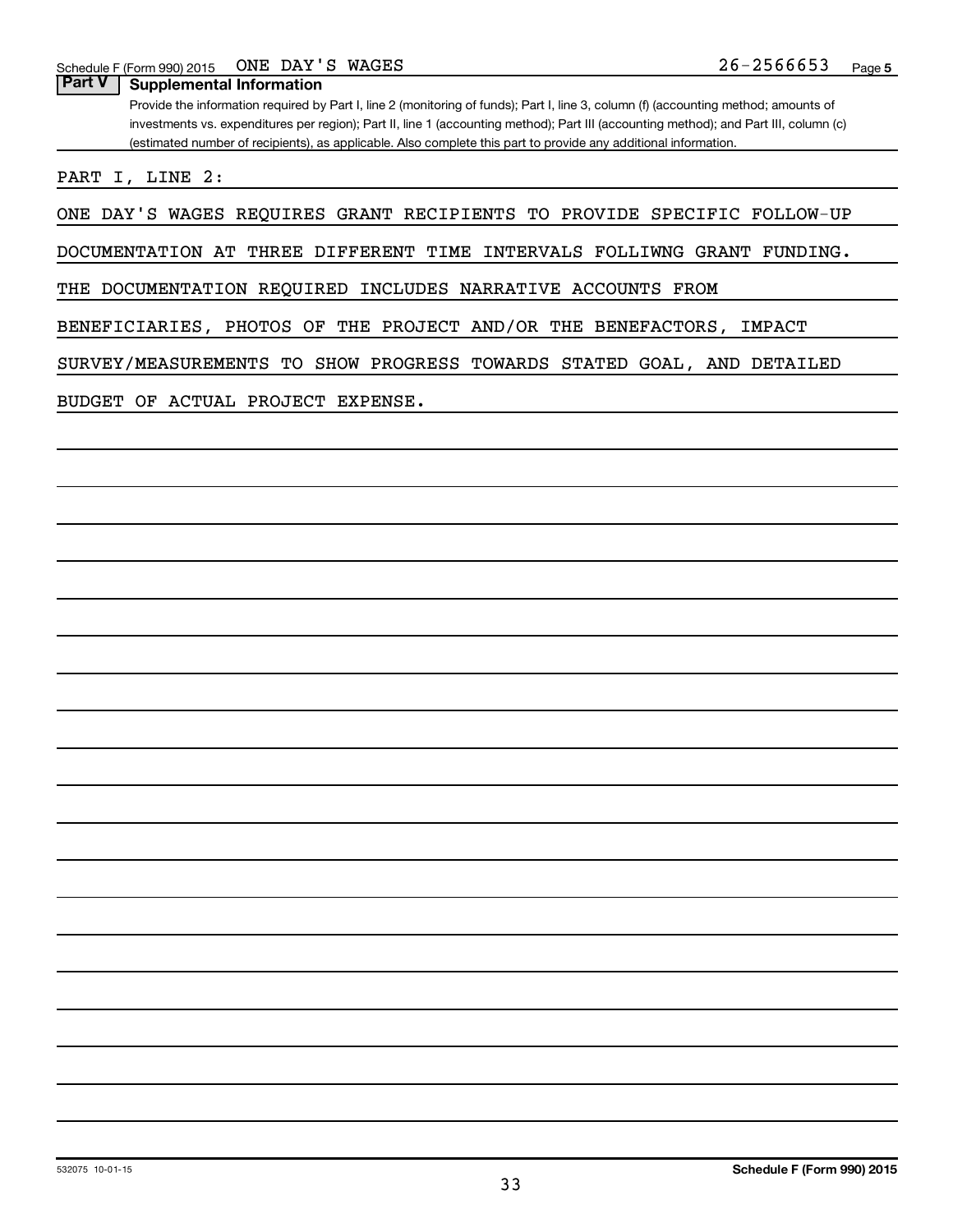Schedule F (Form 990) 2015 ONE DAY'S WAGES 26-2566653 Page 5

**Part V | Supplemental Information**

Provide the information required by Part I, line 2 (monitoring of funds); Part I, line 3, column (f) (accounting method; amounts of investments vs. expenditures per region); Part II, line 1 (accounting method); Part III (accounting method); and Part III, column (c) (estimated number of recipients), as applicable. Also complete this part to provide any additional information.

PART I, LINE 2:

ONE DAY'S WAGES REQUIRES GRANT RECIPIENTS TO PROVIDE SPECIFIC FOLLOW-UP DOCUMENTATION AT THREE DIFFERENT TIME INTERVALS FOLLIWNG GRANT FUNDING. THE DOCUMENTATION REQUIRED INCLUDES NARRATIVE ACCOUNTS FROM BENEFICIARIES, PHOTOS OF THE PROJECT AND/OR THE BENEFACTORS, IMPACT SURVEY/MEASUREMENTS TO SHOW PROGRESS TOWARDS STATED GOAL, AND DETAILED BUDGET OF ACTUAL PROJECT EXPENSE.

532075 10-01-15

**Schedule F (Form 990) 2015**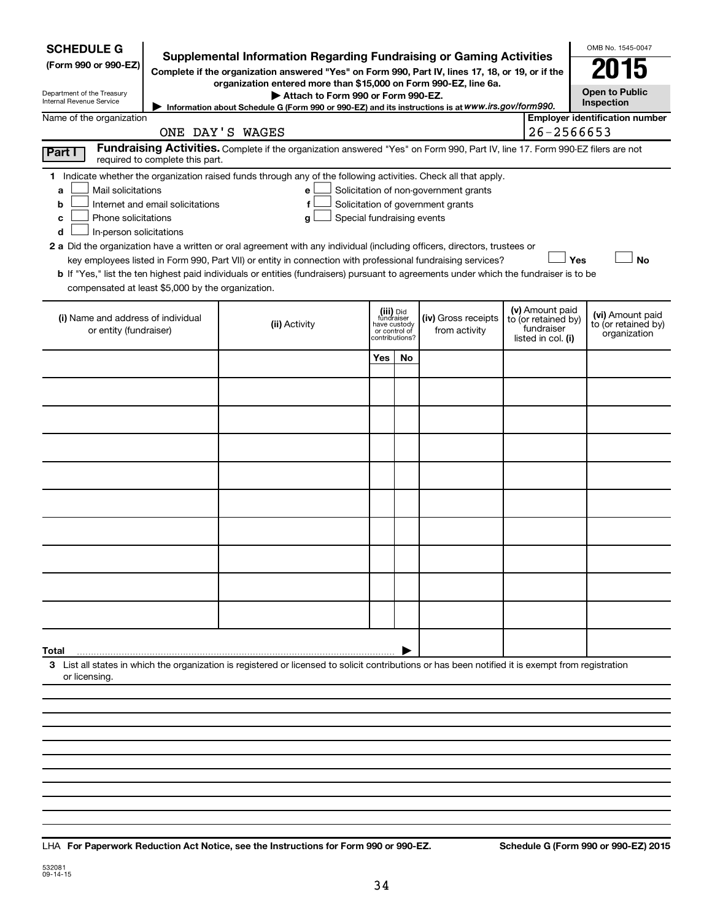**SCHEDULE G**
**(Form 990 or 990-EZ)**

Department of the Treasury
Internal Revenue Service

# Supplemental Information Regarding Fundraising or Gaming Activities

**Complete if the organization answered "Yes" on Form 990, Part IV, lines 17, 18, or 19, or if the organization entered more than $15,000 on Form 990-EZ, line 6a.**

▶ **Attach to Form 990 or Form 990-EZ.**

▶ Information about Schedule G (Form 990 or 990-EZ) and its instructions is at *www.irs.gov/form990.*

OMB No. 1545-0047

**2015**

**Open to Public Inspection**

Name of the organization: ONE DAY'S WAGES

**Employer identification number**: 26-2566653

**Part I** **Fundraising Activities.** Complete if the organization answered "Yes" on Form 990, Part IV, line 17. Form 990-EZ filers are not required to complete this part.

**1** Indicate whether the organization raised funds through any of the following activities. Check all that apply.

- **a** ☐ Mail solicitations
- **b** ☐ Internet and email solicitations
- **c** ☐ Phone solicitations
- **d** ☐ In-person solicitations
- **e** ☐ Solicitation of non-government grants
- **f** ☐ Solicitation of government grants
- **g** ☐ Special fundraising events

**2 a** Did the organization have a written or oral agreement with any individual (including officers, directors, trustees or key employees listed in Form 990, Part VII) or entity in connection with professional fundraising services? ☐ **Yes** ☐ **No**

**b** If "Yes," list the ten highest paid individuals or entities (fundraisers) pursuant to agreements under which the fundraiser is to be compensated at least $5,000 by the organization.

| (i) Name and address of individual or entity (fundraiser) | (ii) Activity | (iii) Did fundraiser have custody or control of contributions? Yes | No | (iv) Gross receipts from activity | (v) Amount paid to (or retained by) fundraiser listed in col. (i) | (vi) Amount paid to (or retained by) organization |
|---|---|---|---|---|---|---|
| | | | | | | |
| | | | | | | |
| | | | | | | |
| | | | | | | |
| | | | | | | |
| | | | | | | |
| | | | | | | |
| | | | | | | |
| | | | | | | |
| | | | | | | |
| **Total** ▶ | | | | | | |

**3** List all states in which the organization is registered or licensed to solicit contributions or has been notified it is exempt from registration or licensing.

LHA **For Paperwork Reduction Act Notice, see the Instructions for Form 990 or 990-EZ.** **Schedule G (Form 990 or 990-EZ) 2015**

532081
09-14-15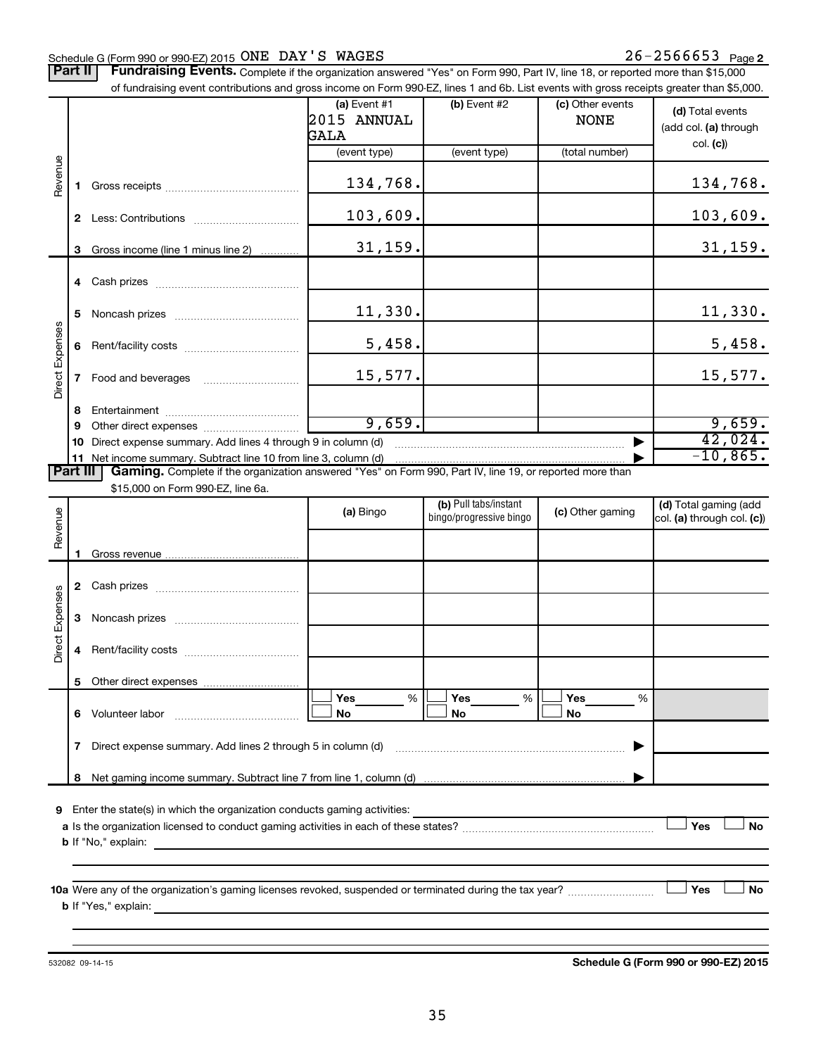Schedule G (Form 990 or 990-EZ) 2015 ONE DAY'S WAGES 26-2566653 Page **2**

**Part II** **Fundraising Events.** Complete if the organization answered "Yes" on Form 990, Part IV, line 18, or reported more than $15,000 of fundraising event contributions and gross income on Form 990-EZ, lines 1 and 6b. List events with gross receipts greater than $5,000.

| | | (a) Event #1 2015 ANNUAL GALA (event type) | (b) Event #2 (event type) | (c) Other events NONE (total number) | (d) Total events (add col. (a) through col. (c)) |
|---|---|---|---|---|---|
| Revenue | 1 Gross receipts | 134,768. | | | 134,768. |
| | 2 Less: Contributions | 103,609. | | | 103,609. |
| | 3 Gross income (line 1 minus line 2) | 31,159. | | | 31,159. |
| Direct Expenses | 4 Cash prizes | | | | |
| | 5 Noncash prizes | 11,330. | | | 11,330. |
| | 6 Rent/facility costs | 5,458. | | | 5,458. |
| | 7 Food and beverages | 15,577. | | | 15,577. |
| | 8 Entertainment | | | | |
| | 9 Other direct expenses | 9,659. | | | 9,659. |
| | 10 Direct expense summary. Add lines 4 through 9 in column (d) | | | ▶ | 42,024. |
| | 11 Net income summary. Subtract line 10 from line 3, column (d) | | | ▶ | -10,865. |

**Part III** **Gaming.** Complete if the organization answered "Yes" on Form 990, Part IV, line 19, or reported more than $15,000 on Form 990-EZ, line 6a.

| | | (a) Bingo | (b) Pull tabs/instant bingo/progressive bingo | (c) Other gaming | (d) Total gaming (add col. (a) through col. (c)) |
|---|---|---|---|---|---|
| Revenue | 1 Gross revenue | | | | |
| Direct Expenses | 2 Cash prizes | | | | |
| | 3 Noncash prizes | | | | |
| | 4 Rent/facility costs | | | | |
| | 5 Other direct expenses | | | | |
| | 6 Volunteer labor | ☐ Yes ____ % ☐ No | ☐ Yes ____ % ☐ No | ☐ Yes ____ % ☐ No | |
| | 7 Direct expense summary. Add lines 2 through 5 in column (d) | | | ▶ | |
| | 8 Net gaming income summary. Subtract line 7 from line 1, column (d) | | | ▶ | |

**9** Enter the state(s) in which the organization conducts gaming activities: ____________________

**a** Is the organization licensed to conduct gaming activities in each of these states? ☐ Yes ☐ No

**b** If "No," explain: ____________________

**10a** Were any of the organization's gaming licenses revoked, suspended or terminated during the tax year? ☐ Yes ☐ No

**b** If "Yes," explain: ____________________

532082 09-14-15 **Schedule G (Form 990 or 990-EZ) 2015**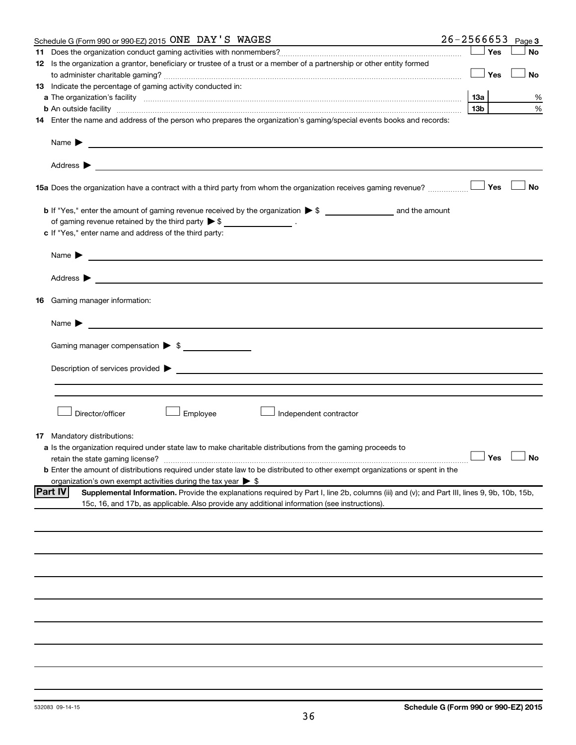Schedule G (Form 990 or 990-EZ) 2015 ONE DAY'S WAGES 26-2566653 Page 3

**11** Does the organization conduct gaming activities with nonmembers? ☐ Yes ☐ No

**12** Is the organization a grantor, beneficiary or trustee of a trust or a member of a partnership or other entity formed to administer charitable gaming? ☐ Yes ☐ No

**13** Indicate the percentage of gaming activity conducted in:

**a** The organization's facility **13a** %

**b** An outside facility **13b** %

**14** Enter the name and address of the person who prepares the organization's gaming/special events books and records:

Name ▶

Address ▶

**15a** Does the organization have a contract with a third party from whom the organization receives gaming revenue? ☐ Yes ☐ No

**b** If "Yes," enter the amount of gaming revenue received by the organization ▶ $ ______________ and the amount of gaming revenue retained by the third party ▶ $ ______________ .

**c** If "Yes," enter name and address of the third party:

Name ▶

Address ▶

**16** Gaming manager information:

Name ▶

Gaming manager compensation ▶ $

Description of services provided ▶

☐ Director/officer ☐ Employee ☐ Independent contractor

**17** Mandatory distributions:

**a** Is the organization required under state law to make charitable distributions from the gaming proceeds to retain the state gaming license? ☐ Yes ☐ No

**b** Enter the amount of distributions required under state law to be distributed to other exempt organizations or spent in the organization's own exempt activities during the tax year ▶ $

## Part IV Supplemental Information.

Provide the explanations required by Part I, line 2b, columns (iii) and (v); and Part III, lines 9, 9b, 10b, 15b, 15c, 16, and 17b, as applicable. Also provide any additional information (see instructions).

532083 09-14-15

Schedule G (Form 990 or 990-EZ) 2015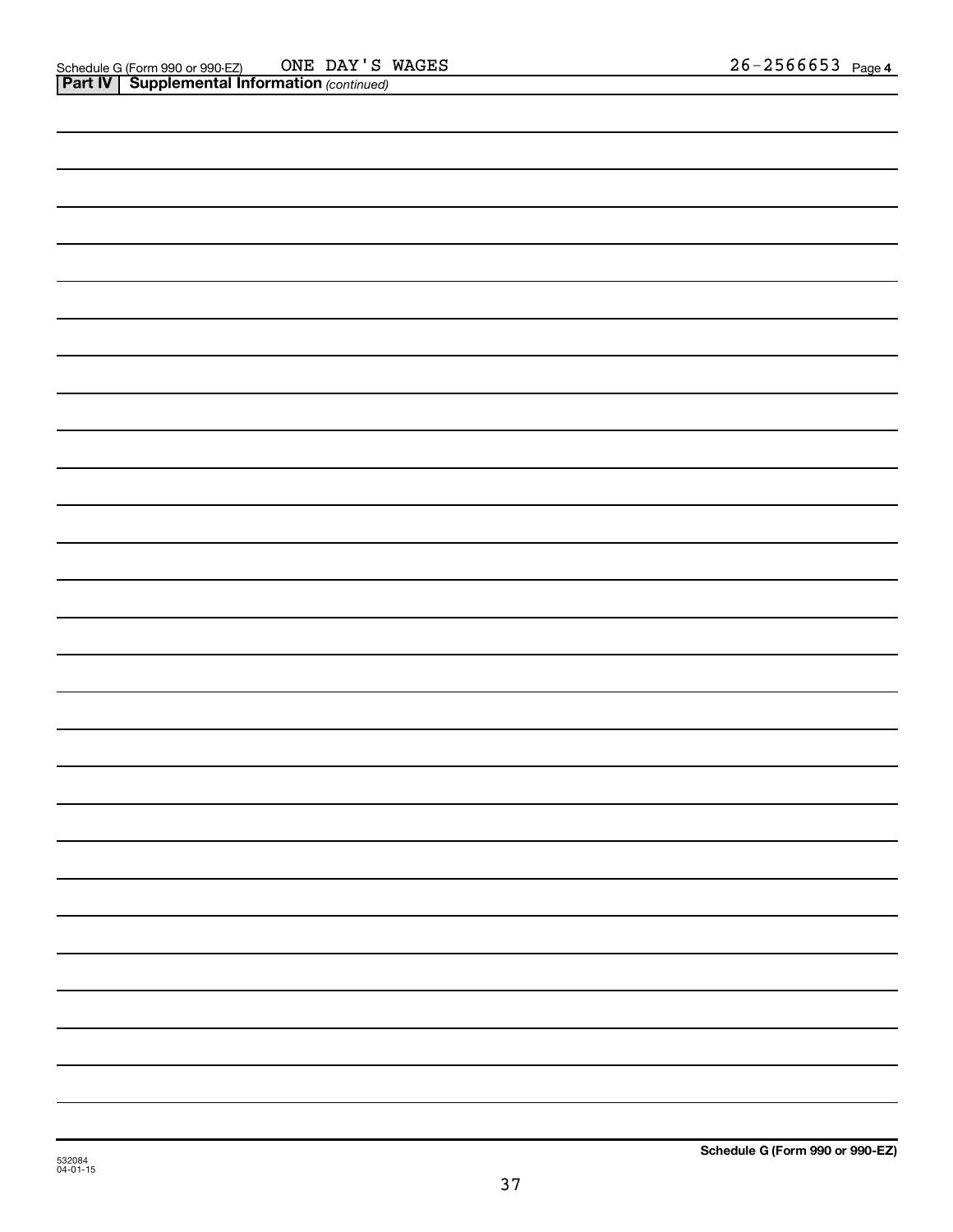Schedule G (Form 990 or 990-EZ) ONE DAY'S WAGES 26-2566653 Page 4

**Part IV Supplemental Information** *(continued)*

532084
04-01-15

**Schedule G (Form 990 or 990-EZ)**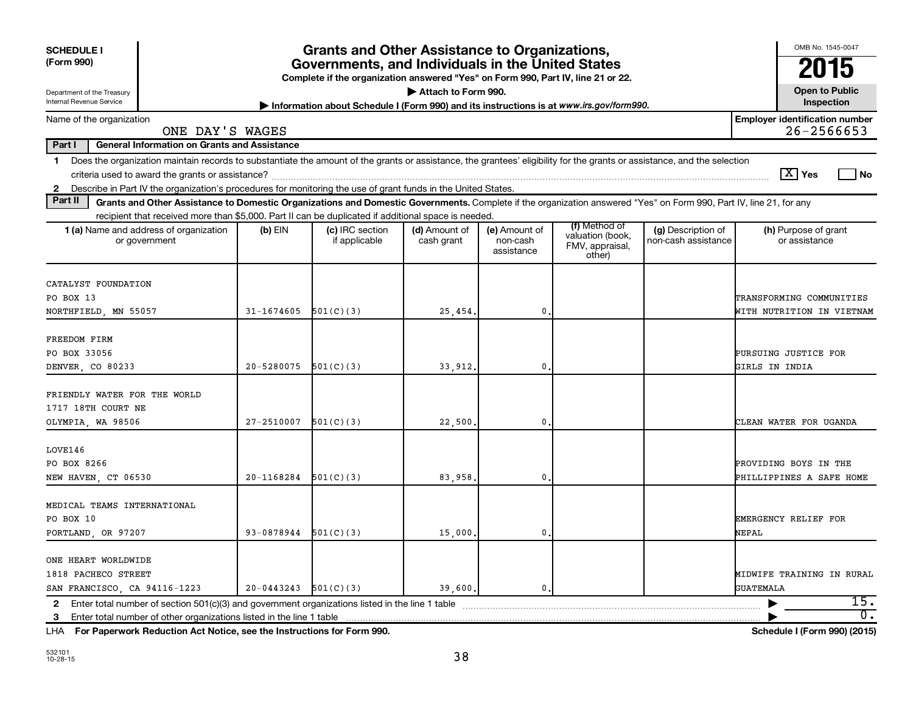**SCHEDULE I**
**(Form 990)**

Department of the Treasury
Internal Revenue Service

# Grants and Other Assistance to Organizations, Governments, and Individuals in the United States

**Complete if the organization answered "Yes" on Form 990, Part IV, line 21 or 22.**

**▶ Attach to Form 990.**

**▶ Information about Schedule I (Form 990) and its instructions is at www.irs.gov/form990.**

OMB No. 1545-0047

**2015**

**Open to Public Inspection**

Name of the organization: ONE DAY'S WAGES

**Employer identification number:** 26-2566653

**Part I General Information on Grants and Assistance**

1 Does the organization maintain records to substantiate the amount of the grants or assistance, the grantees' eligibility for the grants or assistance, and the selection criteria used to award the grants or assistance? [X] Yes [ ] No

2 Describe in Part IV the organization's procedures for monitoring the use of grant funds in the United States.

**Part II Grants and Other Assistance to Domestic Organizations and Domestic Governments.** Complete if the organization answered "Yes" on Form 990, Part IV, line 21, for any recipient that received more than $5,000. Part II can be duplicated if additional space is needed.

| 1 (a) Name and address of organization or government | (b) EIN | (c) IRC section if applicable | (d) Amount of cash grant | (e) Amount of non-cash assistance | (f) Method of valuation (book, FMV, appraisal, other) | (g) Description of non-cash assistance | (h) Purpose of grant or assistance |
|---|---|---|---|---|---|---|---|
| CATALYST FOUNDATION<br>PO BOX 13<br>NORTHFIELD, MN 55057 | 31-1674605 | 501(C)(3) | 25,454. | 0. | | | TRANSFORMING COMMUNITIES WITH NUTRITION IN VIETNAM |
| FREEDOM FIRM<br>PO BOX 33056<br>DENVER, CO 80233 | 20-5280075 | 501(C)(3) | 33,912. | 0. | | | PURSUING JUSTICE FOR GIRLS IN INDIA |
| FRIENDLY WATER FOR THE WORLD<br>1717 18TH COURT NE<br>OLYMPIA, WA 98506 | 27-2510007 | 501(C)(3) | 22,500. | 0. | | | CLEAN WATER FOR UGANDA |
| LOVE146<br>PO BOX 8266<br>NEW HAVEN, CT 06530 | 20-1168284 | 501(C)(3) | 83,958. | 0. | | | PROVIDING BOYS IN THE PHILLIPPINES A SAFE HOME |
| MEDICAL TEAMS INTERNATIONAL<br>PO BOX 10<br>PORTLAND, OR 97207 | 93-0878944 | 501(C)(3) | 15,000. | 0. | | | EMERGENCY RELIEF FOR NEPAL |
| ONE HEART WORLDWIDE<br>1818 PACHECO STREET<br>SAN FRANCISCO, CA 94116-1223 | 20-0443243 | 501(C)(3) | 39,600. | 0. | | | MIDWIFE TRAINING IN RURAL GUATEMALA |

2 Enter total number of section 501(c)(3) and government organizations listed in the line 1 table ▶ 15.

3 Enter total number of other organizations listed in the line 1 table ▶ 0.

LHA **For Paperwork Reduction Act Notice, see the Instructions for Form 990.** **Schedule I (Form 990) (2015)**

532101
10-28-15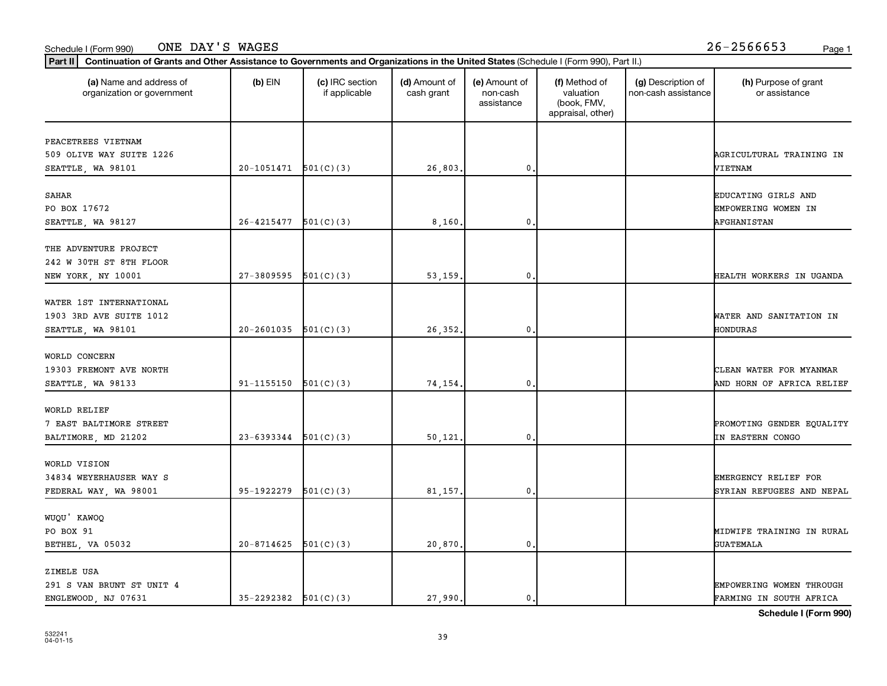Schedule I (Form 990) ONE DAY'S WAGES 26-2566653

**Part II** **Continuation of Grants and Other Assistance to Governments and Organizations in the United States** (Schedule I (Form 990), Part II.)

| (a) Name and address of organization or government | (b) EIN | (c) IRC section if applicable | (d) Amount of cash grant | (e) Amount of non-cash assistance | (f) Method of valuation (book, FMV, appraisal, other) | (g) Description of non-cash assistance | (h) Purpose of grant or assistance |
|---|---|---|---|---|---|---|---|
| PEACETREES VIETNAM<br>509 OLIVE WAY SUITE 1226<br>SEATTLE, WA 98101 | 20-1051471 | 501(C)(3) | 26,803. | 0. | | | AGRICULTURAL TRAINING IN VIETNAM |
| SAHAR<br>PO BOX 17672<br>SEATTLE, WA 98127 | 26-4215477 | 501(C)(3) | 8,160. | 0. | | | EDUCATING GIRLS AND EMPOWERING WOMEN IN AFGHANISTAN |
| THE ADVENTURE PROJECT<br>242 W 30TH ST 8TH FLOOR<br>NEW YORK, NY 10001 | 27-3809595 | 501(C)(3) | 53,159. | 0. | | | HEALTH WORKERS IN UGANDA |
| WATER 1ST INTERNATIONAL<br>1903 3RD AVE SUITE 1012<br>SEATTLE, WA 98101 | 20-2601035 | 501(C)(3) | 26,352. | 0. | | | WATER AND SANITATION IN HONDURAS |
| WORLD CONCERN<br>19303 FREMONT AVE NORTH<br>SEATTLE, WA 98133 | 91-1155150 | 501(C)(3) | 74,154. | 0. | | | CLEAN WATER FOR MYANMAR AND HORN OF AFRICA RELIEF |
| WORLD RELIEF<br>7 EAST BALTIMORE STREET<br>BALTIMORE, MD 21202 | 23-6393344 | 501(C)(3) | 50,121. | 0. | | | PROMOTING GENDER EQUALITY IN EASTERN CONGO |
| WORLD VISION<br>34834 WEYERHAUSER WAY S<br>FEDERAL WAY, WA 98001 | 95-1922279 | 501(C)(3) | 81,157. | 0. | | | EMERGENCY RELIEF FOR SYRIAN REFUGEES AND NEPAL |
| WUQU' KAWOQ<br>PO BOX 91<br>BETHEL, VA 05032 | 20-8714625 | 501(C)(3) | 20,870. | 0. | | | MIDWIFE TRAINING IN RURAL GUATEMALA |
| ZIMELE USA<br>291 S VAN BRUNT ST UNIT 4<br>ENGLEWOOD, NJ 07631 | 35-2292382 | 501(C)(3) | 27,990. | 0. | | | EMPOWERING WOMEN THROUGH FARMING IN SOUTH AFRICA |

**Schedule I (Form 990)**

532241
04-01-15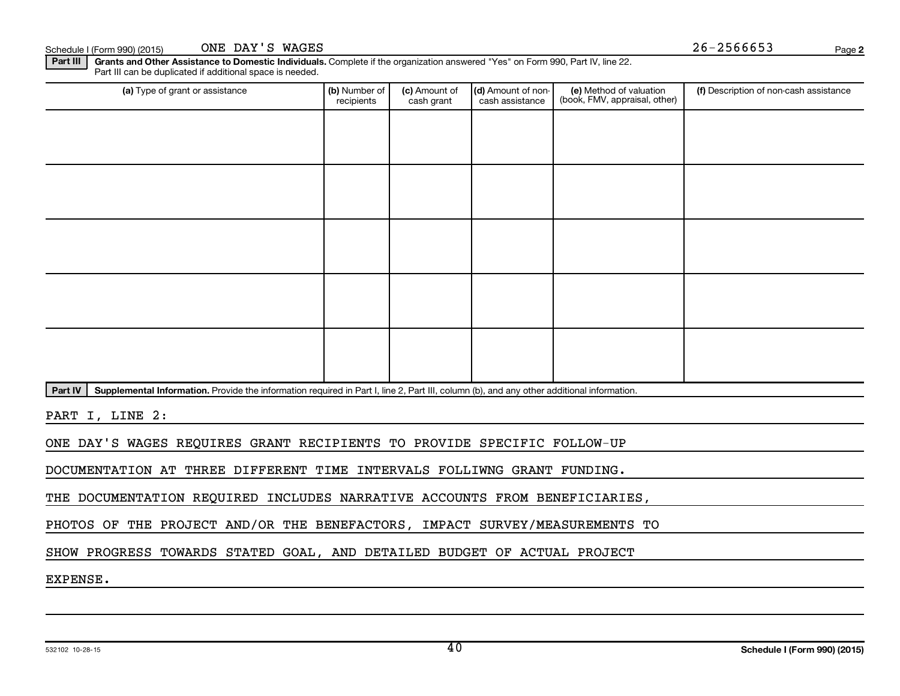Schedule I (Form 990) (2015) ONE DAY'S WAGES 26-2566653 Page 2

**Part III** **Grants and Other Assistance to Domestic Individuals.** Complete if the organization answered "Yes" on Form 990, Part IV, line 22. Part III can be duplicated if additional space is needed.

| (a) Type of grant or assistance | (b) Number of recipients | (c) Amount of cash grant | (d) Amount of non-cash assistance | (e) Method of valuation (book, FMV, appraisal, other) | (f) Description of non-cash assistance |
|---|---|---|---|---|---|
| | | | | | |
| | | | | | |
| | | | | | |
| | | | | | |
| | | | | | |

**Part IV** **Supplemental Information.** Provide the information required in Part I, line 2, Part III, column (b), and any other additional information.

PART I, LINE 2:

ONE DAY'S WAGES REQUIRES GRANT RECIPIENTS TO PROVIDE SPECIFIC FOLLOW-UP DOCUMENTATION AT THREE DIFFERENT TIME INTERVALS FOLLIWNG GRANT FUNDING. THE DOCUMENTATION REQUIRED INCLUDES NARRATIVE ACCOUNTS FROM BENEFICIARIES, PHOTOS OF THE PROJECT AND/OR THE BENEFACTORS, IMPACT SURVEY/MEASUREMENTS TO SHOW PROGRESS TOWARDS STATED GOAL, AND DETAILED BUDGET OF ACTUAL PROJECT EXPENSE.

532102 10-28-15 Schedule I (Form 990) (2015)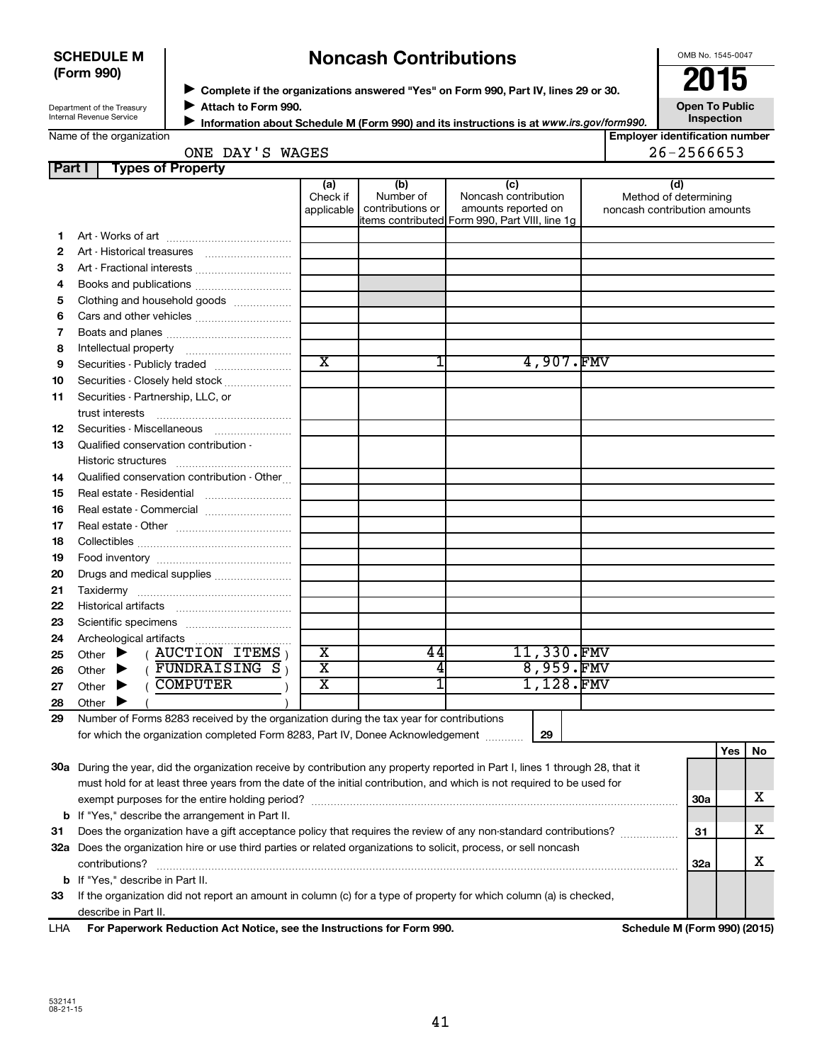**SCHEDULE M (Form 990)**

Department of the Treasury
Internal Revenue Service

# Noncash Contributions

▶ Complete if the organizations answered "Yes" on Form 990, Part IV, lines 29 or 30.
▶ Attach to Form 990.
▶ Information about Schedule M (Form 990) and its instructions is at www.irs.gov/form990.

OMB No. 1545-0047

**2015**

**Open To Public Inspection**

Name of the organization: ONE DAY'S WAGES

Employer identification number: 26-2566653

## Part I Types of Property

| | | (a) Check if applicable | (b) Number of contributions or items contributed | (c) Noncash contribution amounts reported on Form 990, Part VIII, line 1g | (d) Method of determining noncash contribution amounts |
|---|---|---|---|---|---|
| 1 | Art - Works of art | | | | |
| 2 | Art - Historical treasures | | | | |
| 3 | Art - Fractional interests | | | | |
| 4 | Books and publications | | | | |
| 5 | Clothing and household goods | | | | |
| 6 | Cars and other vehicles | | | | |
| 7 | Boats and planes | | | | |
| 8 | Intellectual property | | | | |
| 9 | Securities - Publicly traded | X | 1 | 4,907. | FMV |
| 10 | Securities - Closely held stock | | | | |
| 11 | Securities - Partnership, LLC, or trust interests | | | | |
| 12 | Securities - Miscellaneous | | | | |
| 13 | Qualified conservation contribution - Historic structures | | | | |
| 14 | Qualified conservation contribution - Other | | | | |
| 15 | Real estate - Residential | | | | |
| 16 | Real estate - Commercial | | | | |
| 17 | Real estate - Other | | | | |
| 18 | Collectibles | | | | |
| 19 | Food inventory | | | | |
| 20 | Drugs and medical supplies | | | | |
| 21 | Taxidermy | | | | |
| 22 | Historical artifacts | | | | |
| 23 | Scientific specimens | | | | |
| 24 | Archeological artifacts | | | | |
| 25 | Other ▶ ( AUCTION ITEMS ) | X | 44 | 11,330. | FMV |
| 26 | Other ▶ ( FUNDRAISING S ) | X | 4 | 8,959. | FMV |
| 27 | Other ▶ ( COMPUTER ) | X | 1 | 1,128. | FMV |
| 28 | Other ▶ ( ) | | | | |

29 Number of Forms 8283 received by the organization during the tax year for contributions for which the organization completed Form 8283, Part IV, Donee Acknowledgement ..... **29**

| | | | Yes | No |
|---|---|---|---|---|
| 30a | During the year, did the organization receive by contribution any property reported in Part I, lines 1 through 28, that it must hold for at least three years from the date of the initial contribution, and which is not required to be used for exempt purposes for the entire holding period? | 30a | | X |
| b | If "Yes," describe the arrangement in Part II. | | | |
| 31 | Does the organization have a gift acceptance policy that requires the review of any non-standard contributions? | 31 | | X |
| 32a | Does the organization hire or use third parties or related organizations to solicit, process, or sell noncash contributions? | 32a | | X |
| b | If "Yes," describe in Part II. | | | |
| 33 | If the organization did not report an amount in column (c) for a type of property for which column (a) is checked, describe in Part II. | | | |

LHA For Paperwork Reduction Act Notice, see the Instructions for Form 990. Schedule M (Form 990) (2015)

532141 08-21-15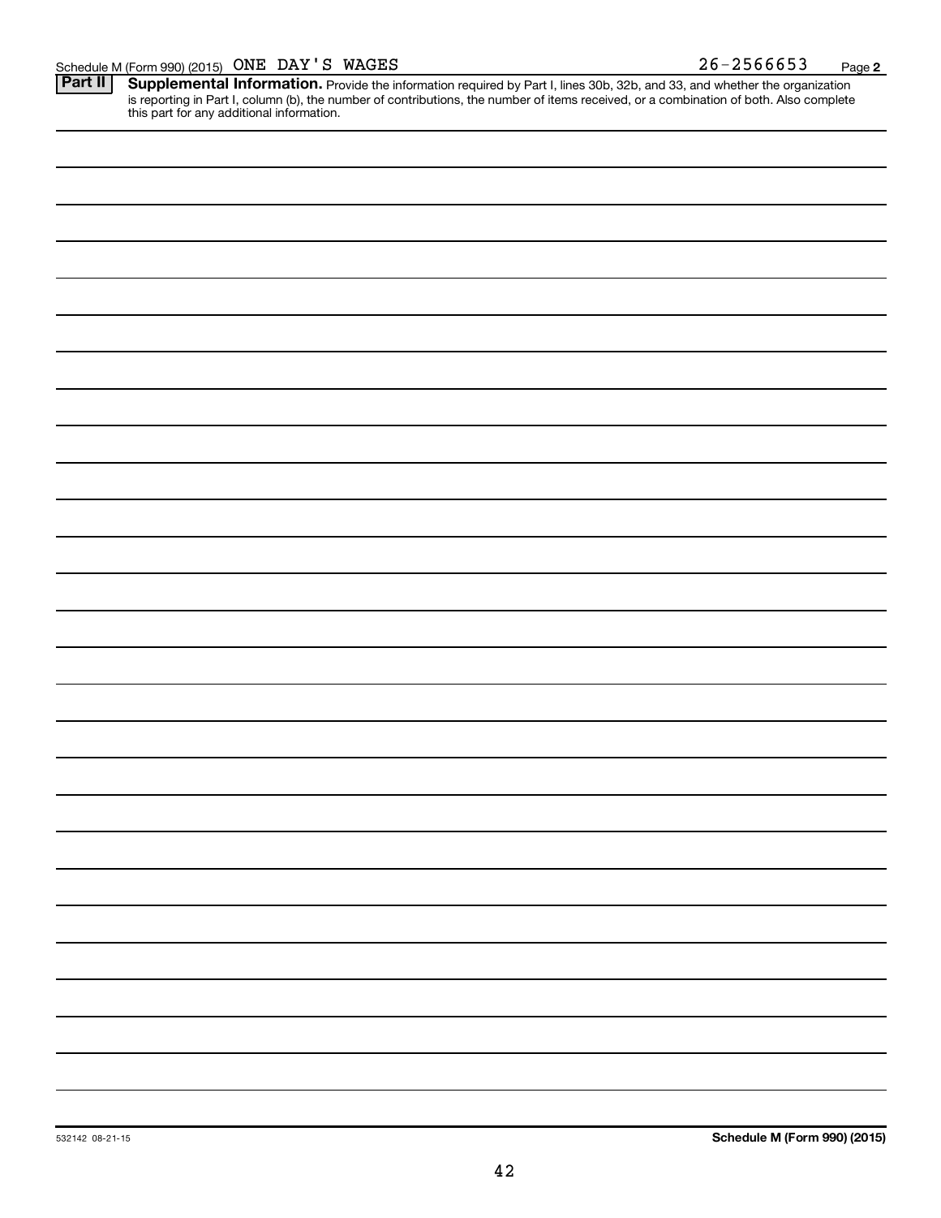Schedule M (Form 990) (2015) ONE DAY'S WAGES 26-2566653 Page 2

**Part II** **Supplemental Information.** Provide the information required by Part I, lines 30b, 32b, and 33, and whether the organization is reporting in Part I, column (b), the number of contributions, the number of items received, or a combination of both. Also complete this part for any additional information.

532142 08-21-15

**Schedule M (Form 990) (2015)**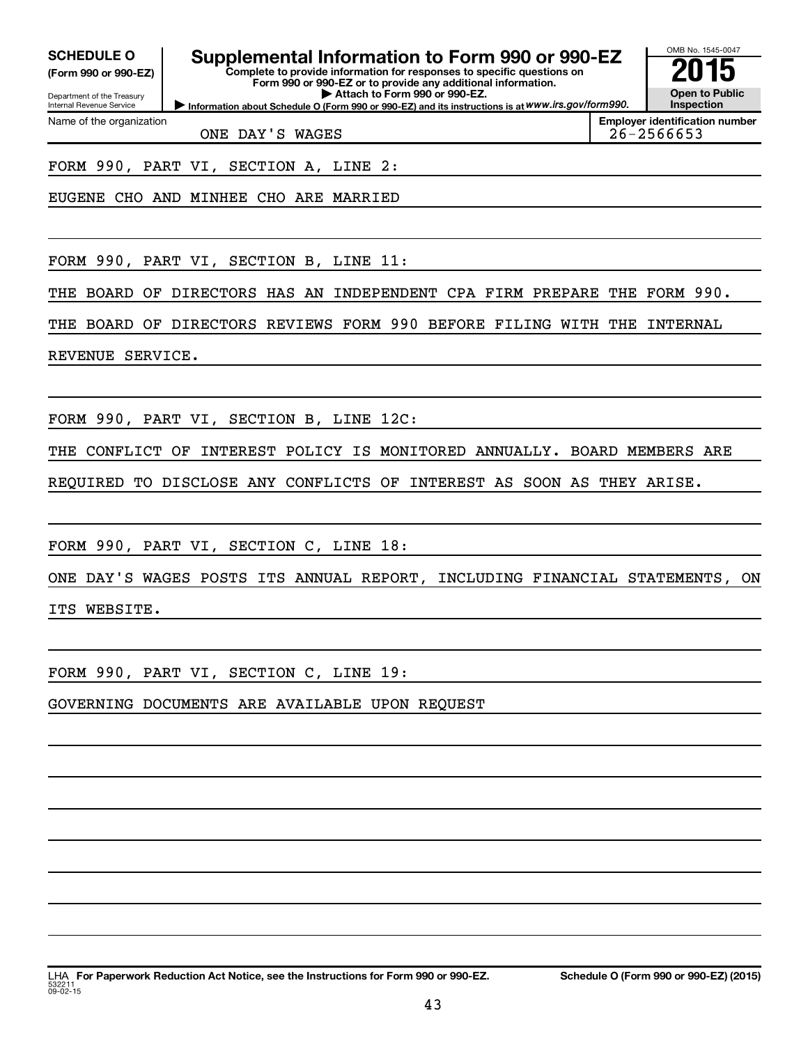**SCHEDULE O**
**(Form 990 or 990-EZ)**

Department of the Treasury
Internal Revenue Service

# Supplemental Information to Form 990 or 990-EZ

**Complete to provide information for responses to specific questions on Form 990 or 990-EZ or to provide any additional information.**
**▶ Attach to Form 990 or 990-EZ.**
**▶ Information about Schedule O (Form 990 or 990-EZ) and its instructions is at *www.irs.gov/form990*.**

OMB No. 1545-0047
**2015**
**Open to Public Inspection**

| Name of the organization | Employer identification number |
|---|---|
| ONE DAY'S WAGES | 26-2566653 |

FORM 990, PART VI, SECTION A, LINE 2:

EUGENE CHO AND MINHEE CHO ARE MARRIED

FORM 990, PART VI, SECTION B, LINE 11:

THE BOARD OF DIRECTORS HAS AN INDEPENDENT CPA FIRM PREPARE THE FORM 990. THE BOARD OF DIRECTORS REVIEWS FORM 990 BEFORE FILING WITH THE INTERNAL REVENUE SERVICE.

FORM 990, PART VI, SECTION B, LINE 12C:

THE CONFLICT OF INTEREST POLICY IS MONITORED ANNUALLY. BOARD MEMBERS ARE REQUIRED TO DISCLOSE ANY CONFLICTS OF INTEREST AS SOON AS THEY ARISE.

FORM 990, PART VI, SECTION C, LINE 18:

ONE DAY'S WAGES POSTS ITS ANNUAL REPORT, INCLUDING FINANCIAL STATEMENTS, ON ITS WEBSITE.

FORM 990, PART VI, SECTION C, LINE 19:

GOVERNING DOCUMENTS ARE AVAILABLE UPON REQUEST

LHA **For Paperwork Reduction Act Notice, see the Instructions for Form 990 or 990-EZ.** **Schedule O (Form 990 or 990-EZ) (2015)**
532211
09-02-15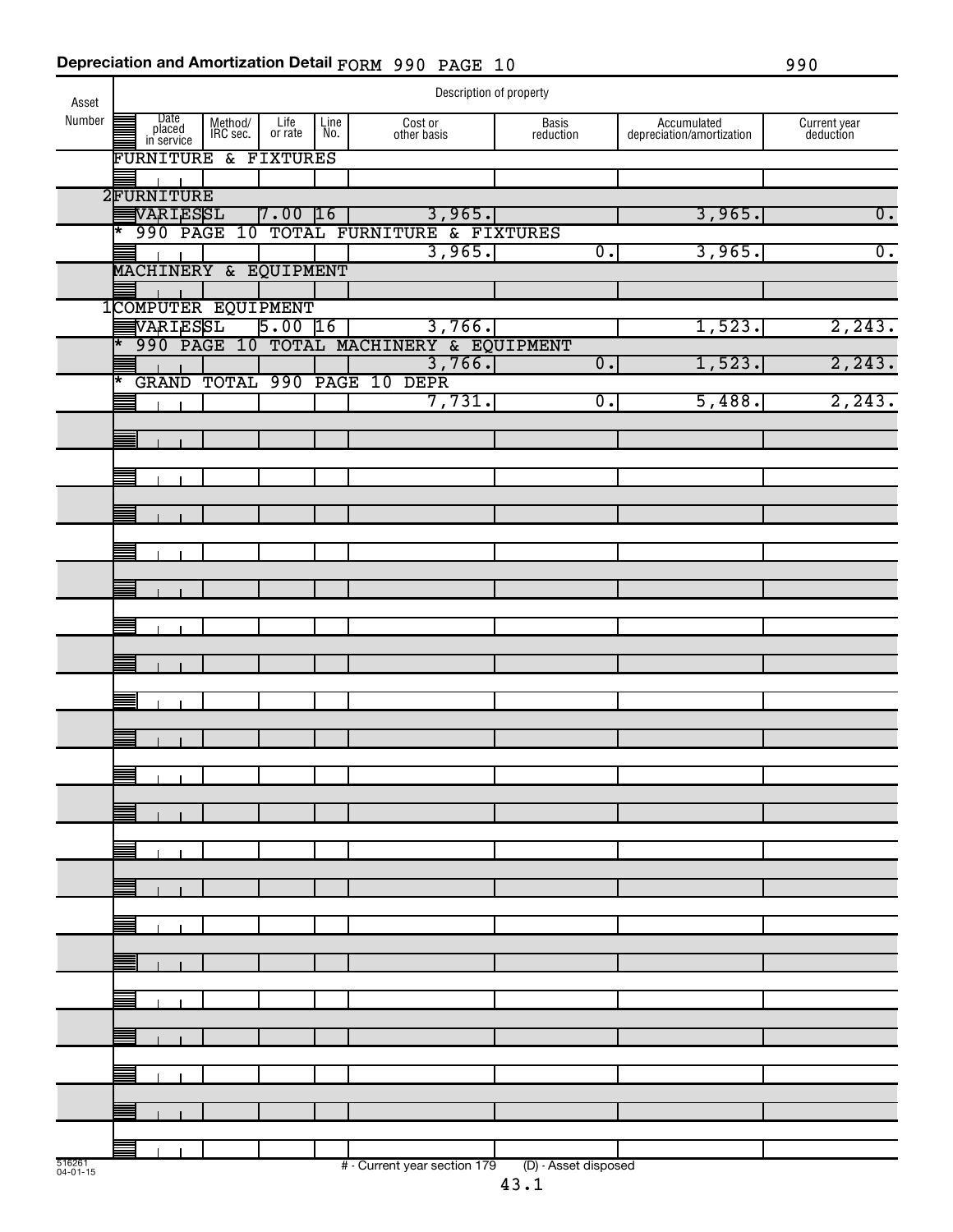## Depreciation and Amortization Detail FORM 990 PAGE 10

990

| Asset Number | Date placed in service | Method/ IRC sec. | Life or rate | Line No. | Cost or other basis | Basis reduction | Accumulated depreciation/amortization | Current year deduction |
|---|---|---|---|---|---|---|---|---|
| | FURNITURE & FIXTURES | | | | | | | |
| 2 | FURNITURE | | | | | | | |
| | VARIES | SL | 7.00 | 16 | 3,965. | | 3,965. | 0. |
| | * 990 PAGE 10 TOTAL FURNITURE & FIXTURES | | | | | | | |
| | | | | | 3,965. | 0. | 3,965. | 0. |
| | MACHINERY & EQUIPMENT | | | | | | | |
| 1 | COMPUTER EQUIPMENT | | | | | | | |
| | VARIES | SL | 5.00 | 16 | 3,766. | | 1,523. | 2,243. |
| | * 990 PAGE 10 TOTAL MACHINERY & EQUIPMENT | | | | | | | |
| | | | | | 3,766. | 0. | 1,523. | 2,243. |
| | * GRAND TOTAL 990 PAGE 10 DEPR | | | | | | | |
| | | | | | 7,731. | 0. | 5,488. | 2,243. |

516261
04-01-15

# - Current year section 179 (D) - Asset disposed

43.1